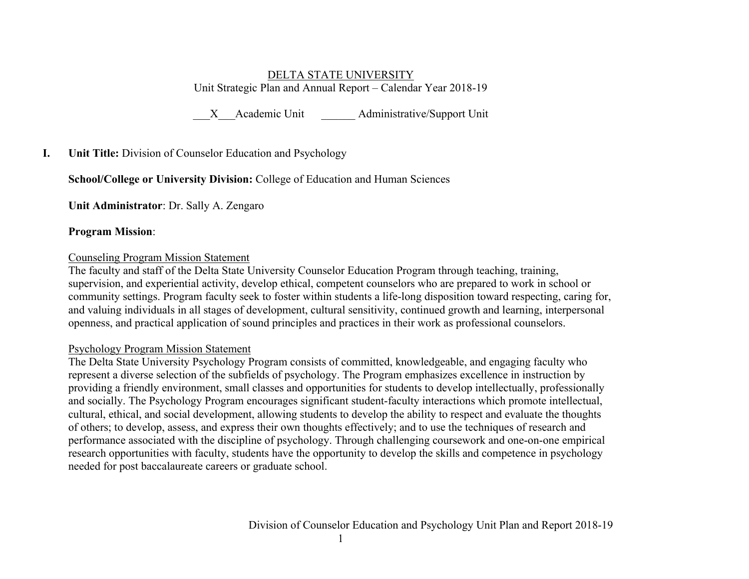DELTA STATE UNIVERSITY

Unit Strategic Plan and Annual Report – Calendar Year 2018-19

\_\_\_X\_\_\_Academic Unit      \_\_\_\_\_\_ Administrative/Support Unit

**I. Unit Title:** Division of Counselor Education and Psychology

**School/College or University Division:** College of Education and Human Sciences

**Unit Administrator**: Dr. Sally A. Zengaro

**Program Mission**:

Counseling Program Mission Statement

The faculty and staff of the Delta State University Counselor Education Program through teaching, training, supervision, and experiential activity, develop ethical, competent counselors who are prepared to work in school or community settings. Program faculty seek to foster within students a life-long disposition toward respecting, caring for, and valuing individuals in all stages of development, cultural sensitivity, continued growth and learning, interpersonal openness, and practical application of sound principles and practices in their work as professional counselors.

Psychology Program Mission Statement

The Delta State University Psychology Program consists of committed, knowledgeable, and engaging faculty who represent a diverse selection of the subfields of psychology. The Program emphasizes excellence in instruction by providing a friendly environment, small classes and opportunities for students to develop intellectually, professionally and socially. The Psychology Program encourages significant student-faculty interactions which promote intellectual, cultural, ethical, and social development, allowing students to develop the ability to respect and evaluate the thoughts of others; to develop, assess, and express their own thoughts effectively; and to use the techniques of research and performance associated with the discipline of psychology. Through challenging coursework and one-on-one empirical research opportunities with faculty, students have the opportunity to develop the skills and competence in psychology needed for post baccalaureate careers or graduate school.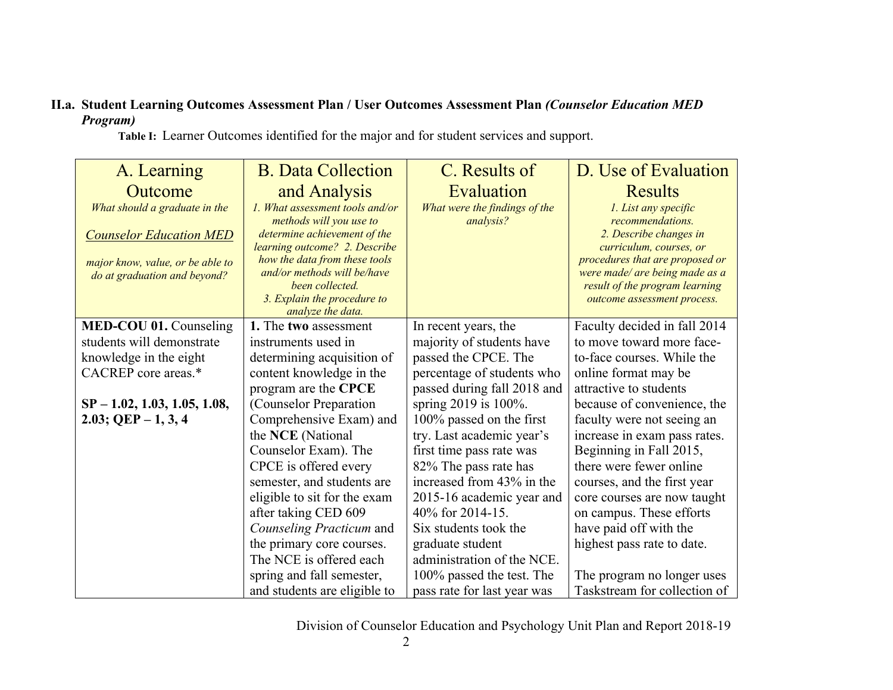**II.a. Student Learning Outcomes Assessment Plan / User Outcomes Assessment Plan *(Counselor Education MED Program)***

**Table I:** Learner Outcomes identified for the major and for student services and support.

| A. Learning Outcome<br>*What should a graduate in the* <u>*Counselor Education MED*</u> *major know, value, or be able to do at graduation and beyond?* | B. Data Collection and Analysis<br>*1. What assessment tools and/or methods will you use to determine achievement of the learning outcome? 2. Describe how the data from these tools and/or methods will be/have been collected. 3. Explain the procedure to analyze the data.* | C. Results of Evaluation<br>*What were the findings of the analysis?* | D. Use of Evaluation Results<br>*1. List any specific recommendations. 2. Describe changes in curriculum, courses, or procedures that are proposed or were made/ are being made as a result of the program learning outcome assessment process.* |
|---|---|---|---|
| **MED-COU 01.** Counseling students will demonstrate knowledge in the eight CACREP core areas.*<br><br>**SP – 1.02, 1.03, 1.05, 1.08, 2.03; QEP – 1, 3, 4** | **1.** The **two** assessment instruments used in determining acquisition of content knowledge in the program are the **CPCE** (Counselor Preparation Comprehensive Exam) and the **NCE** (National Counselor Exam). The CPCE is offered every semester, and students are eligible to sit for the exam after taking CED 609 *Counseling Practicum* and the primary core courses. The NCE is offered each spring and fall semester, and students are eligible to | In recent years, the majority of students have passed the CPCE. The percentage of students who passed during fall 2018 and spring 2019 is 100%. 100% passed on the first try. Last academic year's first time pass rate was 82% The pass rate has increased from 43% in the 2015-16 academic year and 40% for 2014-15.<br>Six students took the graduate student administration of the NCE. 100% passed the test. The pass rate for last year was | Faculty decided in fall 2014 to move toward more face-to-face courses. While the online format may be attractive to students because of convenience, the faculty were not seeing an increase in exam pass rates. Beginning in Fall 2015, there were fewer online courses, and the first year core courses are now taught on campus. These efforts have paid off with the highest pass rate to date.<br><br>The program no longer uses Taskstream for collection of |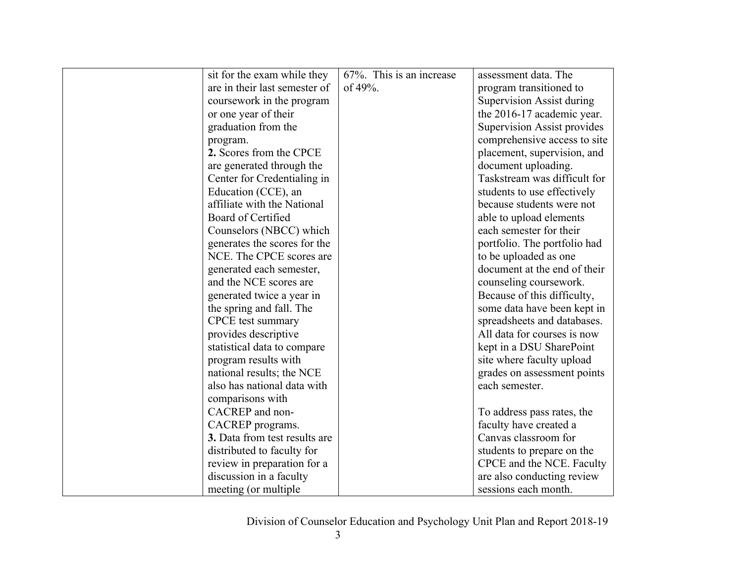| | | | |
|---|---|---|---|
| | sit for the exam while they are in their last semester of coursework in the program or one year of their graduation from the program.<br>**2.** Scores from the CPCE are generated through the Center for Credentialing in Education (CCE), an affiliate with the National Board of Certified Counselors (NBCC) which generates the scores for the NCE. The CPCE scores are generated each semester, and the NCE scores are generated twice a year in the spring and fall. The CPCE test summary provides descriptive statistical data to compare program results with national results; the NCE also has national data with comparisons with CACREP and non-CACREP programs.<br>**3.** Data from test results are distributed to faculty for review in preparation for a discussion in a faculty meeting (or multiple | 67%. This is an increase of 49%. | assessment data. The program transitioned to Supervision Assist during the 2016-17 academic year. Supervision Assist provides comprehensive access to site placement, supervision, and document uploading. Taskstream was difficult for students to use effectively because students were not able to upload elements each semester for their portfolio. The portfolio had to be uploaded as one document at the end of their counseling coursework. Because of this difficulty, some data have been kept in spreadsheets and databases. All data for courses is now kept in a DSU SharePoint site where faculty upload grades on assessment points each semester.<br><br>To address pass rates, the faculty have created a Canvas classroom for students to prepare on the CPCE and the NCE. Faculty are also conducting review sessions each month. |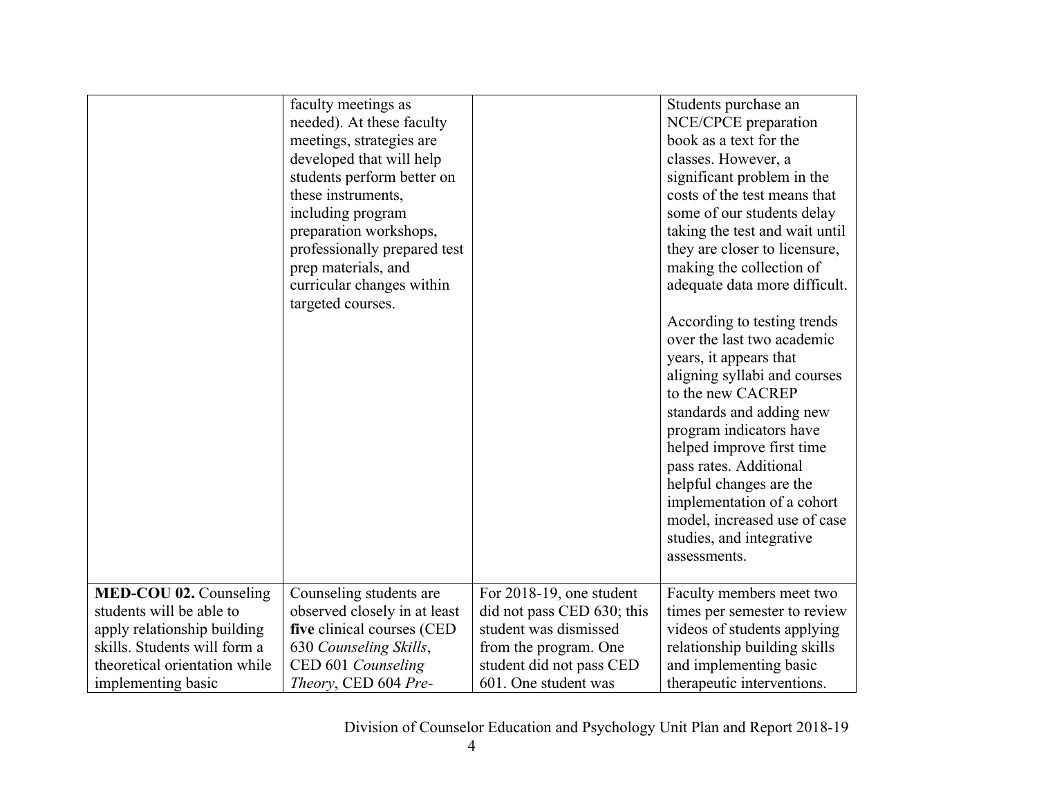| | | | |
|---|---|---|---|
| | faculty meetings as needed). At these faculty meetings, strategies are developed that will help students perform better on these instruments, including program preparation workshops, professionally prepared test prep materials, and curricular changes within targeted courses. | | Students purchase an NCE/CPCE preparation book as a text for the classes. However, a significant problem in the costs of the test means that some of our students delay taking the test and wait until they are closer to licensure, making the collection of adequate data more difficult.<br><br>According to testing trends over the last two academic years, it appears that aligning syllabi and courses to the new CACREP standards and adding new program indicators have helped improve first time pass rates. Additional helpful changes are the implementation of a cohort model, increased use of case studies, and integrative assessments. |
| **MED-COU 02.** Counseling students will be able to apply relationship building skills. Students will form a theoretical orientation while implementing basic | Counseling students are observed closely in at least **five** clinical courses (CED 630 *Counseling Skills*, CED 601 *Counseling Theory*, CED 604 *Pre-* | For 2018-19, one student did not pass CED 630; this student was dismissed from the program. One student did not pass CED 601. One student was | Faculty members meet two times per semester to review videos of students applying relationship building skills and implementing basic therapeutic interventions. |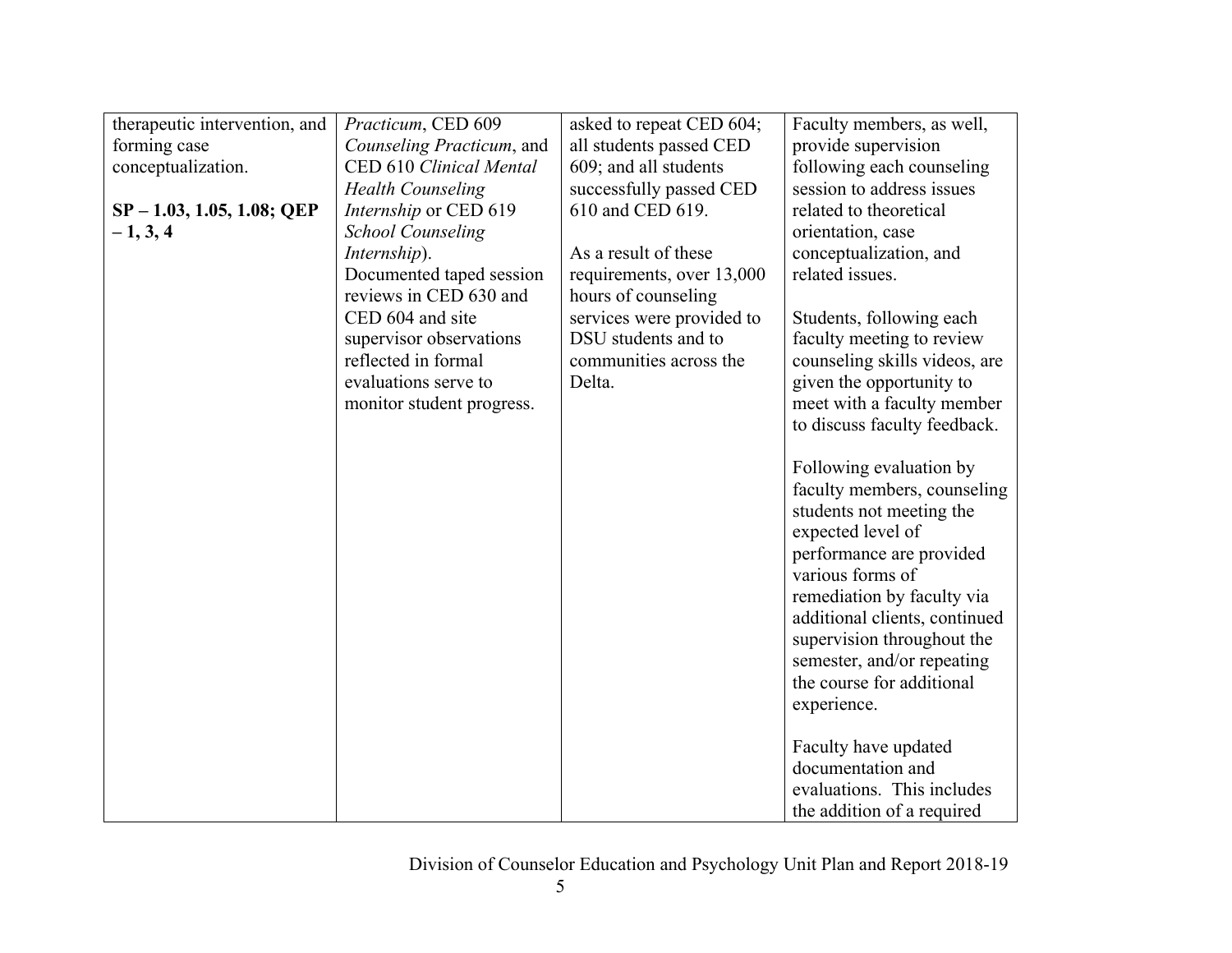| | | | |
|---|---|---|---|
| therapeutic intervention, and forming case conceptualization.<br><br>**SP – 1.03, 1.05, 1.08; QEP – 1, 3, 4** | *Practicum*, CED 609 *Counseling Practicum*, and CED 610 *Clinical Mental Health Counseling Internship* or CED 619 *School Counseling Internship*).<br>Documented taped session reviews in CED 630 and CED 604 and site supervisor observations reflected in formal evaluations serve to monitor student progress. | asked to repeat CED 604; all students passed CED 609; and all students successfully passed CED 610 and CED 619.<br><br>As a result of these requirements, over 13,000 hours of counseling services were provided to DSU students and to communities across the Delta. | Faculty members, as well, provide supervision following each counseling session to address issues related to theoretical orientation, case conceptualization, and related issues.<br><br>Students, following each faculty meeting to review counseling skills videos, are given the opportunity to meet with a faculty member to discuss faculty feedback.<br><br>Following evaluation by faculty members, counseling students not meeting the expected level of performance are provided various forms of remediation by faculty via additional clients, continued supervision throughout the semester, and/or repeating the course for additional experience.<br><br>Faculty have updated documentation and evaluations. This includes the addition of a required |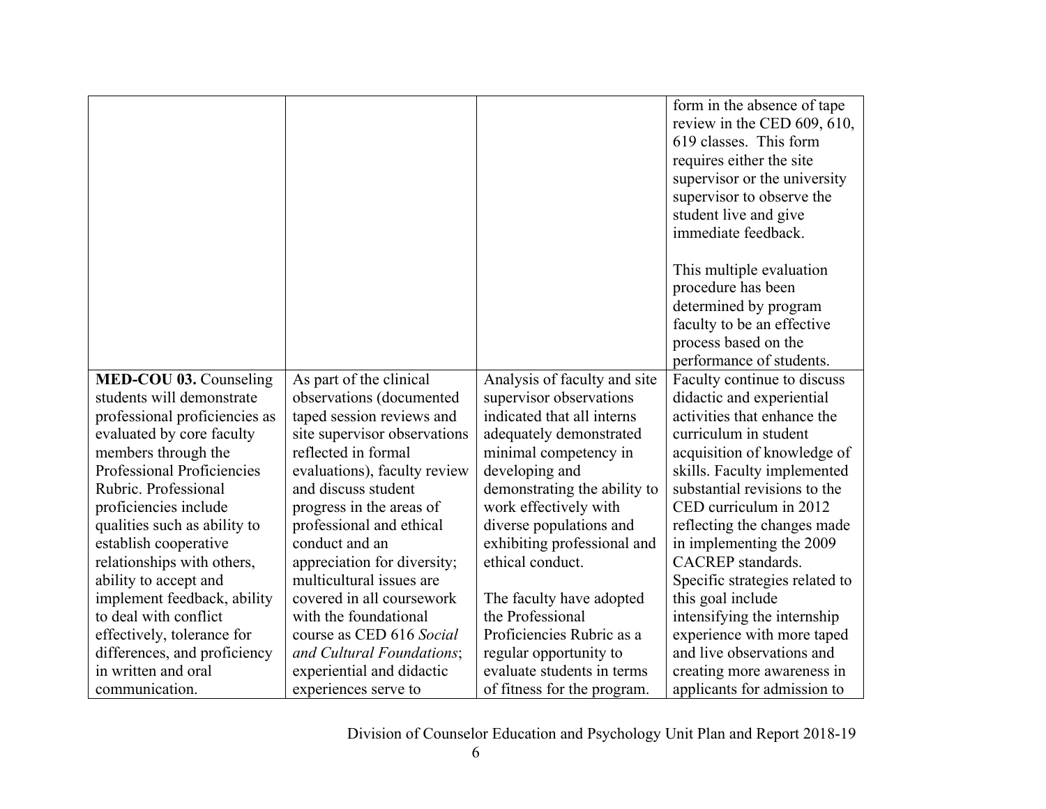| | | | |
|---|---|---|---|
| | | | form in the absence of tape review in the CED 609, 610, 619 classes. This form requires either the site supervisor or the university supervisor to observe the student live and give immediate feedback.<br><br>This multiple evaluation procedure has been determined by program faculty to be an effective process based on the performance of students. |
| **MED-COU 03.** Counseling students will demonstrate professional proficiencies as evaluated by core faculty members through the Professional Proficiencies Rubric. Professional proficiencies include qualities such as ability to establish cooperative relationships with others, ability to accept and implement feedback, ability to deal with conflict effectively, tolerance for differences, and proficiency in written and oral communication. | As part of the clinical observations (documented taped session reviews and site supervisor observations reflected in formal evaluations), faculty review and discuss student progress in the areas of professional and ethical conduct and an appreciation for diversity; multicultural issues are covered in all coursework with the foundational course as CED 616 *Social and Cultural Foundations*; experiential and didactic experiences serve to | Analysis of faculty and site supervisor observations indicated that all interns adequately demonstrated minimal competency in developing and demonstrating the ability to work effectively with diverse populations and exhibiting professional and ethical conduct.<br><br>The faculty have adopted the Professional Proficiencies Rubric as a regular opportunity to evaluate students in terms of fitness for the program. | Faculty continue to discuss didactic and experiential activities that enhance the curriculum in student acquisition of knowledge of skills. Faculty implemented substantial revisions to the CED curriculum in 2012 reflecting the changes made in implementing the 2009 CACREP standards. Specific strategies related to this goal include intensifying the internship experience with more taped and live observations and creating more awareness in applicants for admission to |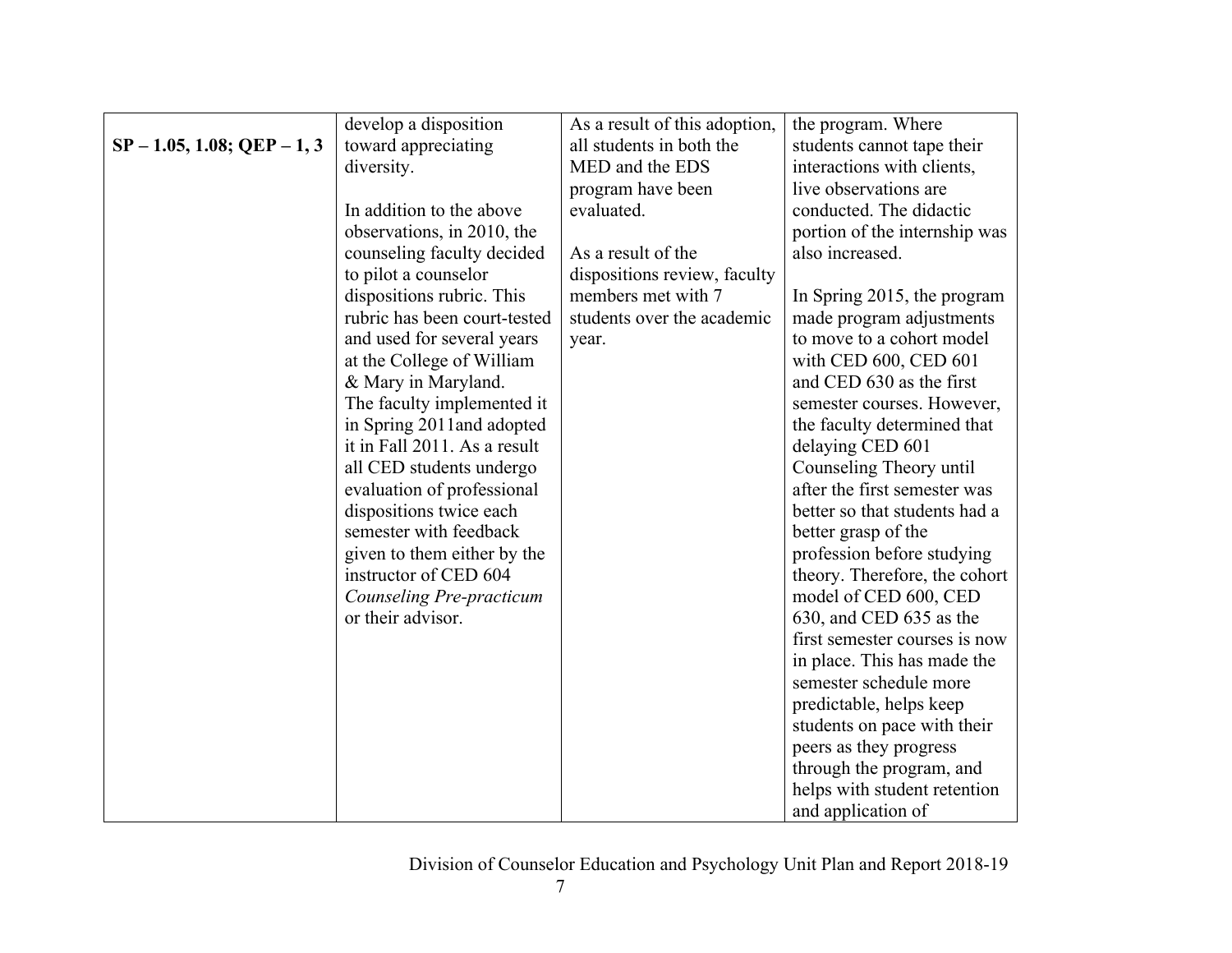| | | | |
|---|---|---|---|
| **SP – 1.05, 1.08; QEP – 1, 3** | develop a disposition toward appreciating diversity.<br><br>In addition to the above observations, in 2010, the counseling faculty decided to pilot a counselor dispositions rubric. This rubric has been court-tested and used for several years at the College of William & Mary in Maryland. The faculty implemented it in Spring 2011and adopted it in Fall 2011. As a result all CED students undergo evaluation of professional dispositions twice each semester with feedback given to them either by the instructor of CED 604 *Counseling Pre-practicum* or their advisor. | As a result of this adoption, all students in both the MED and the EDS program have been evaluated.<br><br>As a result of the dispositions review, faculty members met with 7 students over the academic year. | the program. Where students cannot tape their interactions with clients, live observations are conducted. The didactic portion of the internship was also increased.<br><br>In Spring 2015, the program made program adjustments to move to a cohort model with CED 600, CED 601 and CED 630 as the first semester courses. However, the faculty determined that delaying CED 601 Counseling Theory until after the first semester was better so that students had a better grasp of the profession before studying theory. Therefore, the cohort model of CED 600, CED 630, and CED 635 as the first semester courses is now in place. This has made the semester schedule more predictable, helps keep students on pace with their peers as they progress through the program, and helps with student retention and application of |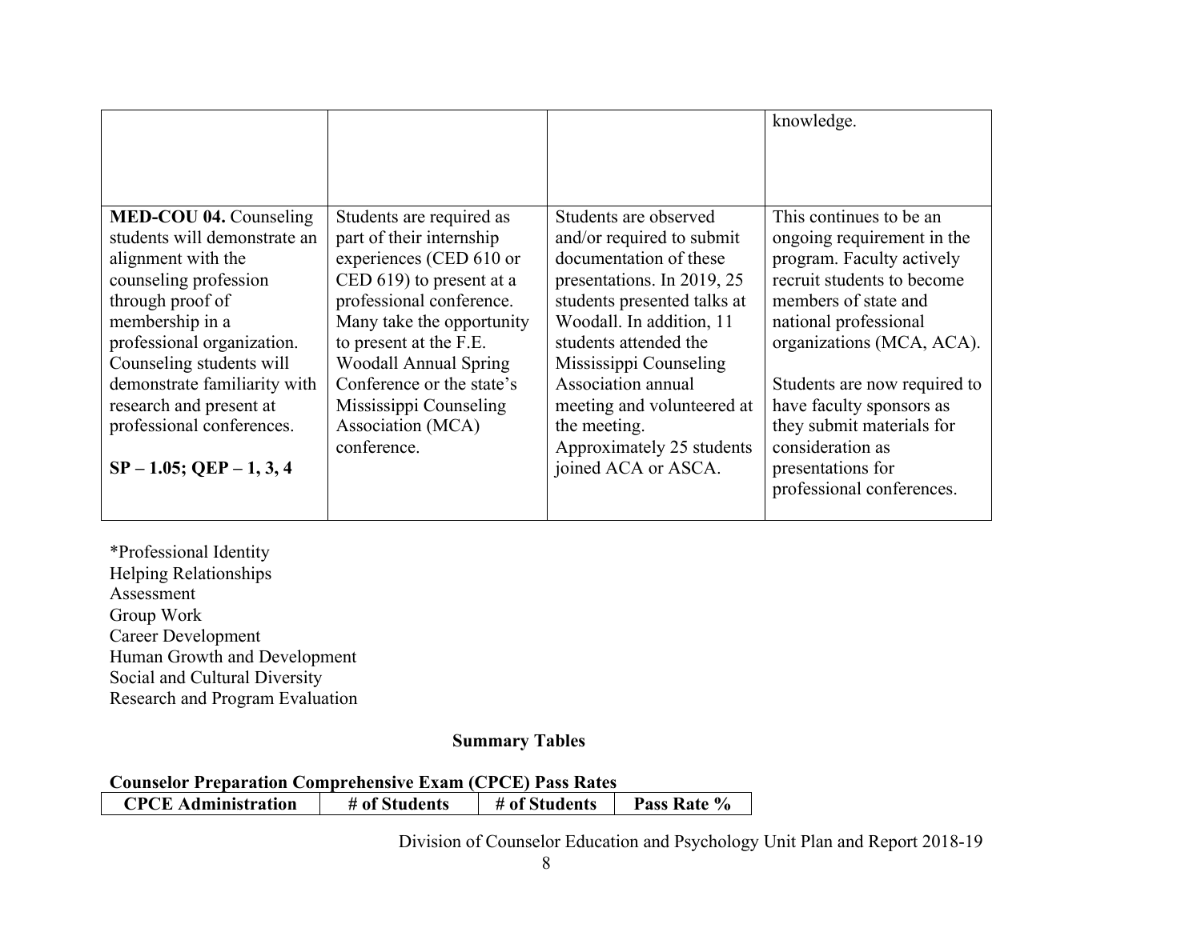| | | | |
|---|---|---|---|
| | | | knowledge. |
| **MED-COU 04.** Counseling students will demonstrate an alignment with the counseling profession through proof of membership in a professional organization. Counseling students will demonstrate familiarity with research and present at professional conferences.<br><br>**SP – 1.05; QEP – 1, 3, 4** | Students are required as part of their internship experiences (CED 610 or CED 619) to present at a professional conference. Many take the opportunity to present at the F.E. Woodall Annual Spring Conference or the state's Mississippi Counseling Association (MCA) conference. | Students are observed and/or required to submit documentation of these presentations. In 2019, 25 students presented talks at Woodall. In addition, 11 students attended the Mississippi Counseling Association annual meeting and volunteered at the meeting. Approximately 25 students joined ACA or ASCA. | This continues to be an ongoing requirement in the program. Faculty actively recruit students to become members of state and national professional organizations (MCA, ACA).<br><br>Students are now required to have faculty sponsors as they submit materials for consideration as presentations for professional conferences. |

*Professional Identity
Helping Relationships
Assessment
Group Work
Career Development
Human Growth and Development
Social and Cultural Diversity
Research and Program Evaluation

## Summary Tables

**Counselor Preparation Comprehensive Exam (CPCE) Pass Rates**

| CPCE Administration | # of Students | # of Students | Pass Rate % |
|---|---|---|---|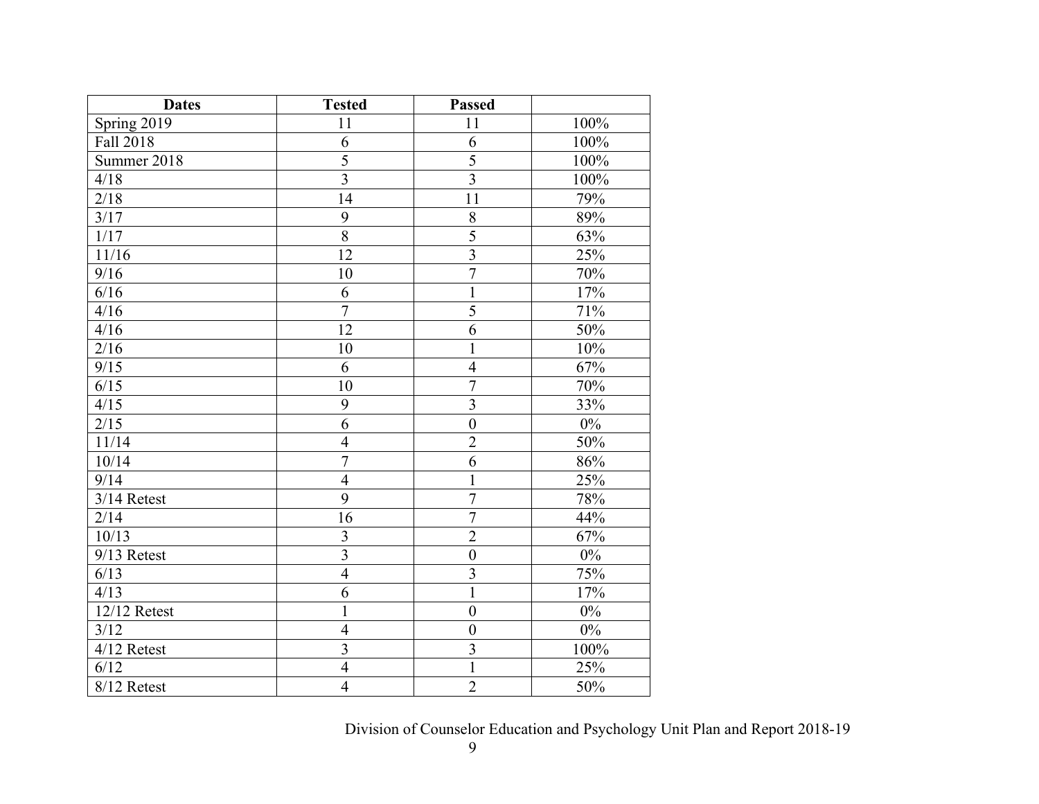| Dates | Tested | Passed | |
|---|---|---|---|
| Spring 2019 | 11 | 11 | 100% |
| Fall 2018 | 6 | 6 | 100% |
| Summer 2018 | 5 | 5 | 100% |
| 4/18 | 3 | 3 | 100% |
| 2/18 | 14 | 11 | 79% |
| 3/17 | 9 | 8 | 89% |
| 1/17 | 8 | 5 | 63% |
| 11/16 | 12 | 3 | 25% |
| 9/16 | 10 | 7 | 70% |
| 6/16 | 6 | 1 | 17% |
| 4/16 | 7 | 5 | 71% |
| 4/16 | 12 | 6 | 50% |
| 2/16 | 10 | 1 | 10% |
| 9/15 | 6 | 4 | 67% |
| 6/15 | 10 | 7 | 70% |
| 4/15 | 9 | 3 | 33% |
| 2/15 | 6 | 0 | 0% |
| 11/14 | 4 | 2 | 50% |
| 10/14 | 7 | 6 | 86% |
| 9/14 | 4 | 1 | 25% |
| 3/14 Retest | 9 | 7 | 78% |
| 2/14 | 16 | 7 | 44% |
| 10/13 | 3 | 2 | 67% |
| 9/13 Retest | 3 | 0 | 0% |
| 6/13 | 4 | 3 | 75% |
| 4/13 | 6 | 1 | 17% |
| 12/12 Retest | 1 | 0 | 0% |
| 3/12 | 4 | 0 | 0% |
| 4/12 Retest | 3 | 3 | 100% |
| 6/12 | 4 | 1 | 25% |
| 8/12 Retest | 4 | 2 | 50% |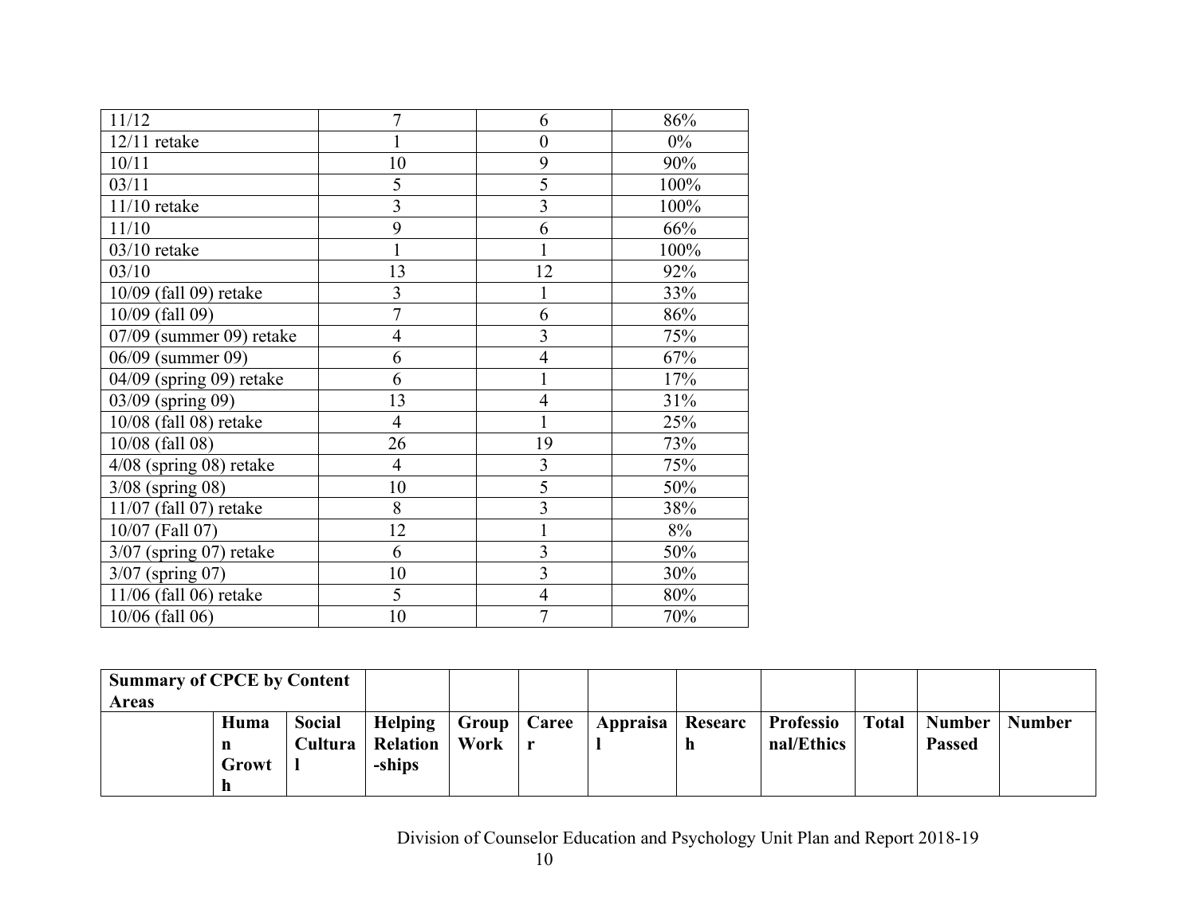| | | | |
|---|---|---|---|
| 11/12 | 7 | 6 | 86% |
| 12/11 retake | 1 | 0 | 0% |
| 10/11 | 10 | 9 | 90% |
| 03/11 | 5 | 5 | 100% |
| 11/10 retake | 3 | 3 | 100% |
| 11/10 | 9 | 6 | 66% |
| 03/10 retake | 1 | 1 | 100% |
| 03/10 | 13 | 12 | 92% |
| 10/09 (fall 09) retake | 3 | 1 | 33% |
| 10/09 (fall 09) | 7 | 6 | 86% |
| 07/09 (summer 09) retake | 4 | 3 | 75% |
| 06/09 (summer 09) | 6 | 4 | 67% |
| 04/09 (spring 09) retake | 6 | 1 | 17% |
| 03/09 (spring 09) | 13 | 4 | 31% |
| 10/08 (fall 08) retake | 4 | 1 | 25% |
| 10/08 (fall 08) | 26 | 19 | 73% |
| 4/08 (spring 08) retake | 4 | 3 | 75% |
| 3/08 (spring 08) | 10 | 5 | 50% |
| 11/07 (fall 07) retake | 8 | 3 | 38% |
| 10/07 (Fall 07) | 12 | 1 | 8% |
| 3/07 (spring 07) retake | 6 | 3 | 50% |
| 3/07 (spring 07) | 10 | 3 | 30% |
| 11/06 (fall 06) retake | 5 | 4 | 80% |
| 10/06 (fall 06) | 10 | 7 | 70% |

| **Summary of CPCE by Content Areas** | | | | | | | | | | | |
|---|---|---|---|---|---|---|---|---|---|---|---|
| | **Human Growth** | **Social Cultural** | **Helping Relation-ships** | **Group Work** | **Career** | **Appraisal** | **Research** | **Professional/Ethics** | **Total** | **Number Passed** | **Number** |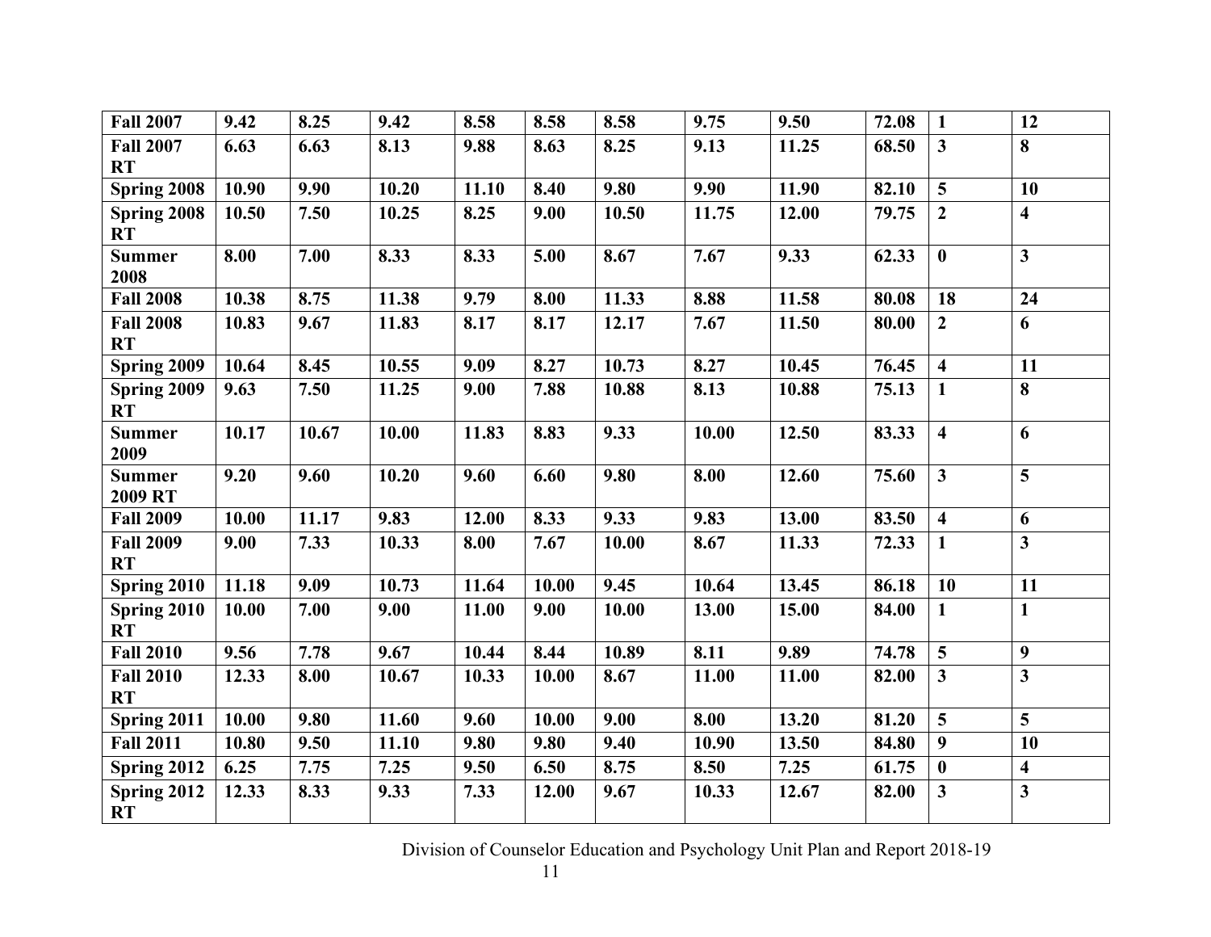| | | | | | | | | | | |
|---|---|---|---|---|---|---|---|---|---|---|
| Fall 2007 | 9.42 | 8.25 | 9.42 | 8.58 | 8.58 | 8.58 | 9.75 | 9.50 | 72.08 | 1 | 12 |
| Fall 2007 RT | 6.63 | 6.63 | 8.13 | 9.88 | 8.63 | 8.25 | 9.13 | 11.25 | 68.50 | 3 | 8 |
| Spring 2008 | 10.90 | 9.90 | 10.20 | 11.10 | 8.40 | 9.80 | 9.90 | 11.90 | 82.10 | 5 | 10 |
| Spring 2008 RT | 10.50 | 7.50 | 10.25 | 8.25 | 9.00 | 10.50 | 11.75 | 12.00 | 79.75 | 2 | 4 |
| Summer 2008 | 8.00 | 7.00 | 8.33 | 8.33 | 5.00 | 8.67 | 7.67 | 9.33 | 62.33 | 0 | 3 |
| Fall 2008 | 10.38 | 8.75 | 11.38 | 9.79 | 8.00 | 11.33 | 8.88 | 11.58 | 80.08 | 18 | 24 |
| Fall 2008 RT | 10.83 | 9.67 | 11.83 | 8.17 | 8.17 | 12.17 | 7.67 | 11.50 | 80.00 | 2 | 6 |
| Spring 2009 | 10.64 | 8.45 | 10.55 | 9.09 | 8.27 | 10.73 | 8.27 | 10.45 | 76.45 | 4 | 11 |
| Spring 2009 RT | 9.63 | 7.50 | 11.25 | 9.00 | 7.88 | 10.88 | 8.13 | 10.88 | 75.13 | 1 | 8 |
| Summer 2009 | 10.17 | 10.67 | 10.00 | 11.83 | 8.83 | 9.33 | 10.00 | 12.50 | 83.33 | 4 | 6 |
| Summer 2009 RT | 9.20 | 9.60 | 10.20 | 9.60 | 6.60 | 9.80 | 8.00 | 12.60 | 75.60 | 3 | 5 |
| Fall 2009 | 10.00 | 11.17 | 9.83 | 12.00 | 8.33 | 9.33 | 9.83 | 13.00 | 83.50 | 4 | 6 |
| Fall 2009 RT | 9.00 | 7.33 | 10.33 | 8.00 | 7.67 | 10.00 | 8.67 | 11.33 | 72.33 | 1 | 3 |
| Spring 2010 | 11.18 | 9.09 | 10.73 | 11.64 | 10.00 | 9.45 | 10.64 | 13.45 | 86.18 | 10 | 11 |
| Spring 2010 RT | 10.00 | 7.00 | 9.00 | 11.00 | 9.00 | 10.00 | 13.00 | 15.00 | 84.00 | 1 | 1 |
| Fall 2010 | 9.56 | 7.78 | 9.67 | 10.44 | 8.44 | 10.89 | 8.11 | 9.89 | 74.78 | 5 | 9 |
| Fall 2010 RT | 12.33 | 8.00 | 10.67 | 10.33 | 10.00 | 8.67 | 11.00 | 11.00 | 82.00 | 3 | 3 |
| Spring 2011 | 10.00 | 9.80 | 11.60 | 9.60 | 10.00 | 9.00 | 8.00 | 13.20 | 81.20 | 5 | 5 |
| Fall 2011 | 10.80 | 9.50 | 11.10 | 9.80 | 9.80 | 9.40 | 10.90 | 13.50 | 84.80 | 9 | 10 |
| Spring 2012 | 6.25 | 7.75 | 7.25 | 9.50 | 6.50 | 8.75 | 8.50 | 7.25 | 61.75 | 0 | 4 |
| Spring 2012 RT | 12.33 | 8.33 | 9.33 | 7.33 | 12.00 | 9.67 | 10.33 | 12.67 | 82.00 | 3 | 3 |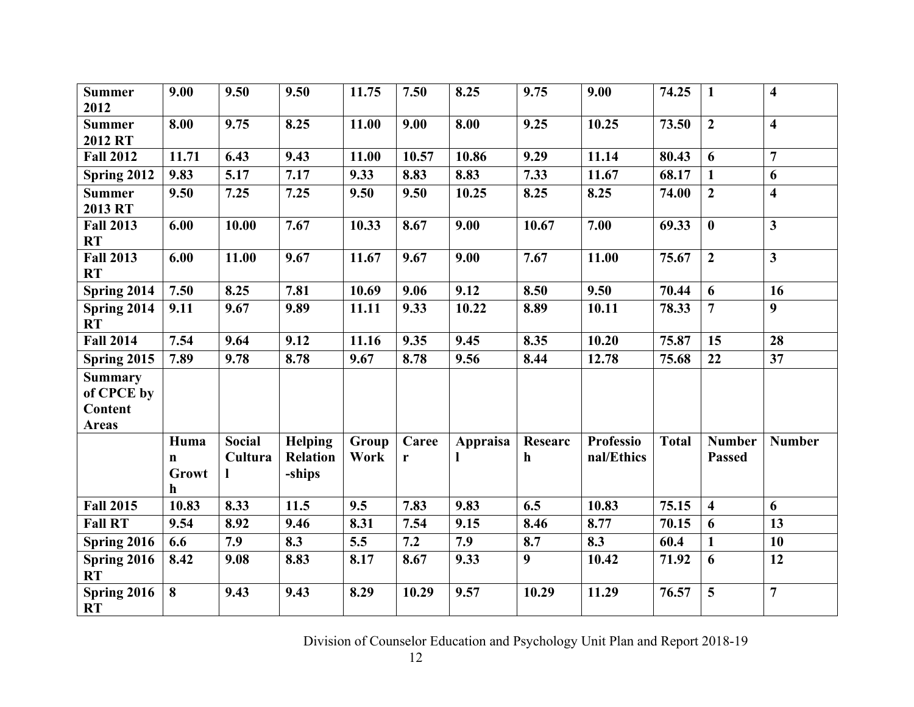| **Summer 2012** | **9.00** | **9.50** | **9.50** | **11.75** | **7.50** | **8.25** | **9.75** | **9.00** | **74.25** | **1** | **4** |
|---|---|---|---|---|---|---|---|---|---|---|---|
| **Summer 2012 RT** | **8.00** | **9.75** | **8.25** | **11.00** | **9.00** | **8.00** | **9.25** | **10.25** | **73.50** | **2** | **4** |
| **Fall 2012** | **11.71** | **6.43** | **9.43** | **11.00** | **10.57** | **10.86** | **9.29** | **11.14** | **80.43** | **6** | **7** |
| **Spring 2012** | **9.83** | **5.17** | **7.17** | **9.33** | **8.83** | **8.83** | **7.33** | **11.67** | **68.17** | **1** | **6** |
| **Summer 2013 RT** | **9.50** | **7.25** | **7.25** | **9.50** | **9.50** | **10.25** | **8.25** | **8.25** | **74.00** | **2** | **4** |
| **Fall 2013 RT** | **6.00** | **10.00** | **7.67** | **10.33** | **8.67** | **9.00** | **10.67** | **7.00** | **69.33** | **0** | **3** |
| **Fall 2013 RT** | **6.00** | **11.00** | **9.67** | **11.67** | **9.67** | **9.00** | **7.67** | **11.00** | **75.67** | **2** | **3** |
| **Spring 2014** | **7.50** | **8.25** | **7.81** | **10.69** | **9.06** | **9.12** | **8.50** | **9.50** | **70.44** | **6** | **16** |
| **Spring 2014 RT** | **9.11** | **9.67** | **9.89** | **11.11** | **9.33** | **10.22** | **8.89** | **10.11** | **78.33** | **7** | **9** |
| **Fall 2014** | **7.54** | **9.64** | **9.12** | **11.16** | **9.35** | **9.45** | **8.35** | **10.20** | **75.87** | **15** | **28** |
| **Spring 2015** | **7.89** | **9.78** | **8.78** | **9.67** | **8.78** | **9.56** | **8.44** | **12.78** | **75.68** | **22** | **37** |
| **Summary of CPCE by Content Areas** | | | | | | | | | | | |
| | **Human Growth** | **Social Cultural** | **Helping Relation-ships** | **Group Work** | **Career** | **Appraisal** | **Research** | **Professional/Ethics** | **Total** | **Number Passed** | **Number** |
| **Fall 2015** | **10.83** | **8.33** | **11.5** | **9.5** | **7.83** | **9.83** | **6.5** | **10.83** | **75.15** | **4** | **6** |
| **Fall RT** | **9.54** | **8.92** | **9.46** | **8.31** | **7.54** | **9.15** | **8.46** | **8.77** | **70.15** | **6** | **13** |
| **Spring 2016** | **6.6** | **7.9** | **8.3** | **5.5** | **7.2** | **7.9** | **8.7** | **8.3** | **60.4** | **1** | **10** |
| **Spring 2016 RT** | **8.42** | **9.08** | **8.83** | **8.17** | **8.67** | **9.33** | **9** | **10.42** | **71.92** | **6** | **12** |
| **Spring 2016 RT** | **8** | **9.43** | **9.43** | **8.29** | **10.29** | **9.57** | **10.29** | **11.29** | **76.57** | **5** | **7** |

Division of Counselor Education and Psychology Unit Plan and Report 2018-19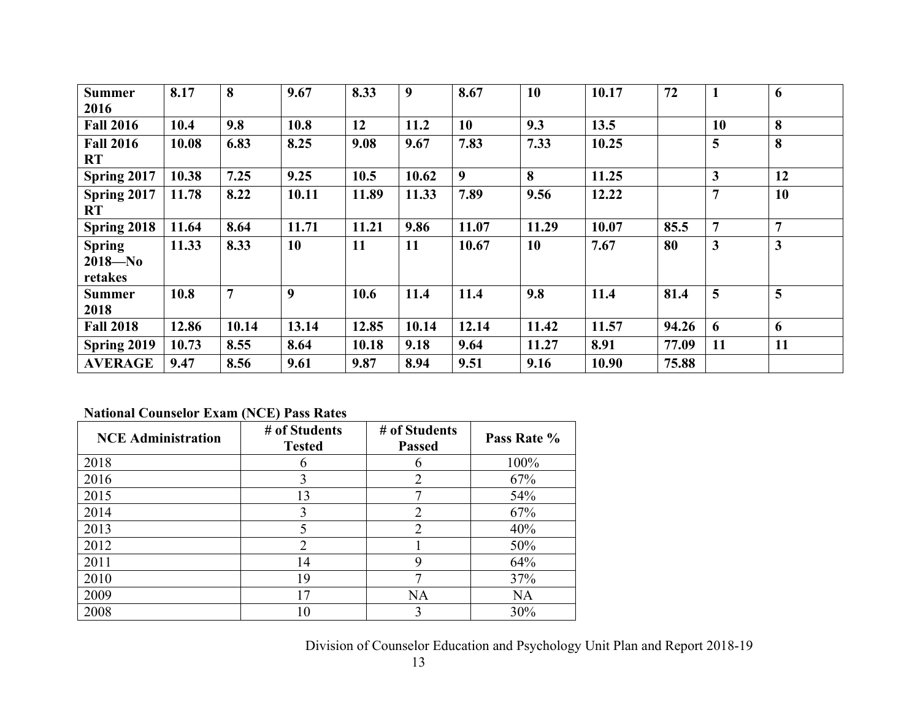| **Summer 2016** | **8.17** | **8** | **9.67** | **8.33** | **9** | **8.67** | **10** | **10.17** | **72** | **1** | **6** |
|---|---|---|---|---|---|---|---|---|---|---|---|
| **Fall 2016** | **10.4** | **9.8** | **10.8** | **12** | **11.2** | **10** | **9.3** | **13.5** | | **10** | **8** |
| **Fall 2016 RT** | **10.08** | **6.83** | **8.25** | **9.08** | **9.67** | **7.83** | **7.33** | **10.25** | | **5** | **8** |
| **Spring 2017** | **10.38** | **7.25** | **9.25** | **10.5** | **10.62** | **9** | **8** | **11.25** | | **3** | **12** |
| **Spring 2017 RT** | **11.78** | **8.22** | **10.11** | **11.89** | **11.33** | **7.89** | **9.56** | **12.22** | | **7** | **10** |
| **Spring 2018** | **11.64** | **8.64** | **11.71** | **11.21** | **9.86** | **11.07** | **11.29** | **10.07** | **85.5** | **7** | **7** |
| **Spring 2018—No retakes** | **11.33** | **8.33** | **10** | **11** | **11** | **10.67** | **10** | **7.67** | **80** | **3** | **3** |
| **Summer 2018** | **10.8** | **7** | **9** | **10.6** | **11.4** | **11.4** | **9.8** | **11.4** | **81.4** | **5** | **5** |
| **Fall 2018** | **12.86** | **10.14** | **13.14** | **12.85** | **10.14** | **12.14** | **11.42** | **11.57** | **94.26** | **6** | **6** |
| **Spring 2019** | **10.73** | **8.55** | **8.64** | **10.18** | **9.18** | **9.64** | **11.27** | **8.91** | **77.09** | **11** | **11** |
| **AVERAGE** | **9.47** | **8.56** | **9.61** | **9.87** | **8.94** | **9.51** | **9.16** | **10.90** | **75.88** | | |

**National Counselor Exam (NCE) Pass Rates**

| NCE Administration | # of Students Tested | # of Students Passed | Pass Rate % |
|---|---|---|---|
| 2018 | 6 | 6 | 100% |
| 2016 | 3 | 2 | 67% |
| 2015 | 13 | 7 | 54% |
| 2014 | 3 | 2 | 67% |
| 2013 | 5 | 2 | 40% |
| 2012 | 2 | 1 | 50% |
| 2011 | 14 | 9 | 64% |
| 2010 | 19 | 7 | 37% |
| 2009 | 17 | NA | NA |
| 2008 | 10 | 3 | 30% |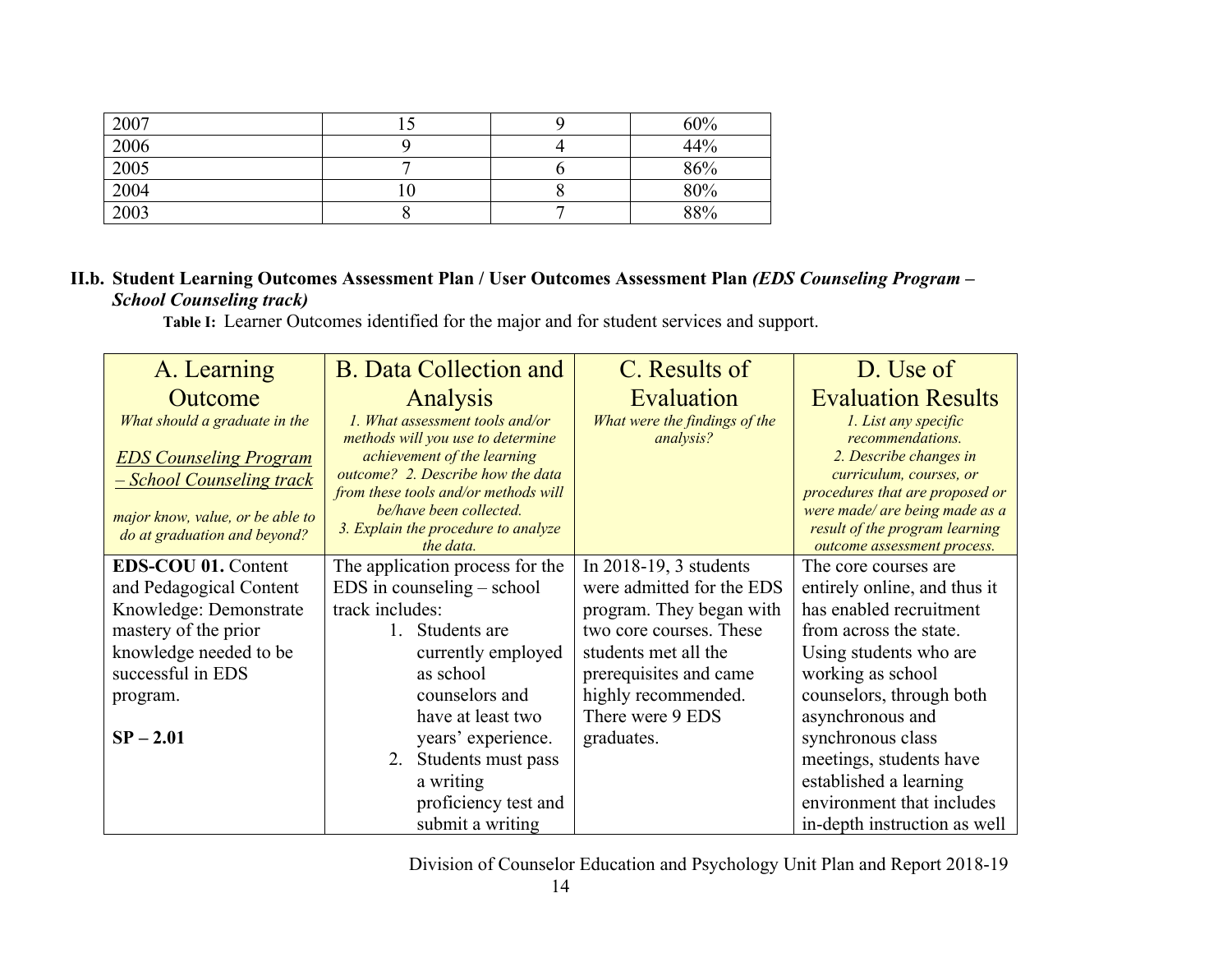| 2007 | 15 | 9 | 60% |
|---|---|---|---|
| 2006 | 9 | 4 | 44% |
| 2005 | 7 | 6 | 86% |
| 2004 | 10 | 8 | 80% |
| 2003 | 8 | 7 | 88% |

**II.b. Student Learning Outcomes Assessment Plan / User Outcomes Assessment Plan *(EDS Counseling Program – School Counseling track)***

**Table I:** Learner Outcomes identified for the major and for student services and support.

| A. Learning Outcome<br>*What should a graduate in the*<br>*EDS Counseling Program – School Counseling track*<br>*major know, value, or be able to do at graduation and beyond?* | B. Data Collection and Analysis<br>*1. What assessment tools and/or methods will you use to determine achievement of the learning outcome? 2. Describe how the data from these tools and/or methods will be/have been collected.*<br>*3. Explain the procedure to analyze the data.* | C. Results of Evaluation<br>*What were the findings of the analysis?* | D. Use of Evaluation Results<br>*1. List any specific recommendations.*<br>*2. Describe changes in curriculum, courses, or procedures that are proposed or were made/ are being made as a result of the program learning outcome assessment process.* |
|---|---|---|---|
| **EDS-COU 01.** Content and Pedagogical Content Knowledge: Demonstrate mastery of the prior knowledge needed to be successful in EDS program.<br><br>**SP – 2.01** | The application process for the EDS in counseling – school track includes:<br>1. Students are currently employed as school counselors and have at least two years' experience.<br>2. Students must pass a writing proficiency test and submit a writing | In 2018-19, 3 students were admitted for the EDS program. They began with two core courses. These students met all the prerequisites and came highly recommended. There were 9 EDS graduates. | The core courses are entirely online, and thus it has enabled recruitment from across the state. Using students who are working as school counselors, through both asynchronous and synchronous class meetings, students have established a learning environment that includes in-depth instruction as well |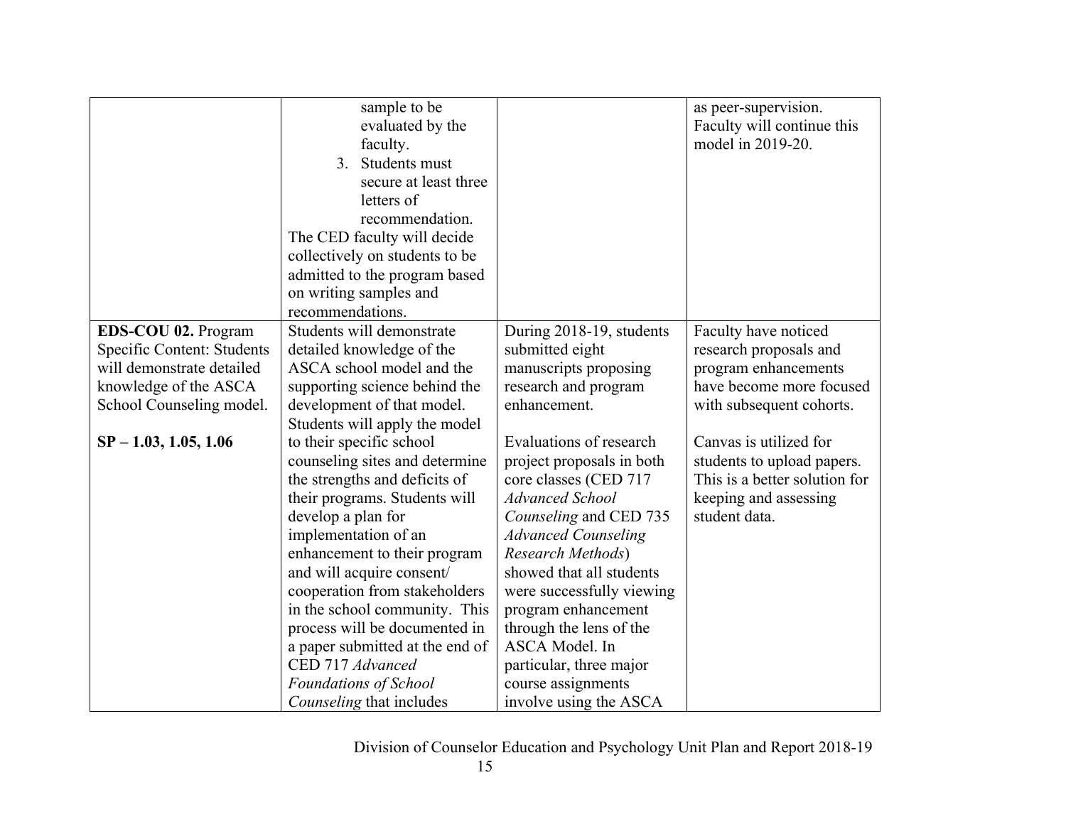| | | | |
|---|---|---|---|
| | sample to be evaluated by the faculty.<br>3. Students must secure at least three letters of recommendation.<br>The CED faculty will decide collectively on students to be admitted to the program based on writing samples and recommendations. | | as peer-supervision. Faculty will continue this model in 2019-20. |
| **EDS-COU 02.** Program Specific Content: Students will demonstrate detailed knowledge of the ASCA School Counseling model.<br><br>**SP – 1.03, 1.05, 1.06** | Students will demonstrate detailed knowledge of the ASCA school model and the supporting science behind the development of that model. Students will apply the model to their specific school counseling sites and determine the strengths and deficits of their programs. Students will develop a plan for implementation of an enhancement to their program and will acquire consent/ cooperation from stakeholders in the school community. This process will be documented in a paper submitted at the end of CED 717 *Advanced Foundations of School Counseling* that includes | During 2018-19, students submitted eight manuscripts proposing research and program enhancement.<br><br>Evaluations of research project proposals in both core classes (CED 717 *Advanced School Counseling* and CED 735 *Advanced Counseling Research Methods*) showed that all students were successfully viewing program enhancement through the lens of the ASCA Model. In particular, three major course assignments involve using the ASCA | Faculty have noticed research proposals and program enhancements have become more focused with subsequent cohorts.<br><br>Canvas is utilized for students to upload papers. This is a better solution for keeping and assessing student data. |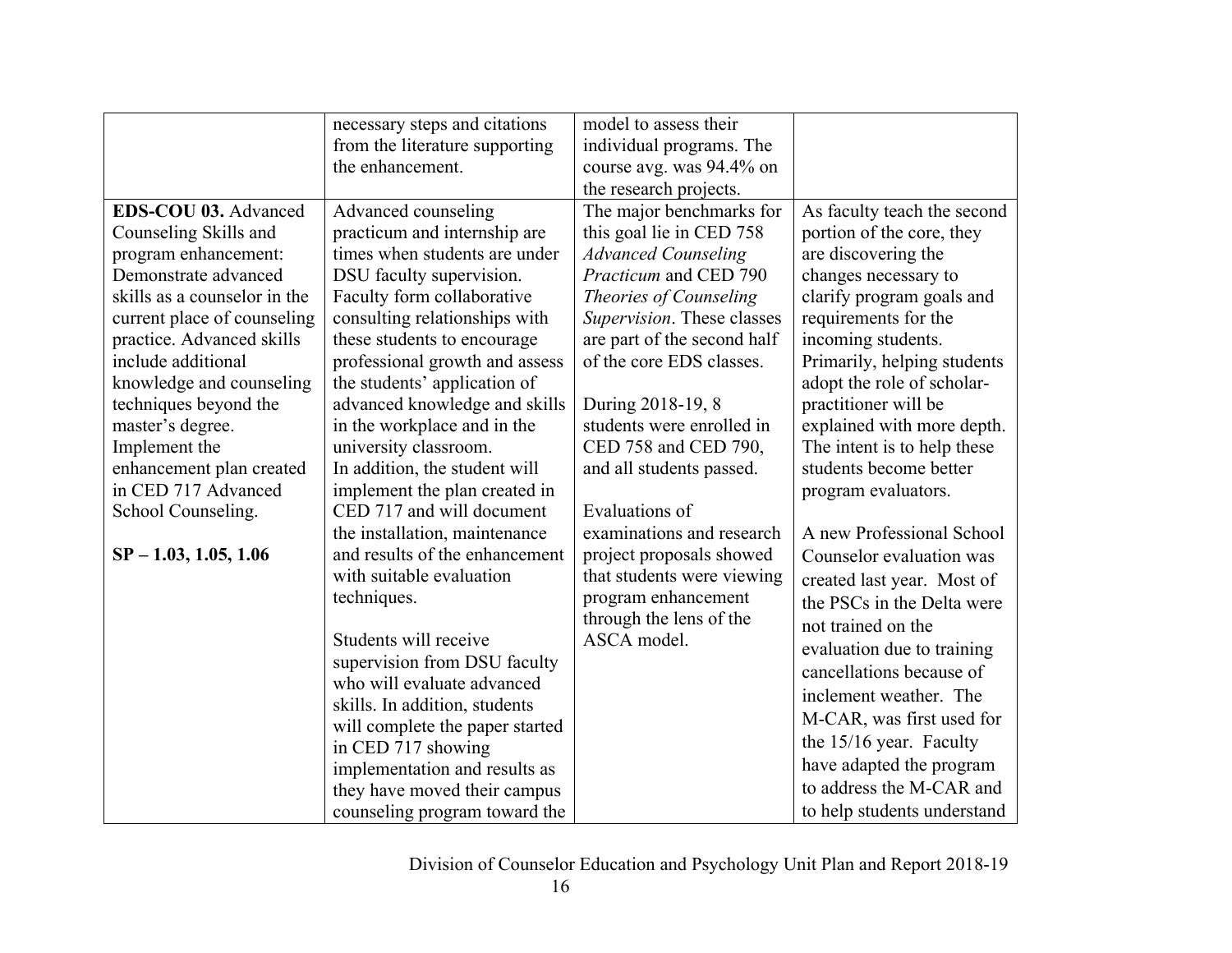| | | | |
|---|---|---|---|
| | necessary steps and citations from the literature supporting the enhancement. | model to assess their individual programs. The course avg. was 94.4% on the research projects. | |
| **EDS-COU 03.** Advanced Counseling Skills and program enhancement: Demonstrate advanced skills as a counselor in the current place of counseling practice. Advanced skills include additional knowledge and counseling techniques beyond the master's degree. Implement the enhancement plan created in CED 717 Advanced School Counseling.<br><br>**SP – 1.03, 1.05, 1.06** | Advanced counseling practicum and internship are times when students are under DSU faculty supervision. Faculty form collaborative consulting relationships with these students to encourage professional growth and assess the students' application of advanced knowledge and skills in the workplace and in the university classroom. In addition, the student will implement the plan created in CED 717 and will document the installation, maintenance and results of the enhancement with suitable evaluation techniques.<br><br>Students will receive supervision from DSU faculty who will evaluate advanced skills. In addition, students will complete the paper started in CED 717 showing implementation and results as they have moved their campus counseling program toward the | The major benchmarks for this goal lie in CED 758 *Advanced Counseling Practicum* and CED 790 *Theories of Counseling Supervision*. These classes are part of the second half of the core EDS classes.<br><br>During 2018-19, 8 students were enrolled in CED 758 and CED 790, and all students passed.<br><br>Evaluations of examinations and research project proposals showed that students were viewing program enhancement through the lens of the ASCA model. | As faculty teach the second portion of the core, they are discovering the changes necessary to clarify program goals and requirements for the incoming students. Primarily, helping students adopt the role of scholar-practitioner will be explained with more depth. The intent is to help these students become better program evaluators.<br><br>A new Professional School Counselor evaluation was created last year. Most of the PSCs in the Delta were not trained on the evaluation due to training cancellations because of inclement weather. The M-CAR, was first used for the 15/16 year. Faculty have adapted the program to address the M-CAR and to help students understand |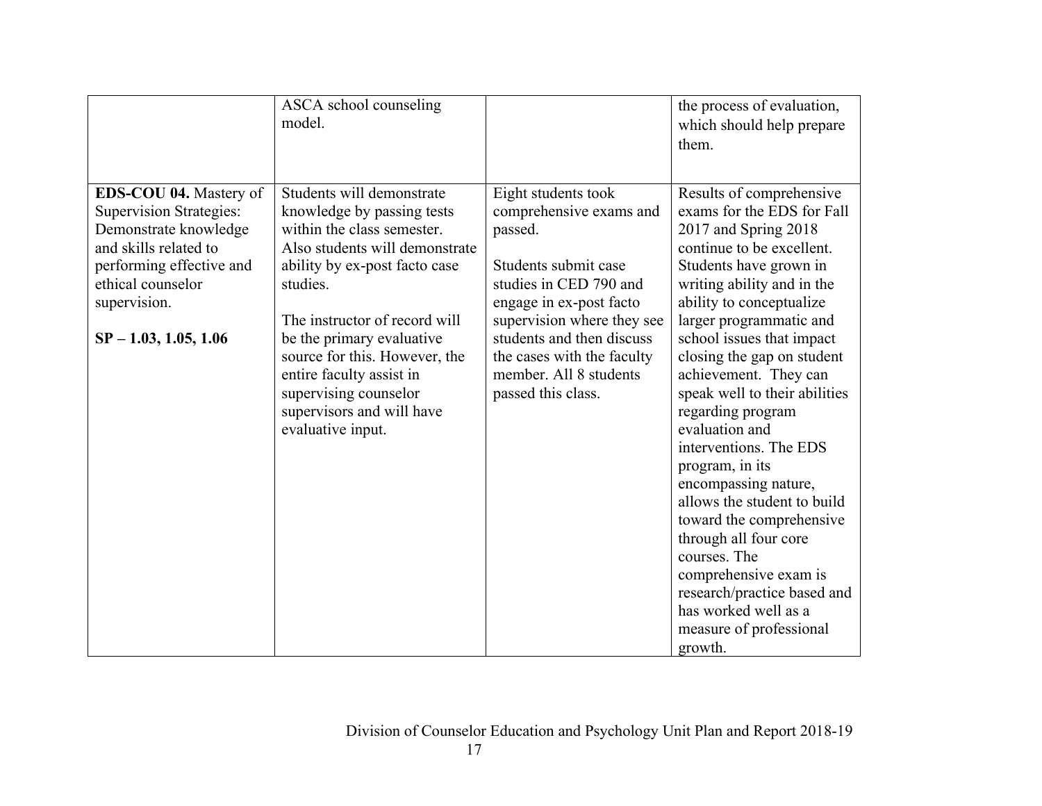| | | | |
|---|---|---|---|
| | ASCA school counseling model. | | the process of evaluation, which should help prepare them. |
| **EDS-COU 04.** Mastery of Supervision Strategies: Demonstrate knowledge and skills related to performing effective and ethical counselor supervision.<br><br>**SP – 1.03, 1.05, 1.06** | Students will demonstrate knowledge by passing tests within the class semester. Also students will demonstrate ability by ex-post facto case studies.<br><br>The instructor of record will be the primary evaluative source for this. However, the entire faculty assist in supervising counselor supervisors and will have evaluative input. | Eight students took comprehensive exams and passed.<br><br>Students submit case studies in CED 790 and engage in ex-post facto supervision where they see students and then discuss the cases with the faculty member. All 8 students passed this class. | Results of comprehensive exams for the EDS for Fall 2017 and Spring 2018 continue to be excellent. Students have grown in writing ability and in the ability to conceptualize larger programmatic and school issues that impact closing the gap on student achievement. They can speak well to their abilities regarding program evaluation and interventions. The EDS program, in its encompassing nature, allows the student to build toward the comprehensive through all four core courses. The comprehensive exam is research/practice based and has worked well as a measure of professional growth. |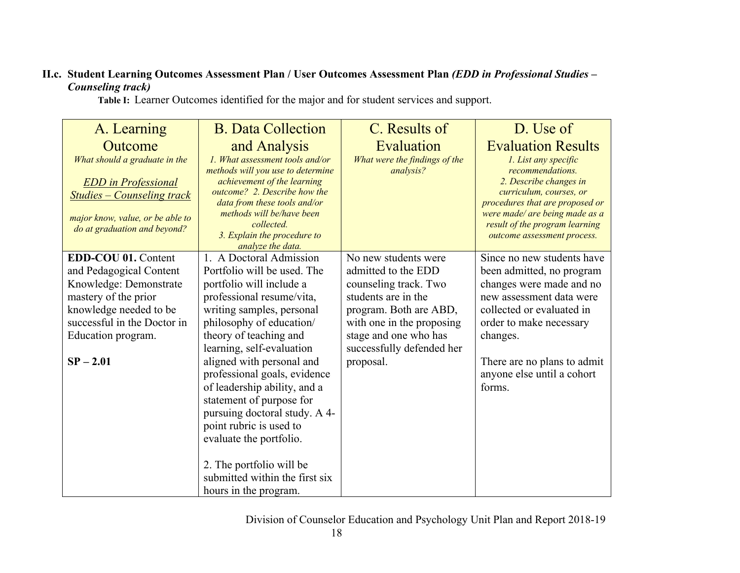**II.c. Student Learning Outcomes Assessment Plan / User Outcomes Assessment Plan *(EDD in Professional Studies – Counseling track)***

**Table I:** Learner Outcomes identified for the major and for student services and support.

| A. Learning Outcome *What should a graduate in the* <u>*EDD in Professional Studies – Counseling track*</u> *major know, value, or be able to do at graduation and beyond?* | B. Data Collection and Analysis *1. What assessment tools and/or methods will you use to determine achievement of the learning outcome? 2. Describe how the data from these tools and/or methods will be/have been collected. 3. Explain the procedure to analyze the data.* | C. Results of Evaluation *What were the findings of the analysis?* | D. Use of Evaluation Results *1. List any specific recommendations. 2. Describe changes in curriculum, courses, or procedures that are proposed or were made/ are being made as a result of the program learning outcome assessment process.* |
|---|---|---|---|
| **EDD-COU 01.** Content and Pedagogical Content Knowledge: Demonstrate mastery of the prior knowledge needed to be successful in the Doctor in Education program.<br><br>**SP – 2.01** | 1. A Doctoral Admission Portfolio will be used. The portfolio will include a professional resume/vita, writing samples, personal philosophy of education/ theory of teaching and learning, self-evaluation aligned with personal and professional goals, evidence of leadership ability, and a statement of purpose for pursuing doctoral study. A 4-point rubric is used to evaluate the portfolio.<br><br>2. The portfolio will be submitted within the first six hours in the program. | No new students were admitted to the EDD counseling track. Two students are in the program. Both are ABD, with one in the proposing stage and one who has successfully defended her proposal. | Since no new students have been admitted, no program changes were made and no new assessment data were collected or evaluated in order to make necessary changes.<br><br>There are no plans to admit anyone else until a cohort forms. |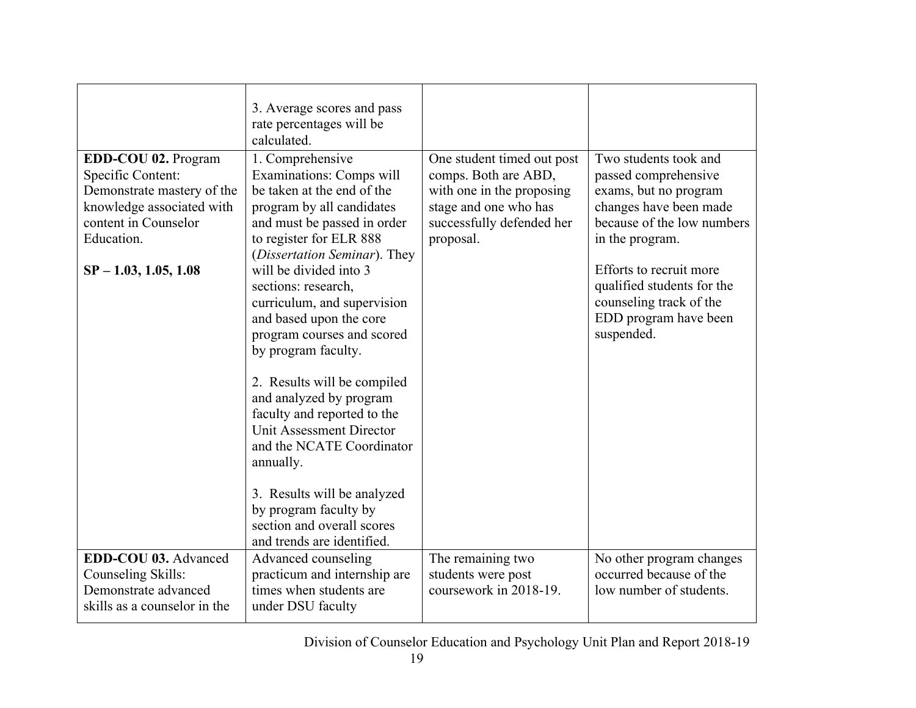| | | | |
|---|---|---|---|
| | 3. Average scores and pass rate percentages will be calculated. | | |
| **EDD-COU 02.** Program Specific Content: Demonstrate mastery of the knowledge associated with content in Counselor Education.<br><br>**SP – 1.03, 1.05, 1.08** | 1. Comprehensive Examinations: Comps will be taken at the end of the program by all candidates and must be passed in order to register for ELR 888 (*Dissertation Seminar*). They will be divided into 3 sections: research, curriculum, and supervision and based upon the core program courses and scored by program faculty.<br><br>2. Results will be compiled and analyzed by program faculty and reported to the Unit Assessment Director and the NCATE Coordinator annually.<br><br>3. Results will be analyzed by program faculty by section and overall scores and trends are identified. | One student timed out post comps. Both are ABD, with one in the proposing stage and one who has successfully defended her proposal. | Two students took and passed comprehensive exams, but no program changes have been made because of the low numbers in the program.<br><br>Efforts to recruit more qualified students for the counseling track of the EDD program have been suspended. |
| **EDD-COU 03.** Advanced Counseling Skills: Demonstrate advanced skills as a counselor in the | Advanced counseling practicum and internship are times when students are under DSU faculty | The remaining two students were post coursework in 2018-19. | No other program changes occurred because of the low number of students. |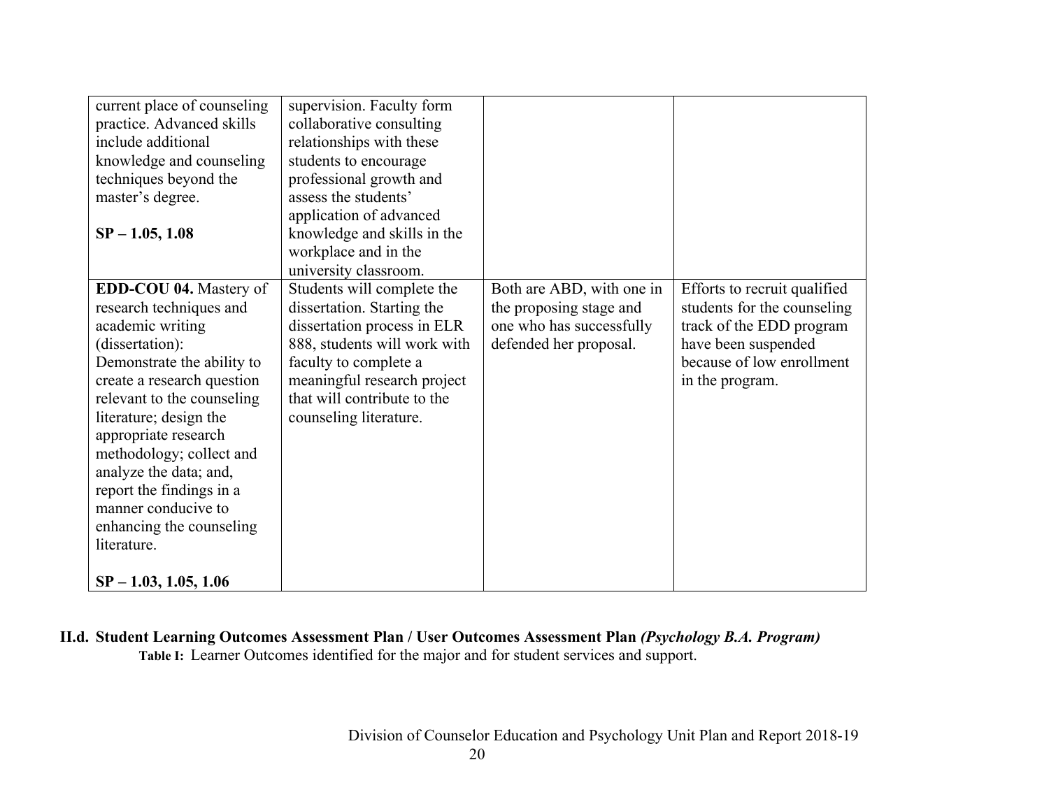| | | | |
|---|---|---|---|
| current place of counseling practice. Advanced skills include additional knowledge and counseling techniques beyond the master's degree.<br><br>**SP – 1.05, 1.08** | supervision. Faculty form collaborative consulting relationships with these students to encourage professional growth and assess the students' application of advanced knowledge and skills in the workplace and in the university classroom. | | |
| **EDD-COU 04.** Mastery of research techniques and academic writing (dissertation): Demonstrate the ability to create a research question relevant to the counseling literature; design the appropriate research methodology; collect and analyze the data; and, report the findings in a manner conducive to enhancing the counseling literature.<br><br>**SP – 1.03, 1.05, 1.06** | Students will complete the dissertation. Starting the dissertation process in ELR 888, students will work with faculty to complete a meaningful research project that will contribute to the counseling literature. | Both are ABD, with one in the proposing stage and one who has successfully defended her proposal. | Efforts to recruit qualified students for the counseling track of the EDD program have been suspended because of low enrollment in the program. |

**II.d. Student Learning Outcomes Assessment Plan / User Outcomes Assessment Plan** ***(Psychology B.A. Program)***

**Table I:** Learner Outcomes identified for the major and for student services and support.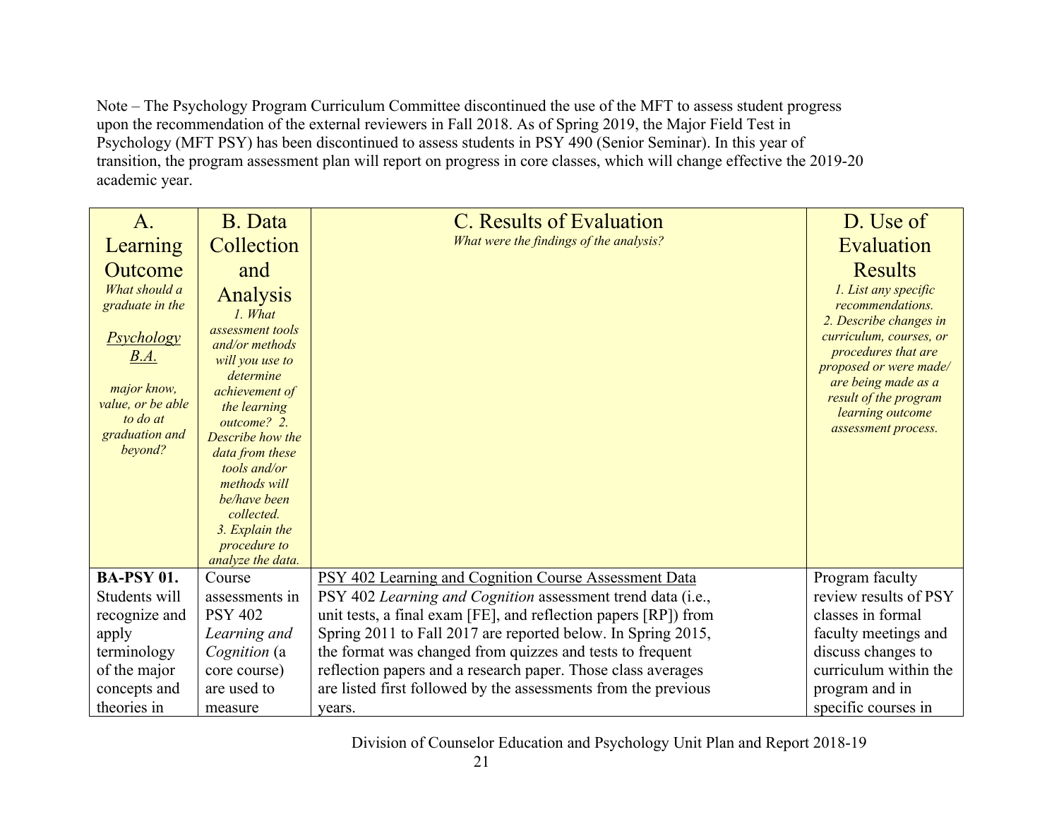Note – The Psychology Program Curriculum Committee discontinued the use of the MFT to assess student progress upon the recommendation of the external reviewers in Fall 2018. As of Spring 2019, the Major Field Test in Psychology (MFT PSY) has been discontinued to assess students in PSY 490 (Senior Seminar). In this year of transition, the program assessment plan will report on progress in core classes, which will change effective the 2019-20 academic year.

| A. Learning Outcome<br>*What should a graduate in the* <u>*Psychology B.A.*</u> *major know, value, or be able to do at graduation and beyond?* | B. Data Collection and Analysis<br>*1. What assessment tools and/or methods will you use to determine achievement of the learning outcome? 2. Describe how the data from these tools and/or methods will be/have been collected. 3. Explain the procedure to analyze the data.* | C. Results of Evaluation<br>*What were the findings of the analysis?* | D. Use of Evaluation Results<br>*1. List any specific recommendations. 2. Describe changes in curriculum, courses, or procedures that are proposed or were made/ are being made as a result of the program learning outcome assessment process.* |
|---|---|---|---|
| **BA-PSY 01.** Students will recognize and apply terminology of the major concepts and theories in | Course assessments in PSY 402 *Learning and Cognition* (a core course) are used to measure | <u>PSY 402 Learning and Cognition Course Assessment Data</u><br>PSY 402 *Learning and Cognition* assessment trend data (i.e., unit tests, a final exam [FE], and reflection papers [RP]) from Spring 2011 to Fall 2017 are reported below. In Spring 2015, the format was changed from quizzes and tests to frequent reflection papers and a research paper. Those class averages are listed first followed by the assessments from the previous years. | Program faculty review results of PSY classes in formal faculty meetings and discuss changes to curriculum within the program and in specific courses in |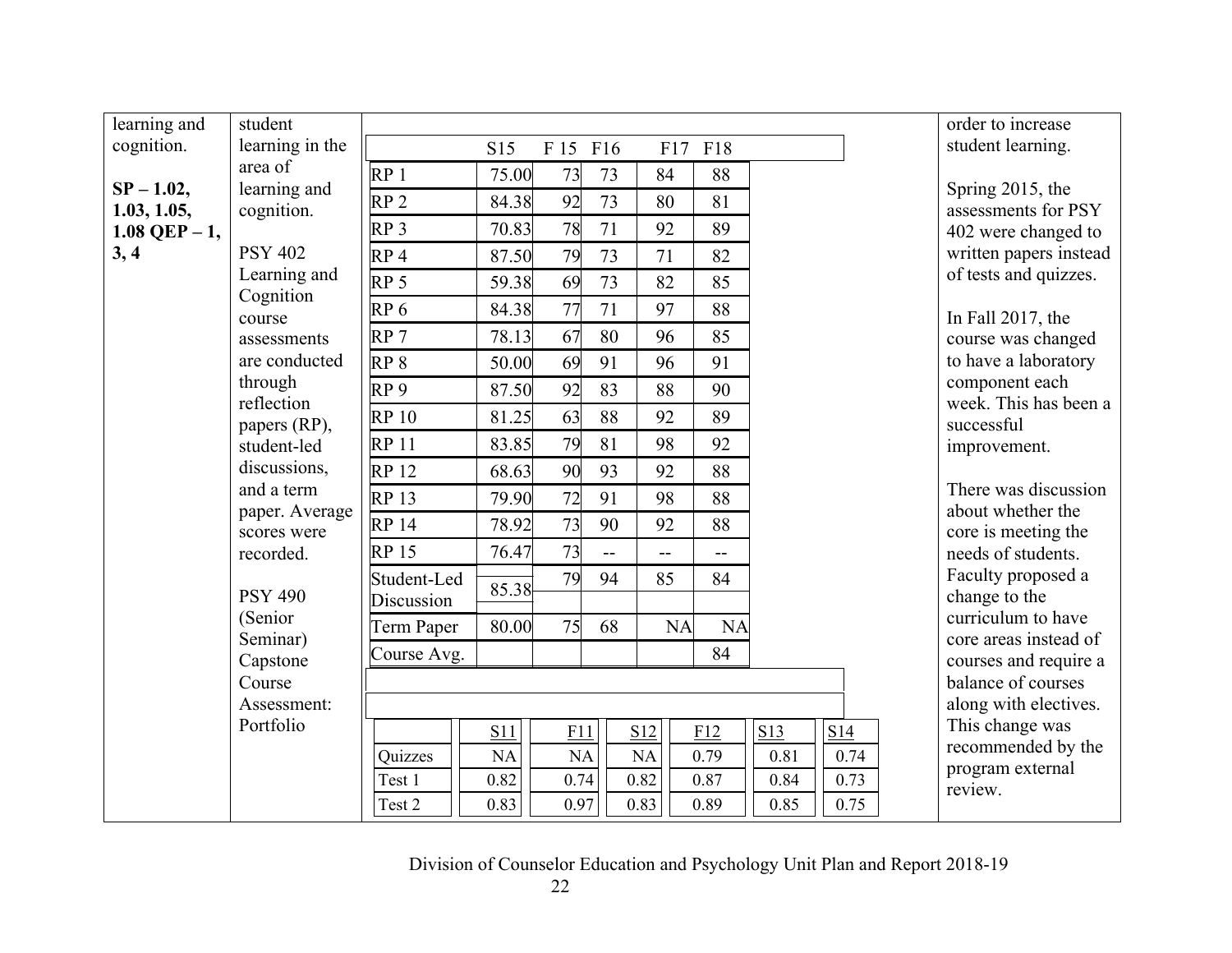| | | | |
|---|---|---|---|
| learning and cognition.<br><br>**SP – 1.02, 1.03, 1.05, 1.08 QEP – 1, 3, 4** | student learning in the area of learning and cognition.<br><br>PSY 402 Learning and Cognition course assessments are conducted through reflection papers (RP), student-led discussions, and a term paper. Average scores were recorded.<br><br>PSY 490 (Senior Seminar) Capstone Course Assessment: Portfolio | *(see tables below)* | order to increase student learning.<br><br>Spring 2015, the assessments for PSY 402 were changed to written papers instead of tests and quizzes.<br><br>In Fall 2017, the course was changed to have a laboratory component each week. This has been a successful improvement.<br><br>There was discussion about whether the core is meeting the needs of students. Faculty proposed a change to the curriculum to have core areas instead of courses and require a balance of courses along with electives. This change was recommended by the program external review. |

| | S15 | F 15 | F16 | F17 | F18 |
|---|---|---|---|---|---|
| RP 1 | 75.00 | 73 | 73 | 84 | 88 |
| RP 2 | 84.38 | 92 | 73 | 80 | 81 |
| RP 3 | 70.83 | 78 | 71 | 92 | 89 |
| RP 4 | 87.50 | 79 | 73 | 71 | 82 |
| RP 5 | 59.38 | 69 | 73 | 82 | 85 |
| RP 6 | 84.38 | 77 | 71 | 97 | 88 |
| RP 7 | 78.13 | 67 | 80 | 96 | 85 |
| RP 8 | 50.00 | 69 | 91 | 96 | 91 |
| RP 9 | 87.50 | 92 | 83 | 88 | 90 |
| RP 10 | 81.25 | 63 | 88 | 92 | 89 |
| RP 11 | 83.85 | 79 | 81 | 98 | 92 |
| RP 12 | 68.63 | 90 | 93 | 92 | 88 |
| RP 13 | 79.90 | 72 | 91 | 98 | 88 |
| RP 14 | 78.92 | 73 | 90 | 92 | 88 |
| RP 15 | 76.47 | 73 | -- | -- | -- |
| Student-Led Discussion | 85.38 | 79 | 94 | 85 | 84 |
| Term Paper | 80.00 | 75 | 68 | NA | NA |
| Course Avg. | | | | | 84 |

| | S11 | F11 | S12 | F12 | S13 | S14 |
|---|---|---|---|---|---|---|
| Quizzes | NA | NA | NA | 0.79 | 0.81 | 0.74 |
| Test 1 | 0.82 | 0.74 | 0.82 | 0.87 | 0.84 | 0.73 |
| Test 2 | 0.83 | 0.97 | 0.83 | 0.89 | 0.85 | 0.75 |

Division of Counselor Education and Psychology Unit Plan and Report 2018-19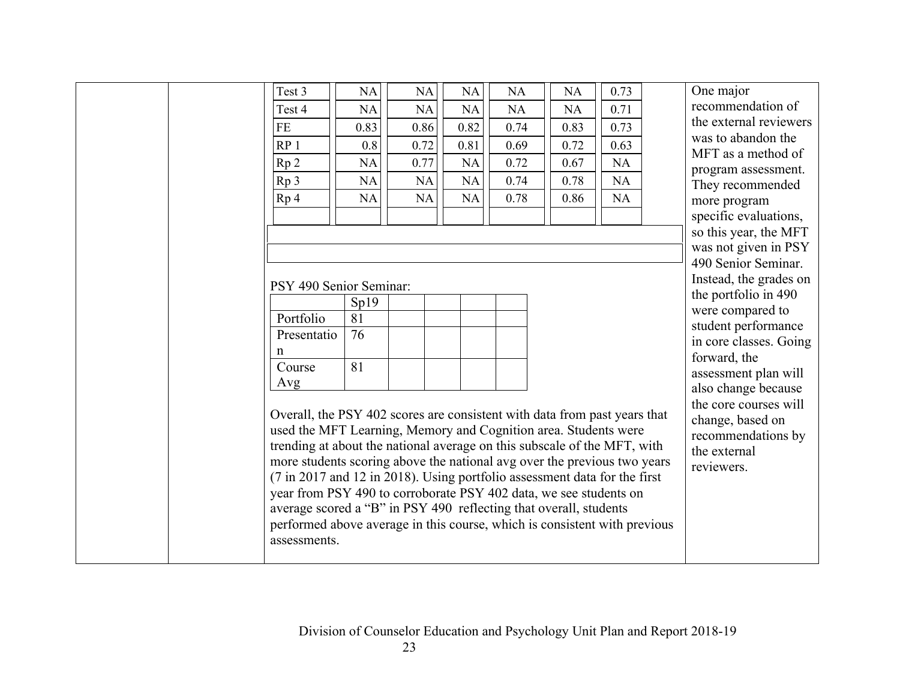| | | | | | | |
|---|---|---|---|---|---|---|
| Test 3 | NA | NA | NA | NA | NA | 0.73 |
| Test 4 | NA | NA | NA | NA | NA | 0.71 |
| FE | 0.83 | 0.86 | 0.82 | 0.74 | 0.83 | 0.73 |
| RP 1 | 0.8 | 0.72 | 0.81 | 0.69 | 0.72 | 0.63 |
| Rp 2 | NA | 0.77 | NA | 0.72 | 0.67 | NA |
| Rp 3 | NA | NA | NA | 0.74 | 0.78 | NA |
| Rp 4 | NA | NA | NA | 0.78 | 0.86 | NA |
| | | | | | | |

PSY 490 Senior Seminar:

| | Sp19 | | | | |
|---|---|---|---|---|---|
| Portfolio | 81 | | | | |
| Presentation | 76 | | | | |
| Course Avg | 81 | | | | |

Overall, the PSY 402 scores are consistent with data from past years that used the MFT Learning, Memory and Cognition area. Students were trending at about the national average on this subscale of the MFT, with more students scoring above the national avg over the previous two years (7 in 2017 and 12 in 2018). Using portfolio assessment data for the first year from PSY 490 to corroborate PSY 402 data, we see students on average scored a "B" in PSY 490 reflecting that overall, students performed above average in this course, which is consistent with previous assessments.

One major recommendation of the external reviewers was to abandon the MFT as a method of program assessment. They recommended more program specific evaluations, so this year, the MFT was not given in PSY 490 Senior Seminar. Instead, the grades on the portfolio in 490 were compared to student performance in core classes. Going forward, the assessment plan will also change because the core courses will change, based on recommendations by the external reviewers.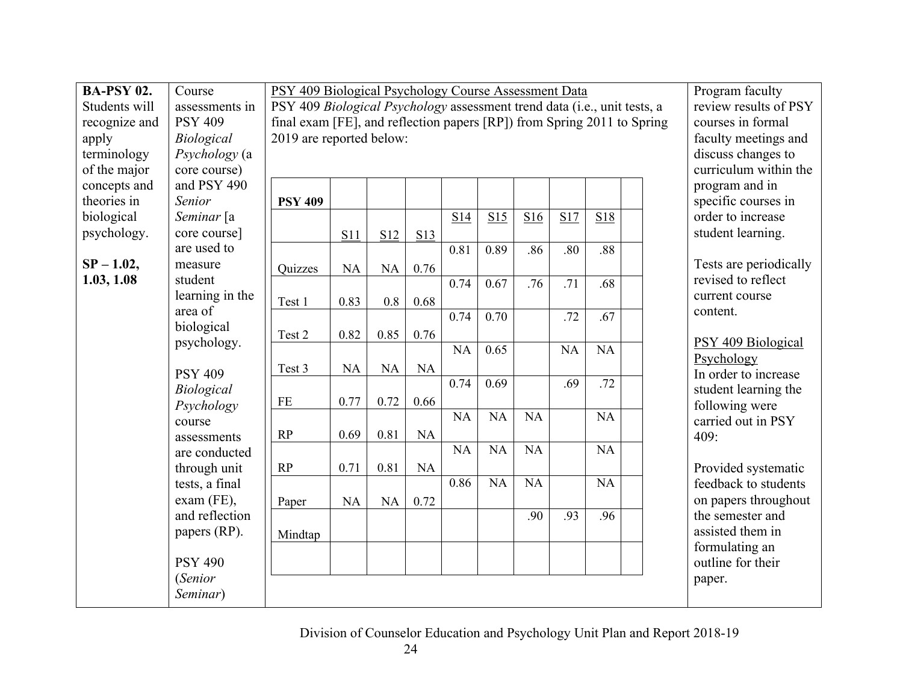| BA-PSY 02. Students will recognize and apply terminology of the major concepts and theories in biological psychology.<br><br>**SP – 1.02, 1.03, 1.08** | Course assessments in PSY 409 *Biological Psychology* (a core course) and PSY 490 *Senior Seminar* [a core course] are used to measure student learning in the area of biological psychology.<br><br>PSY 409 *Biological Psychology* course assessments are conducted through unit tests, a final exam (FE), and reflection papers (RP).<br><br>PSY 490 (*Senior Seminar*) | PSY 409 Biological Psychology Course Assessment Data<br>PSY 409 *Biological Psychology* assessment trend data (i.e., unit tests, a final exam [FE], and reflection papers [RP]) from Spring 2011 to Spring 2019 are reported below: | Program faculty review results of PSY courses in formal faculty meetings and discuss changes to curriculum within the program and in specific courses in order to increase student learning.<br><br>Tests are periodically revised to reflect current course content.<br><br>PSY 409 Biological Psychology<br>In order to increase student learning the following were carried out in PSY 409:<br><br>Provided systematic feedback to students on papers throughout the semester and assisted them in formulating an outline for their paper. |
|---|---|---|---|

| **PSY 409** | S11 | S12 | S13 | S14 | S15 | S16 | S17 | S18 | |
|---|---|---|---|---|---|---|---|---|---|
| Quizzes | NA | NA | 0.76 | 0.81 | 0.89 | .86 | .80 | .88 | |
| Test 1 | 0.83 | 0.8 | 0.68 | 0.74 | 0.67 | .76 | .71 | .68 | |
| Test 2 | 0.82 | 0.85 | 0.76 | 0.74 | 0.70 | | .72 | .67 | |
| Test 3 | NA | NA | NA | NA | 0.65 | | NA | NA | |
| FE | 0.77 | 0.72 | 0.66 | 0.74 | 0.69 | | .69 | .72 | |
| RP | 0.69 | 0.81 | NA | NA | NA | NA | | NA | |
| RP | 0.71 | 0.81 | NA | NA | NA | NA | | NA | |
| Paper | NA | NA | 0.72 | 0.86 | NA | NA | | NA | |
| Mindtap | | | | | | .90 | .93 | .96 | |
| | | | | | | | | | |

Division of Counselor Education and Psychology Unit Plan and Report 2018-19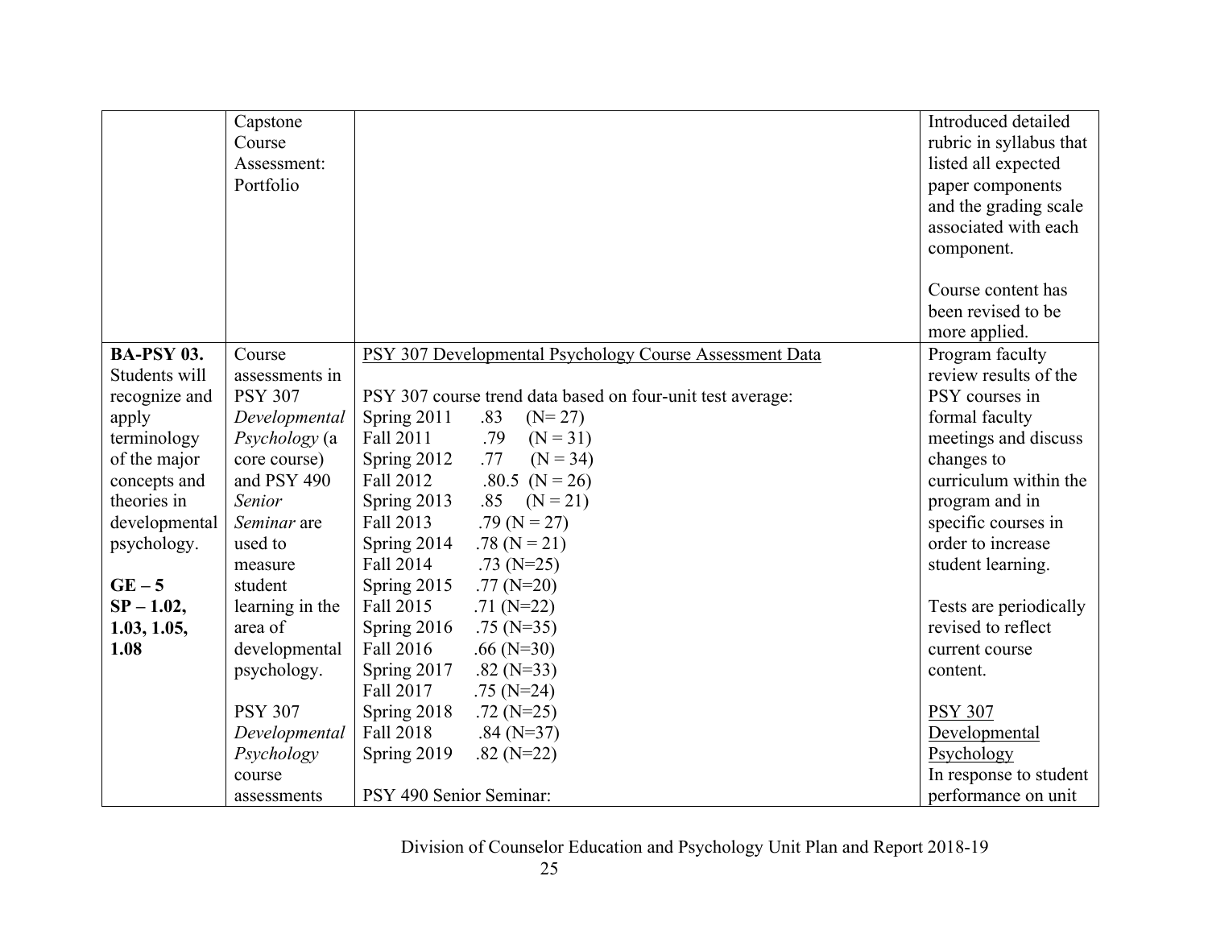| | | | |
|---|---|---|---|
| | Capstone Course Assessment: Portfolio | | Introduced detailed rubric in syllabus that listed all expected paper components and the grading scale associated with each component.<br><br>Course content has been revised to be more applied. |
| **BA-PSY 03.** Students will recognize and apply terminology of the major concepts and theories in developmental psychology.<br><br>**GE – 5**<br>**SP – 1.02, 1.03, 1.05, 1.08** | Course assessments in PSY 307 *Developmental Psychology* (a core course) and PSY 490 *Senior Seminar* are used to measure student learning in the area of developmental psychology.<br><br>PSY 307 *Developmental Psychology* course assessments | PSY 307 Developmental Psychology Course Assessment Data<br><br>PSY 307 course trend data based on four-unit test average:<br>Spring 2011 .83 (N= 27)<br>Fall 2011 .79 (N = 31)<br>Spring 2012 .77 (N = 34)<br>Fall 2012 .80.5 (N = 26)<br>Spring 2013 .85 (N = 21)<br>Fall 2013 .79 (N = 27)<br>Spring 2014 .78 (N = 21)<br>Fall 2014 .73 (N=25)<br>Spring 2015 .77 (N=20)<br>Fall 2015 .71 (N=22)<br>Spring 2016 .75 (N=35)<br>Fall 2016 .66 (N=30)<br>Spring 2017 .82 (N=33)<br>Fall 2017 .75 (N=24)<br>Spring 2018 .72 (N=25)<br>Fall 2018 .84 (N=37)<br>Spring 2019 .82 (N=22)<br><br>PSY 490 Senior Seminar: | Program faculty review results of the PSY courses in formal faculty meetings and discuss changes to curriculum within the program and in specific courses in order to increase student learning.<br><br>Tests are periodically revised to reflect current course content.<br><br>PSY 307 Developmental Psychology<br>In response to student performance on unit |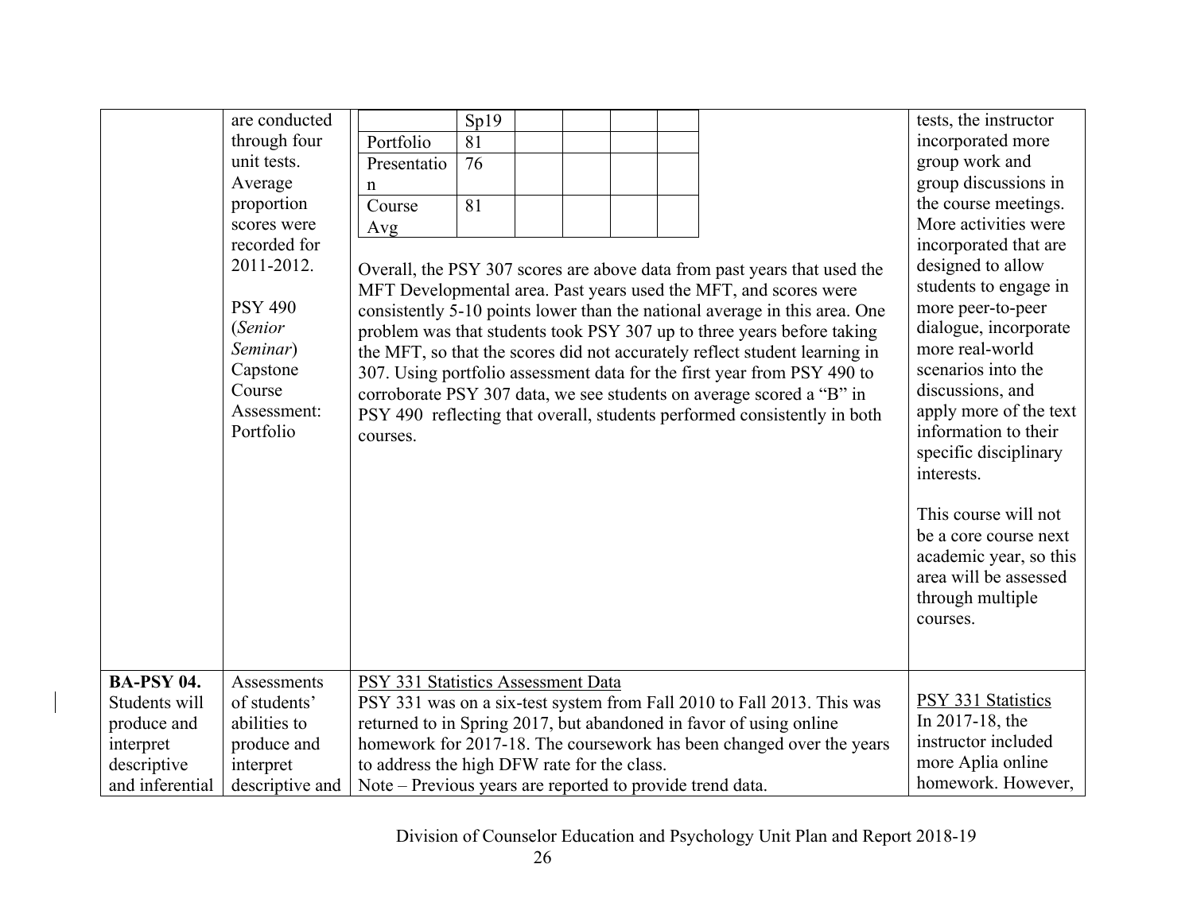| | | | |
|---|---|---|---|
| | are conducted through four unit tests. Average proportion scores were recorded for 2011-2012.<br><br>PSY 490 (*Senior Seminar*) Capstone Course Assessment: Portfolio | <table><tr><td></td><td>Sp19</td><td></td><td></td><td></td><td></td></tr><tr><td>Portfolio</td><td>81</td><td></td><td></td><td></td><td></td></tr><tr><td>Presentation</td><td>76</td><td></td><td></td><td></td><td></td></tr><tr><td>Course Avg</td><td>81</td><td></td><td></td><td></td><td></td></tr></table><br>Overall, the PSY 307 scores are above data from past years that used the MFT Developmental area. Past years used the MFT, and scores were consistently 5-10 points lower than the national average in this area. One problem was that students took PSY 307 up to three years before taking the MFT, so that the scores did not accurately reflect student learning in 307. Using portfolio assessment data for the first year from PSY 490 to corroborate PSY 307 data, we see students on average scored a "B" in PSY 490 reflecting that overall, students performed consistently in both courses. | tests, the instructor incorporated more group work and group discussions in the course meetings. More activities were incorporated that are designed to allow students to engage in more peer-to-peer dialogue, incorporate more real-world scenarios into the discussions, and apply more of the text information to their specific disciplinary interests.<br><br>This course will not be a core course next academic year, so this area will be assessed through multiple courses. |
| **BA-PSY 04.** Students will produce and interpret descriptive and inferential | Assessments of students' abilities to produce and interpret descriptive and | PSY 331 Statistics Assessment Data<br>PSY 331 was on a six-test system from Fall 2010 to Fall 2013. This was returned to in Spring 2017, but abandoned in favor of using online homework for 2017-18. The coursework has been changed over the years to address the high DFW rate for the class.<br>Note – Previous years are reported to provide trend data. | PSY 331 Statistics<br>In 2017-18, the instructor included more Aplia online homework. However, |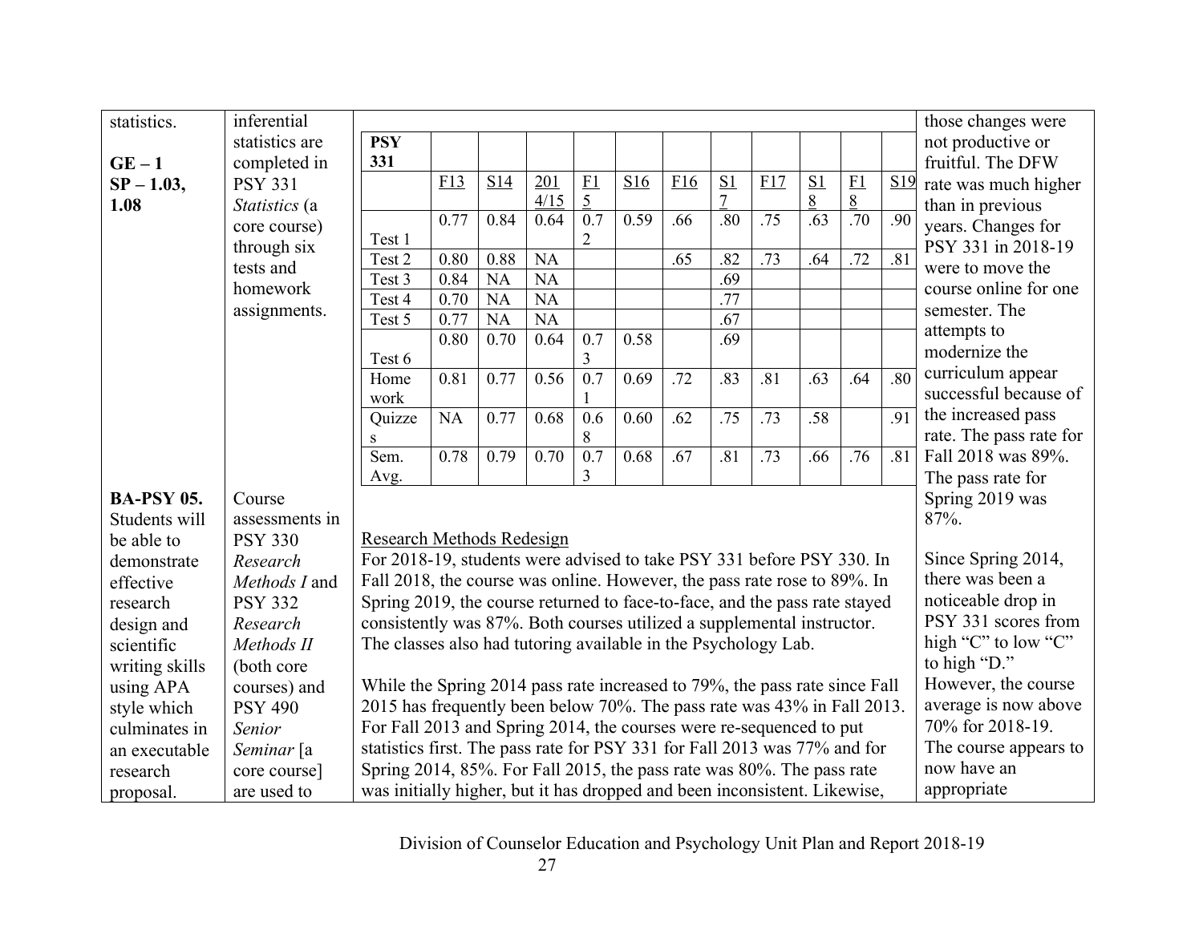| | | | |
|---|---|---|---|
| statistics.<br><br>**GE – 1**<br>**SP – 1.03, 1.08** | inferential statistics are completed in PSY 331 *Statistics* (a core course) through six tests and homework assignments. | (see PSY 331 table below) | those changes were not productive or fruitful. The DFW rate was much higher than in previous years. Changes for PSY 331 in 2018-19 were to move the course online for one semester. The attempts to modernize the curriculum appear successful because of the increased pass rate. The pass rate for Fall 2018 was 89%. The pass rate for Spring 2019 was 87%.<br><br>Since Spring 2014, there was been a noticeable drop in PSY 331 scores from high "C" to low "C" to high "D." However, the course average is now above 70% for 2018-19. The course appears to now have an appropriate |
| **BA-PSY 05.** Students will be able to demonstrate effective research design and scientific writing skills using APA style which culminates in an executable research proposal. | Course assessments in PSY 330 *Research Methods I* and PSY 332 *Research Methods II* (both core courses) and PSY 490 *Senior Seminar* [a core course] are used to | Research Methods Redesign<br>For 2018-19, students were advised to take PSY 331 before PSY 330. In Fall 2018, the course was online. However, the pass rate rose to 89%. In Spring 2019, the course returned to face-to-face, and the pass rate stayed consistently was 87%. Both courses utilized a supplemental instructor. The classes also had tutoring available in the Psychology Lab.<br><br>While the Spring 2014 pass rate increased to 79%, the pass rate since Fall 2015 has frequently been below 70%. The pass rate was 43% in Fall 2013. For Fall 2013 and Spring 2014, the courses were re-sequenced to put statistics first. The pass rate for PSY 331 for Fall 2013 was 77% and for Spring 2014, 85%. For Fall 2015, the pass rate was 80%. The pass rate was initially higher, but it has dropped and been inconsistent. Likewise, | |

| **PSY 331** | F13 | S14 | 2014/15 | F15 | S16 | F16 | S17 | F17 | S18 | F18 | S19 |
|---|---|---|---|---|---|---|---|---|---|---|---|
| Test 1 | 0.77 | 0.84 | 0.64 | 0.72 | 0.59 | .66 | .80 | .75 | .63 | .70 | .90 |
| Test 2 | 0.80 | 0.88 | NA | | | .65 | .82 | .73 | .64 | .72 | .81 |
| Test 3 | 0.84 | NA | NA | | | | .69 | | | | |
| Test 4 | 0.70 | NA | NA | | | | .77 | | | | |
| Test 5 | 0.77 | NA | NA | | | | .67 | | | | |
| Test 6 | 0.80 | 0.70 | 0.64 | 0.73 | 0.58 | | .69 | | | | |
| Homework | 0.81 | 0.77 | 0.56 | 0.71 | 0.69 | .72 | .83 | .81 | .63 | .64 | .80 |
| Quizzes | NA | 0.77 | 0.68 | 0.68 | 0.60 | .62 | .75 | .73 | .58 | | .91 |
| Sem. Avg. | 0.78 | 0.79 | 0.70 | 0.73 | 0.68 | .67 | .81 | .73 | .66 | .76 | .81 |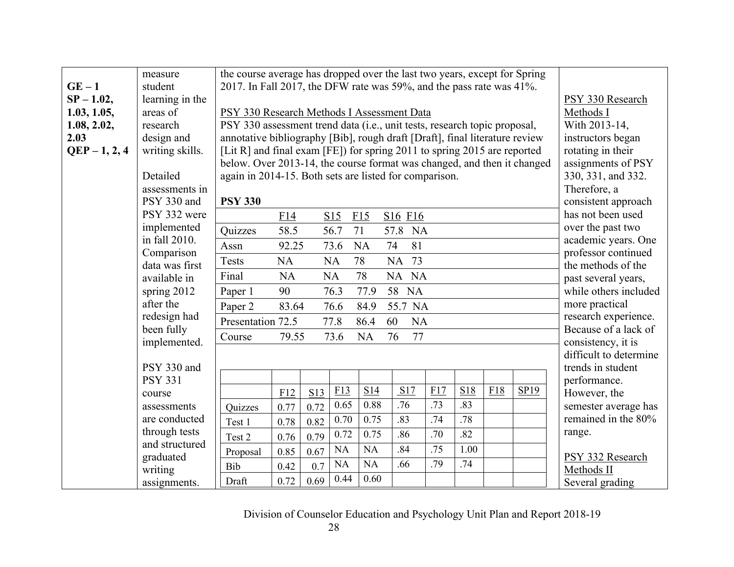| | | | |
|---|---|---|---|
| **GE – 1**<br>**SP – 1.02, 1.03, 1.05, 1.08, 2.02, 2.03**<br>**QEP – 1, 2, 4** | measure student learning in the areas of research design and writing skills.<br><br>Detailed assessments in PSY 330 and PSY 332 were implemented in fall 2010. Comparison data was first available in spring 2012 after the redesign had been fully implemented.<br><br>PSY 330 and PSY 331 course assessments are conducted through tests and structured graduated writing assignments. | the course average has dropped over the last two years, except for Spring 2017. In Fall 2017, the DFW rate was 59%, and the pass rate was 41%.<br><br>PSY 330 Research Methods I Assessment Data<br>PSY 330 assessment trend data (i.e., unit tests, research topic proposal, annotative bibliography [Bib], rough draft [Draft], final literature review [Lit R] and final exam [FE]) for spring 2011 to spring 2015 are reported below. Over 2013-14, the course format was changed, and then it changed again in 2014-15. Both sets are listed for comparison. | PSY 330 Research Methods I<br>With 2013-14, instructors began rotating in their assignments of PSY 330, 331, and 332. Therefore, a consistent approach has not been used over the past two academic years. One professor continued the methods of the past several years, while others included more practical research experience. Because of a lack of consistency, it is difficult to determine trends in student performance. However, the semester average has remained in the 80% range.<br><br>PSY 332 Research Methods II<br>Several grading |

**PSY 330**

| | F14 | S15 | F15 | S16 | F16 |
|---|---|---|---|---|---|
| Quizzes | 58.5 | 56.7 | 71 | 57.8 | NA |
| Assn | 92.25 | 73.6 | NA | 74 | 81 |
| Tests | NA | NA | 78 | NA | 73 |
| Final | NA | NA | 78 | NA | NA |
| Paper 1 | 90 | 76.3 | 77.9 | 58 | NA |
| Paper 2 | 83.64 | 76.6 | 84.9 | 55.7 | NA |
| Presentation | 72.5 | 77.8 | 86.4 | 60 | NA |
| Course | 79.55 | 73.6 | NA | 76 | 77 |

| | F12 | S13 | F13 | S14 | S17 | F17 | S18 | F18 | SP19 |
|---|---|---|---|---|---|---|---|---|---|
| Quizzes | 0.77 | 0.72 | 0.65 | 0.88 | .76 | .73 | .83 | | |
| Test 1 | 0.78 | 0.82 | 0.70 | 0.75 | .83 | .74 | .78 | | |
| Test 2 | 0.76 | 0.79 | 0.72 | 0.75 | .86 | .70 | .82 | | |
| Proposal | 0.85 | 0.67 | NA | NA | .84 | .75 | 1.00 | | |
| Bib | 0.42 | 0.7 | NA | NA | .66 | .79 | .74 | | |
| Draft | 0.72 | 0.69 | 0.44 | 0.60 | | | | | |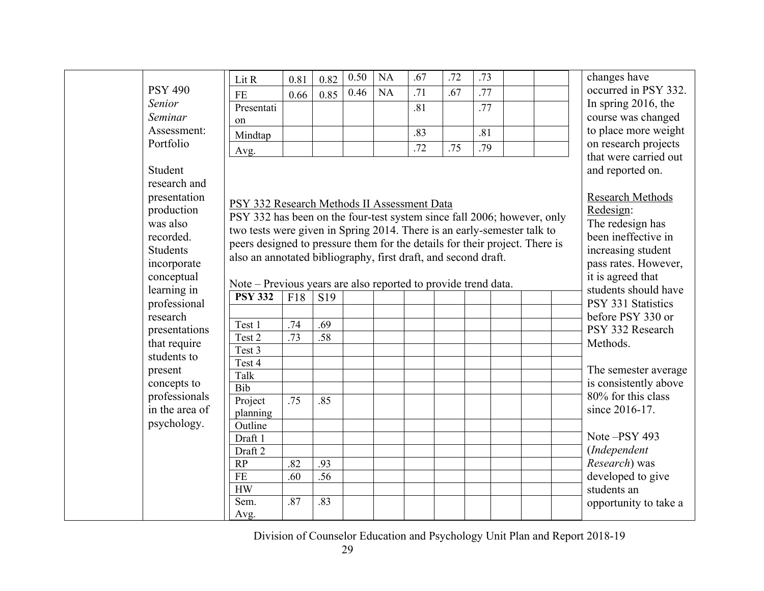| | | | | | | | | | | | |
|---|---|---|---|---|---|---|---|---|---|---|---|
| | PSY 490 *Senior Seminar* Assessment: Portfolio<br><br>Student research and presentation production was also recorded. Students incorporate conceptual learning in professional research presentations that require students to present concepts to professionals in the area of psychology. | | | | | | | | | | changes have occurred in PSY 332. In spring 2016, the course was changed to place more weight on research projects that were carried out and reported on.<br><br><u>Research Methods Redesign</u>:<br>The redesign has been ineffective in increasing student pass rates. However, it is agreed that students should have PSY 331 Statistics before PSY 330 or PSY 332 Research Methods.<br><br>The semester average is consistently above 80% for this class since 2016-17.<br><br>Note –PSY 493 (*Independent Research*) was developed to give students an opportunity to take a |

| | | | | | | | | | |
|---|---|---|---|---|---|---|---|---|---|
| Lit R | 0.81 | 0.82 | 0.50 | NA | .67 | .72 | .73 | | |
| FE | 0.66 | 0.85 | 0.46 | NA | .71 | .67 | .77 | | |
| Presentation | | | | | .81 | | .77 | | |
| Mindtap | | | | | .83 | | .81 | | |
| Avg. | | | | | .72 | .75 | .79 | | |

<u>PSY 332 Research Methods II Assessment Data</u>
PSY 332 has been on the four-test system since fall 2006; however, only two tests were given in Spring 2014. There is an early-semester talk to peers designed to pressure them for the details for their project. There is also an annotated bibliography, first draft, and second draft.

Note – Previous years are also reported to provide trend data.

| **PSY 332** | F18 | S19 | | | | | | | | |
|---|---|---|---|---|---|---|---|---|---|---|
| | | | | | | | | | | |
| Test 1 | .74 | .69 | | | | | | | | |
| Test 2 | .73 | .58 | | | | | | | | |
| Test 3 | | | | | | | | | | |
| Test 4 | | | | | | | | | | |
| Talk | | | | | | | | | | |
| Bib | | | | | | | | | | |
| Project planning | .75 | .85 | | | | | | | | |
| Outline | | | | | | | | | | |
| Draft 1 | | | | | | | | | | |
| Draft 2 | | | | | | | | | | |
| RP | .82 | .93 | | | | | | | | |
| FE | .60 | .56 | | | | | | | | |
| HW | | | | | | | | | | |
| Sem. Avg. | .87 | .83 | | | | | | | | |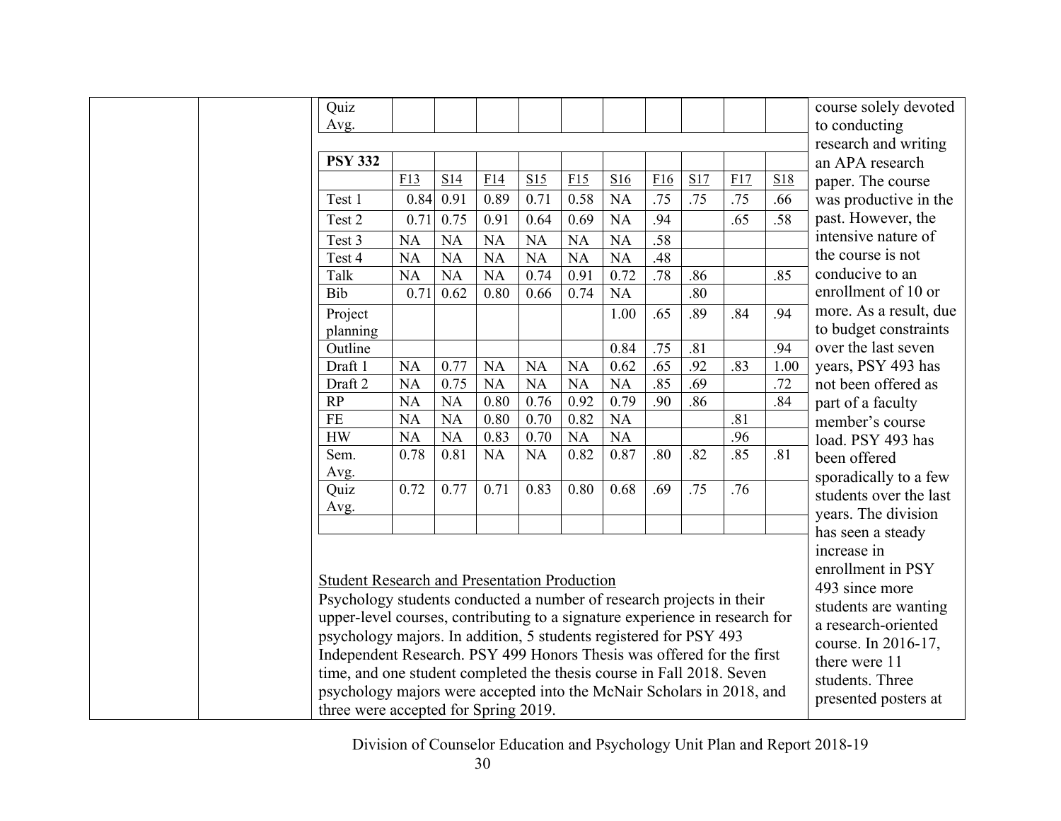| Quiz Avg. | | | | | | | | | | |
|---|---|---|---|---|---|---|---|---|---|---|

| **PSY 332** | | | | | | | | | | |
|---|---|---|---|---|---|---|---|---|---|---|
| | F13 | S14 | F14 | S15 | F15 | S16 | F16 | S17 | F17 | S18 |
| Test 1 | 0.84 | 0.91 | 0.89 | 0.71 | 0.58 | NA | .75 | .75 | .75 | .66 |
| Test 2 | 0.71 | 0.75 | 0.91 | 0.64 | 0.69 | NA | .94 | | .65 | .58 |
| Test 3 | NA | NA | NA | NA | NA | NA | .58 | | | |
| Test 4 | NA | NA | NA | NA | NA | NA | .48 | | | |
| Talk | NA | NA | NA | 0.74 | 0.91 | 0.72 | .78 | .86 | | .85 |
| Bib | 0.71 | 0.62 | 0.80 | 0.66 | 0.74 | NA | | .80 | | |
| Project planning | | | | | | 1.00 | .65 | .89 | .84 | .94 |
| Outline | | | | | | 0.84 | .75 | .81 | | .94 |
| Draft 1 | NA | 0.77 | NA | NA | NA | 0.62 | .65 | .92 | .83 | 1.00 |
| Draft 2 | NA | 0.75 | NA | NA | NA | NA | .85 | .69 | | .72 |
| RP | NA | NA | 0.80 | 0.76 | 0.92 | 0.79 | .90 | .86 | | .84 |
| FE | NA | NA | 0.80 | 0.70 | 0.82 | NA | | | .81 | |
| HW | NA | NA | 0.83 | 0.70 | NA | NA | | | .96 | |
| Sem. Avg. | 0.78 | 0.81 | NA | NA | 0.82 | 0.87 | .80 | .82 | .85 | .81 |
| Quiz Avg. | 0.72 | 0.77 | 0.71 | 0.83 | 0.80 | 0.68 | .69 | .75 | .76 | |

Student Research and Presentation Production

Psychology students conducted a number of research projects in their upper-level courses, contributing to a signature experience in research for psychology majors. In addition, 5 students registered for PSY 493 Independent Research. PSY 499 Honors Thesis was offered for the first time, and one student completed the thesis course in Fall 2018. Seven psychology majors were accepted into the McNair Scholars in 2018, and three were accepted for Spring 2019.

course solely devoted to conducting research and writing an APA research paper. The course was productive in the past. However, the intensive nature of the course is not conducive to an enrollment of 10 or more. As a result, due to budget constraints over the last seven years, PSY 493 has not been offered as part of a faculty member's course load. PSY 493 has been offered sporadically to a few students over the last years. The division has seen a steady increase in enrollment in PSY 493 since more students are wanting a research-oriented course. In 2016-17, there were 11 students. Three presented posters at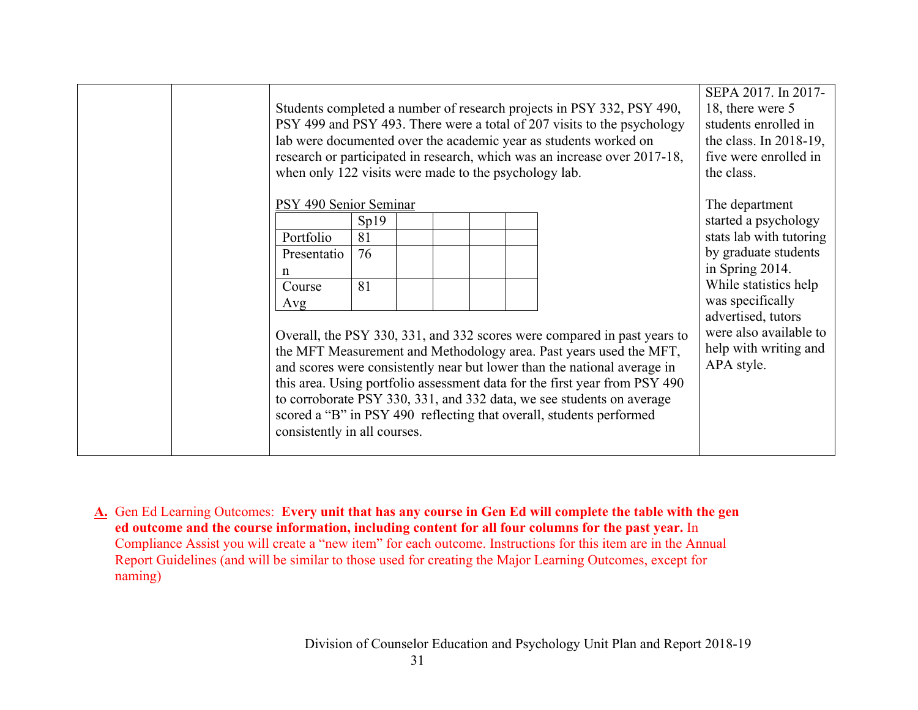| | | Students completed a number of research projects in PSY 332, PSY 490, PSY 499 and PSY 493. There were a total of 207 visits to the psychology lab were documented over the academic year as students worked on research or participated in research, which was an increase over 2017-18, when only 122 visits were made to the psychology lab.<br><br><u>PSY 490 Senior Seminar</u><br><br>(see table below)<br><br>Overall, the PSY 330, 331, and 332 scores were compared in past years to the MFT Measurement and Methodology area. Past years used the MFT, and scores were consistently near but lower than the national average in this area. Using portfolio assessment data for the first year from PSY 490 to corroborate PSY 330, 331, and 332 data, we see students on average scored a "B" in PSY 490 reflecting that overall, students performed consistently in all courses. | SEPA 2017. In 2017-18, there were 5 students enrolled in the class. In 2018-19, five were enrolled in the class.<br><br>The department started a psychology stats lab with tutoring by graduate students in Spring 2014. While statistics help was specifically advertised, tutors were also available to help with writing and APA style. |
|---|---|---|---|

PSY 490 Senior Seminar

| | Sp19 | | | | |
|---|---|---|---|---|---|
| Portfolio | 81 | | | | |
| Presentation | 76 | | | | |
| Course Avg | 81 | | | | |

**A.** Gen Ed Learning Outcomes: **Every unit that has any course in Gen Ed will complete the table with the gen ed outcome and the course information, including content for all four columns for the past year.** In Compliance Assist you will create a "new item" for each outcome. Instructions for this item are in the Annual Report Guidelines (and will be similar to those used for creating the Major Learning Outcomes, except for naming)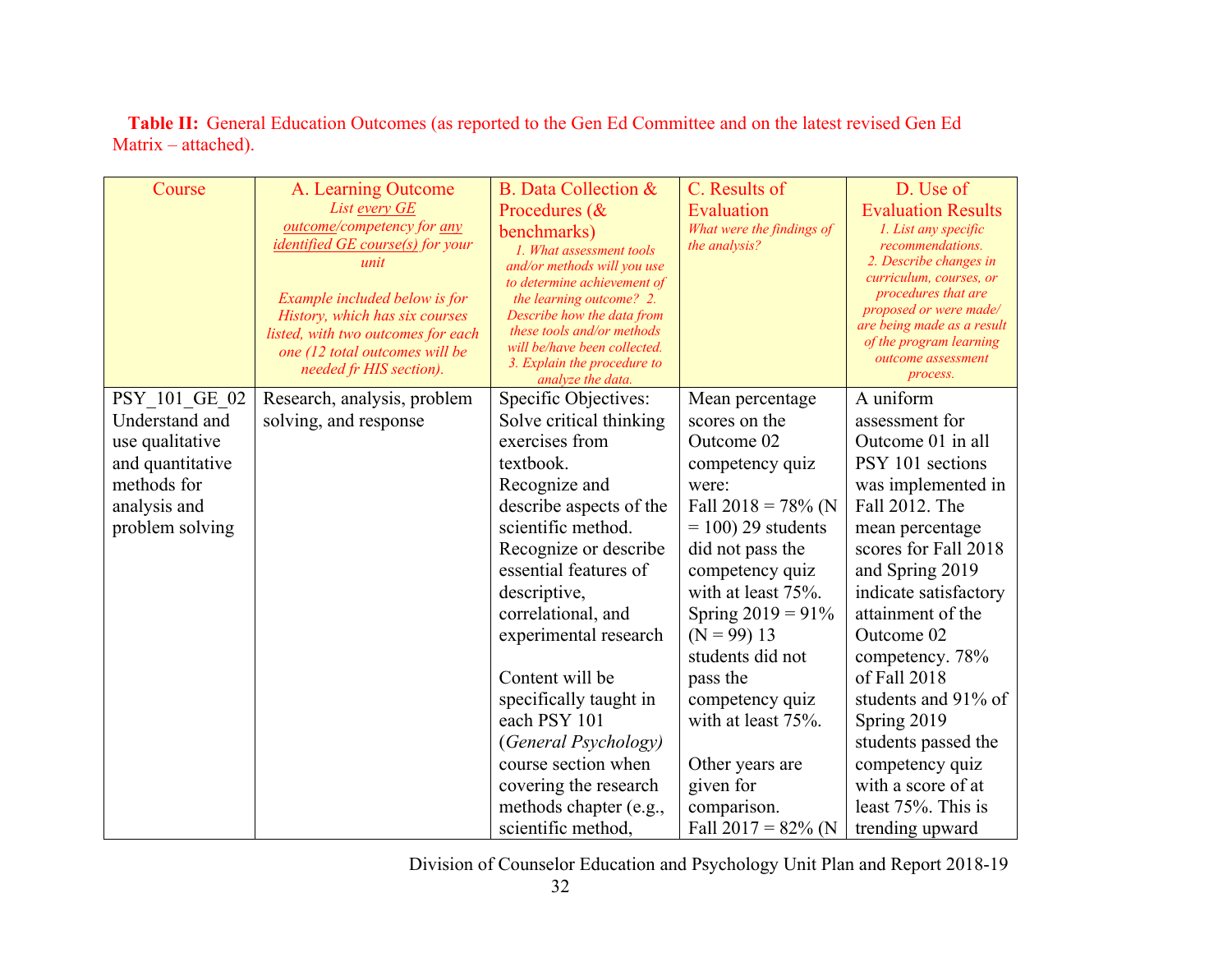**Table II:** General Education Outcomes (as reported to the Gen Ed Committee and on the latest revised Gen Ed Matrix – attached).

| Course | A. Learning Outcome *List every GE outcome/competency for any identified GE course(s) for your unit* *Example included below is for History, which has six courses listed, with two outcomes for each one (12 total outcomes will be needed fr HIS section).* | B. Data Collection & Procedures (& benchmarks) *1. What assessment tools and/or methods will you use to determine achievement of the learning outcome? 2. Describe how the data from these tools and/or methods will be/have been collected. 3. Explain the procedure to analyze the data.* | C. Results of Evaluation *What were the findings of the analysis?* | D. Use of Evaluation Results *1. List any specific recommendations. 2. Describe changes in curriculum, courses, or procedures that are proposed or were made/ are being made as a result of the program learning outcome assessment process.* |
|---|---|---|---|---|
| PSY_101_GE_02 Understand and use qualitative and quantitative methods for analysis and problem solving | Research, analysis, problem solving, and response | Specific Objectives: Solve critical thinking exercises from textbook. Recognize and describe aspects of the scientific method. Recognize or describe essential features of descriptive, correlational, and experimental research<br><br>Content will be specifically taught in each PSY 101 (*General Psychology)* course section when covering the research methods chapter (e.g., scientific method, | Mean percentage scores on the Outcome 02 competency quiz were: Fall 2018 = 78% (N = 100) 29 students did not pass the competency quiz with at least 75%. Spring 2019 = 91% (N = 99) 13 students did not pass the competency quiz with at least 75%.<br><br>Other years are given for comparison. Fall 2017 = 82% (N | A uniform assessment for Outcome 01 in all PSY 101 sections was implemented in Fall 2012. The mean percentage scores for Fall 2018 and Spring 2019 indicate satisfactory attainment of the Outcome 02 competency. 78% of Fall 2018 students and 91% of Spring 2019 students passed the competency quiz with a score of at least 75%. This is trending upward |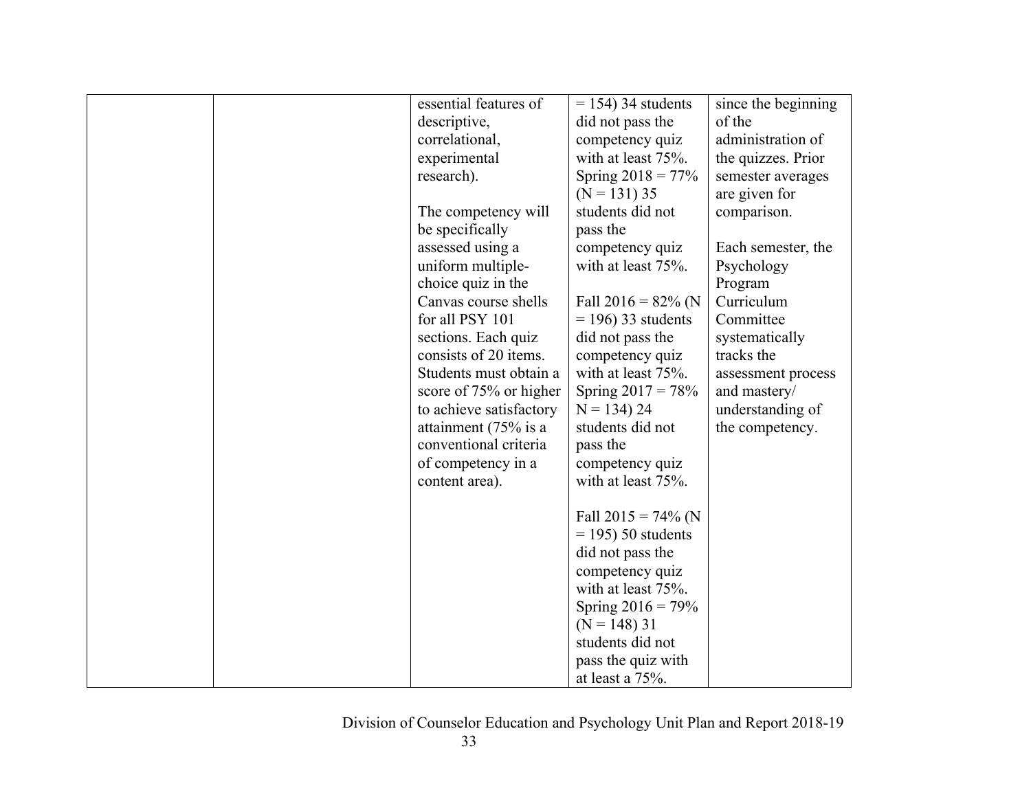| | | essential features of descriptive, correlational, experimental research).<br><br>The competency will be specifically assessed using a uniform multiple-choice quiz in the Canvas course shells for all PSY 101 sections. Each quiz consists of 20 items. Students must obtain a score of 75% or higher to achieve satisfactory attainment (75% is a conventional criteria of competency in a content area). | = 154) 34 students did not pass the competency quiz with at least 75%.<br>Spring 2018 = 77% (N = 131) 35 students did not pass the competency quiz with at least 75%.<br><br>Fall 2016 = 82% (N = 196) 33 students did not pass the competency quiz with at least 75%.<br>Spring 2017 = 78% N = 134) 24 students did not pass the competency quiz with at least 75%.<br><br>Fall 2015 = 74% (N = 195) 50 students did not pass the competency quiz with at least 75%.<br>Spring 2016 = 79% (N = 148) 31 students did not pass the quiz with at least a 75%. | since the beginning of the administration of the quizzes. Prior semester averages are given for comparison.<br><br>Each semester, the Psychology Program Curriculum Committee systematically tracks the assessment process and mastery/ understanding of the competency. |
|---|---|---|---|---|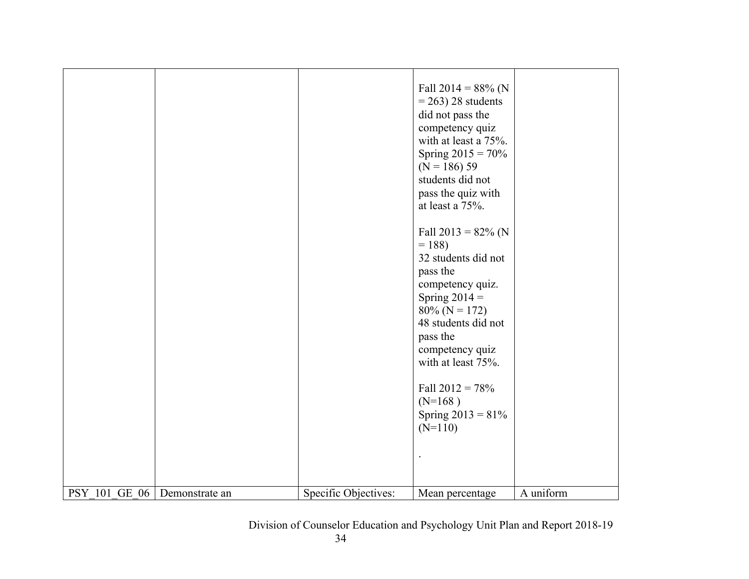| | | | | |
|---|---|---|---|---|
| | | | Fall 2014 = 88% (N = 263) 28 students did not pass the competency quiz with at least a 75%. Spring 2015 = 70% (N = 186) 59 students did not pass the quiz with at least a 75%.<br><br>Fall 2013 = 82% (N = 188)<br>32 students did not pass the competency quiz. Spring 2014 = 80% (N = 172)<br>48 students did not pass the competency quiz with at least 75%.<br><br>Fall 2012 = 78% (N=168 )<br>Spring 2013 = 81% (N=110)<br><br>. | |
| PSY_101_GE_06 | Demonstrate an | Specific Objectives: | Mean percentage | A uniform |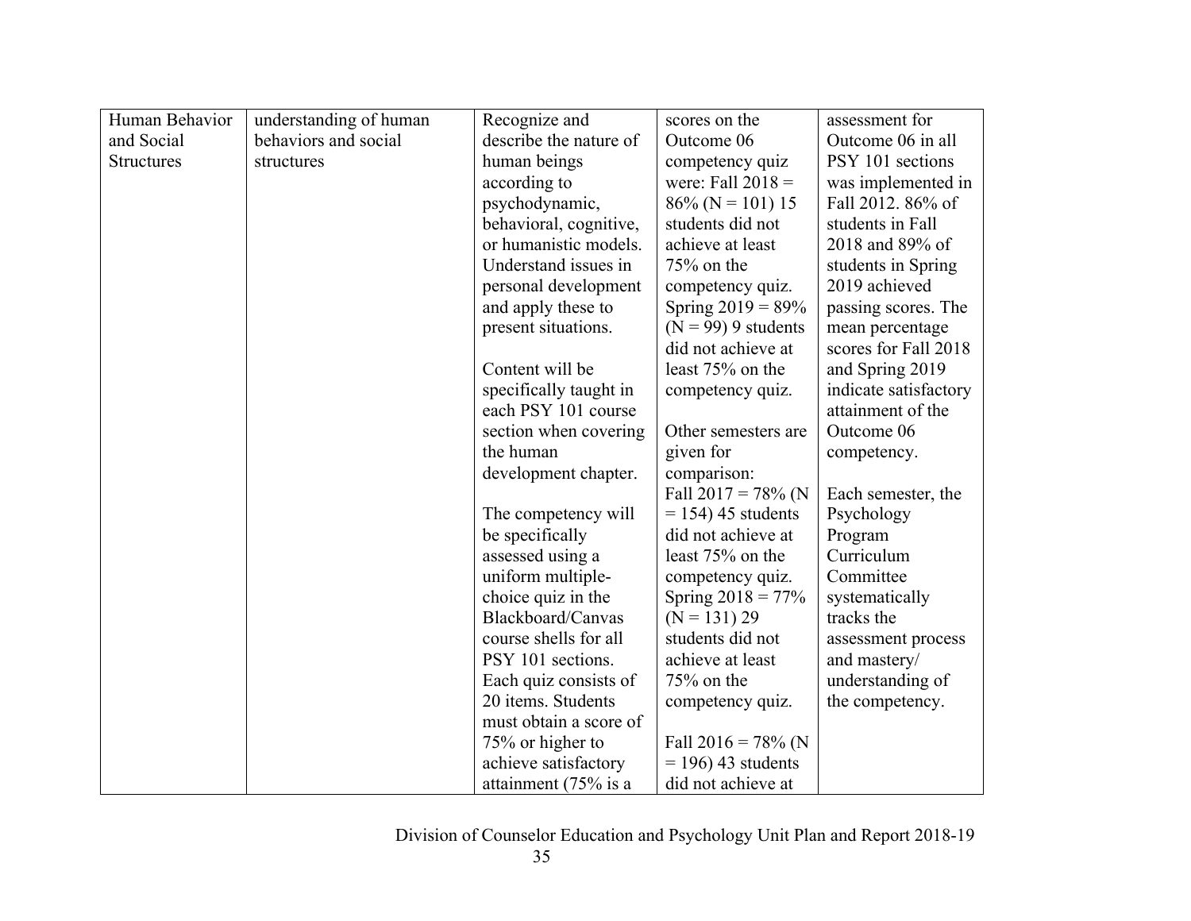| | | | | |
|---|---|---|---|---|
| Human Behavior and Social Structures | understanding of human behaviors and social structures | Recognize and describe the nature of human beings according to psychodynamic, behavioral, cognitive, or humanistic models. Understand issues in personal development and apply these to present situations.<br><br>Content will be specifically taught in each PSY 101 course section when covering the human development chapter.<br><br>The competency will be specifically assessed using a uniform multiple-choice quiz in the Blackboard/Canvas course shells for all PSY 101 sections. Each quiz consists of 20 items. Students must obtain a score of 75% or higher to achieve satisfactory attainment (75% is a | scores on the Outcome 06 competency quiz were: Fall 2018 = 86% (N = 101) 15 students did not achieve at least 75% on the competency quiz. Spring 2019 = 89% (N = 99) 9 students did not achieve at least 75% on the competency quiz.<br><br>Other semesters are given for comparison:<br>Fall 2017 = 78% (N = 154) 45 students did not achieve at least 75% on the competency quiz.<br>Spring 2018 = 77% (N = 131) 29 students did not achieve at least 75% on the competency quiz.<br><br>Fall 2016 = 78% (N = 196) 43 students did not achieve at | assessment for Outcome 06 in all PSY 101 sections was implemented in Fall 2012. 86% of students in Fall 2018 and 89% of students in Spring 2019 achieved passing scores. The mean percentage scores for Fall 2018 and Spring 2019 indicate satisfactory attainment of the Outcome 06 competency.<br><br>Each semester, the Psychology Program Curriculum Committee systematically tracks the assessment process and mastery/ understanding of the competency. |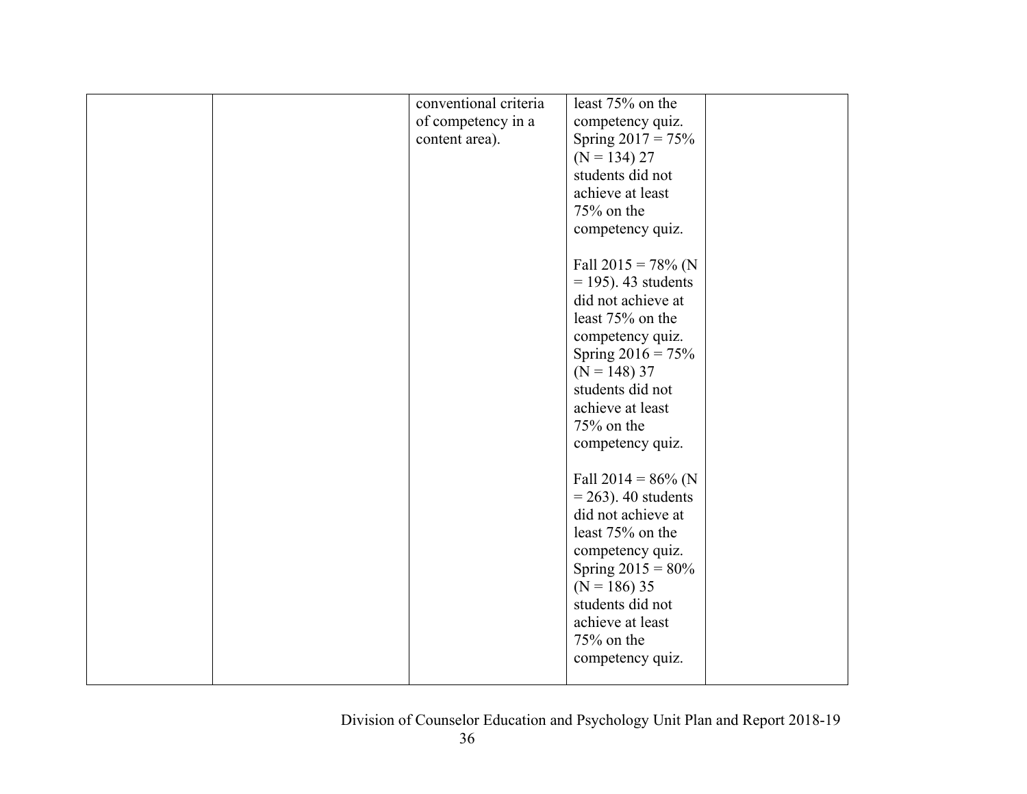| | | | | |
|---|---|---|---|---|
| | | conventional criteria of competency in a content area). | least 75% on the competency quiz. Spring 2017 = 75% (N = 134) 27 students did not achieve at least 75% on the competency quiz.<br><br>Fall 2015 = 78% (N = 195). 43 students did not achieve at least 75% on the competency quiz. Spring 2016 = 75% (N = 148) 37 students did not achieve at least 75% on the competency quiz.<br><br>Fall 2014 = 86% (N = 263). 40 students did not achieve at least 75% on the competency quiz. Spring 2015 = 80% (N = 186) 35 students did not achieve at least 75% on the competency quiz. | |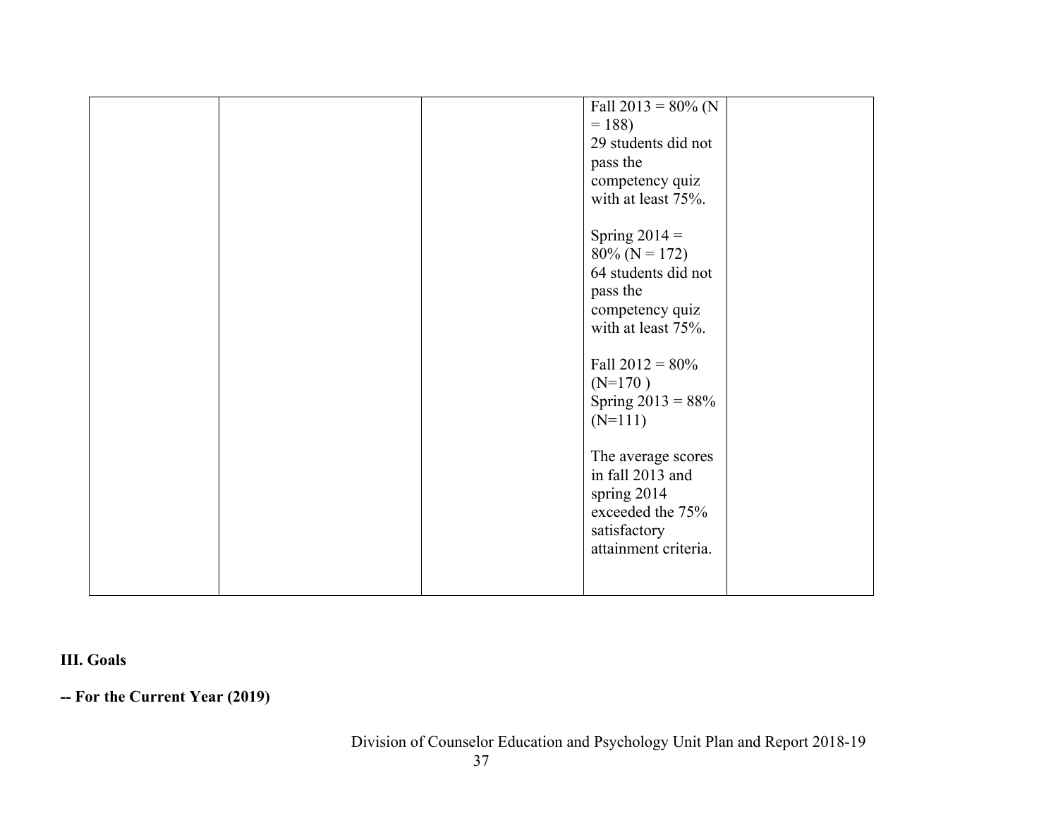| | | | | |
|---|---|---|---|---|
| | | | Fall 2013 = 80% (N = 188)<br>29 students did not pass the competency quiz with at least 75%.<br><br>Spring 2014 = 80% (N = 172)<br>64 students did not pass the competency quiz with at least 75%.<br><br>Fall 2012 = 80% (N=170 )<br>Spring 2013 = 88% (N=111)<br><br>The average scores in fall 2013 and spring 2014 exceeded the 75% satisfactory attainment criteria. | |

## III. Goals

**-- For the Current Year (2019)**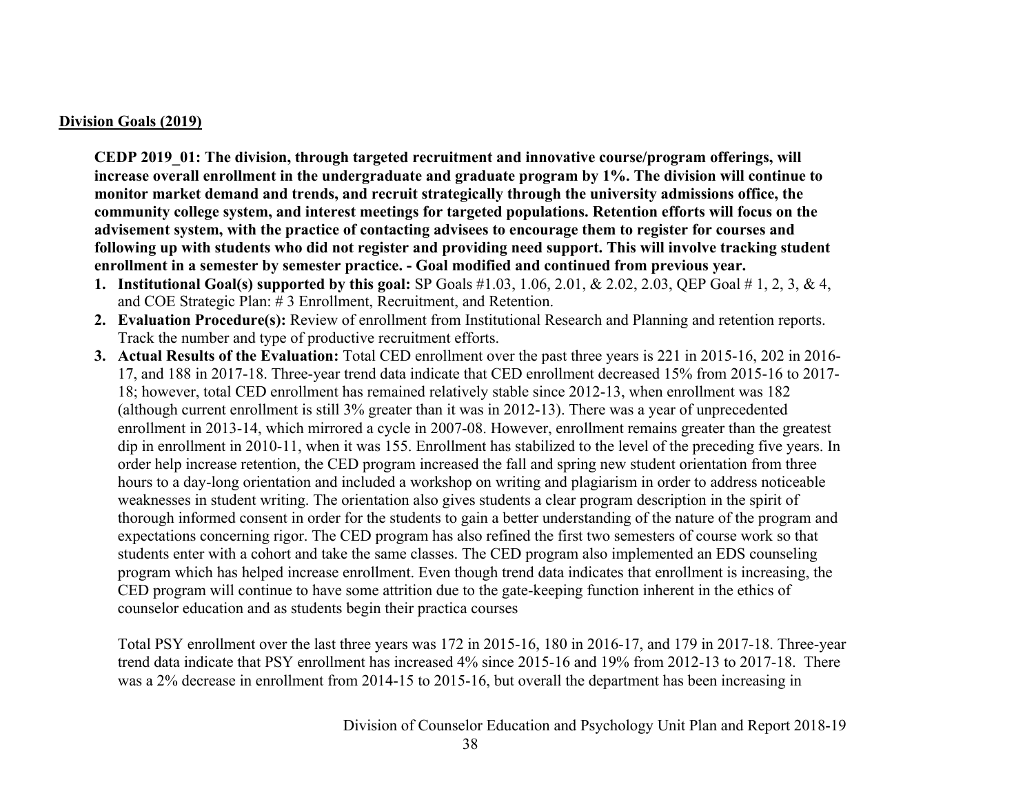**Division Goals (2019)**

**CEDP 2019_01: The division, through targeted recruitment and innovative course/program offerings, will increase overall enrollment in the undergraduate and graduate program by 1%. The division will continue to monitor market demand and trends, and recruit strategically through the university admissions office, the community college system, and interest meetings for targeted populations. Retention efforts will focus on the advisement system, with the practice of contacting advisees to encourage them to register for courses and following up with students who did not register and providing need support. This will involve tracking student enrollment in a semester by semester practice. - Goal modified and continued from previous year.**

1. **Institutional Goal(s) supported by this goal:** SP Goals #1.03, 1.06, 2.01, & 2.02, 2.03, QEP Goal # 1, 2, 3, & 4, and COE Strategic Plan: # 3 Enrollment, Recruitment, and Retention.
2. **Evaluation Procedure(s):** Review of enrollment from Institutional Research and Planning and retention reports. Track the number and type of productive recruitment efforts.
3. **Actual Results of the Evaluation:** Total CED enrollment over the past three years is 221 in 2015-16, 202 in 2016-17, and 188 in 2017-18. Three-year trend data indicate that CED enrollment decreased 15% from 2015-16 to 2017-18; however, total CED enrollment has remained relatively stable since 2012-13, when enrollment was 182 (although current enrollment is still 3% greater than it was in 2012-13). There was a year of unprecedented enrollment in 2013-14, which mirrored a cycle in 2007-08. However, enrollment remains greater than the greatest dip in enrollment in 2010-11, when it was 155. Enrollment has stabilized to the level of the preceding five years. In order help increase retention, the CED program increased the fall and spring new student orientation from three hours to a day-long orientation and included a workshop on writing and plagiarism in order to address noticeable weaknesses in student writing. The orientation also gives students a clear program description in the spirit of thorough informed consent in order for the students to gain a better understanding of the nature of the program and expectations concerning rigor. The CED program has also refined the first two semesters of course work so that students enter with a cohort and take the same classes. The CED program also implemented an EDS counseling program which has helped increase enrollment. Even though trend data indicates that enrollment is increasing, the CED program will continue to have some attrition due to the gate-keeping function inherent in the ethics of counselor education and as students begin their practica courses

   Total PSY enrollment over the last three years was 172 in 2015-16, 180 in 2016-17, and 179 in 2017-18. Three-year trend data indicate that PSY enrollment has increased 4% since 2015-16 and 19% from 2012-13 to 2017-18. There was a 2% decrease in enrollment from 2014-15 to 2015-16, but overall the department has been increasing in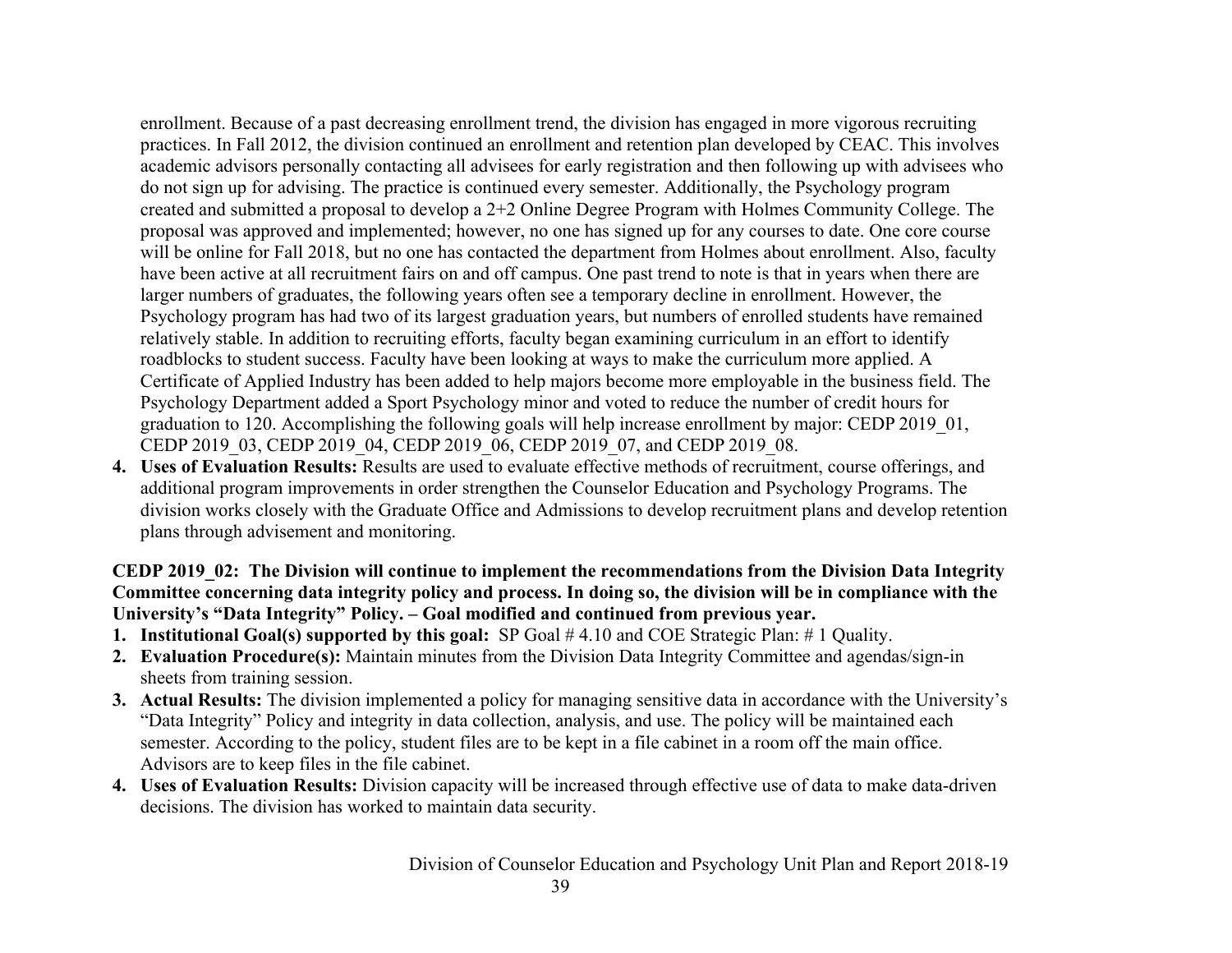enrollment. Because of a past decreasing enrollment trend, the division has engaged in more vigorous recruiting practices. In Fall 2012, the division continued an enrollment and retention plan developed by CEAC. This involves academic advisors personally contacting all advisees for early registration and then following up with advisees who do not sign up for advising. The practice is continued every semester. Additionally, the Psychology program created and submitted a proposal to develop a 2+2 Online Degree Program with Holmes Community College. The proposal was approved and implemented; however, no one has signed up for any courses to date. One core course will be online for Fall 2018, but no one has contacted the department from Holmes about enrollment. Also, faculty have been active at all recruitment fairs on and off campus. One past trend to note is that in years when there are larger numbers of graduates, the following years often see a temporary decline in enrollment. However, the Psychology program has had two of its largest graduation years, but numbers of enrolled students have remained relatively stable. In addition to recruiting efforts, faculty began examining curriculum in an effort to identify roadblocks to student success. Faculty have been looking at ways to make the curriculum more applied. A Certificate of Applied Industry has been added to help majors become more employable in the business field. The Psychology Department added a Sport Psychology minor and voted to reduce the number of credit hours for graduation to 120. Accomplishing the following goals will help increase enrollment by major: CEDP 2019_01, CEDP 2019_03, CEDP 2019_04, CEDP 2019_06, CEDP 2019_07, and CEDP 2019_08.

4. **Uses of Evaluation Results:** Results are used to evaluate effective methods of recruitment, course offerings, and additional program improvements in order strengthen the Counselor Education and Psychology Programs. The division works closely with the Graduate Office and Admissions to develop recruitment plans and develop retention plans through advisement and monitoring.

**CEDP 2019_02: The Division will continue to implement the recommendations from the Division Data Integrity Committee concerning data integrity policy and process. In doing so, the division will be in compliance with the University's "Data Integrity" Policy. – Goal modified and continued from previous year.**

1. **Institutional Goal(s) supported by this goal:** SP Goal # 4.10 and COE Strategic Plan: # 1 Quality.
2. **Evaluation Procedure(s):** Maintain minutes from the Division Data Integrity Committee and agendas/sign-in sheets from training session.
3. **Actual Results:** The division implemented a policy for managing sensitive data in accordance with the University's "Data Integrity" Policy and integrity in data collection, analysis, and use. The policy will be maintained each semester. According to the policy, student files are to be kept in a file cabinet in a room off the main office. Advisors are to keep files in the file cabinet.
4. **Uses of Evaluation Results:** Division capacity will be increased through effective use of data to make data-driven decisions. The division has worked to maintain data security.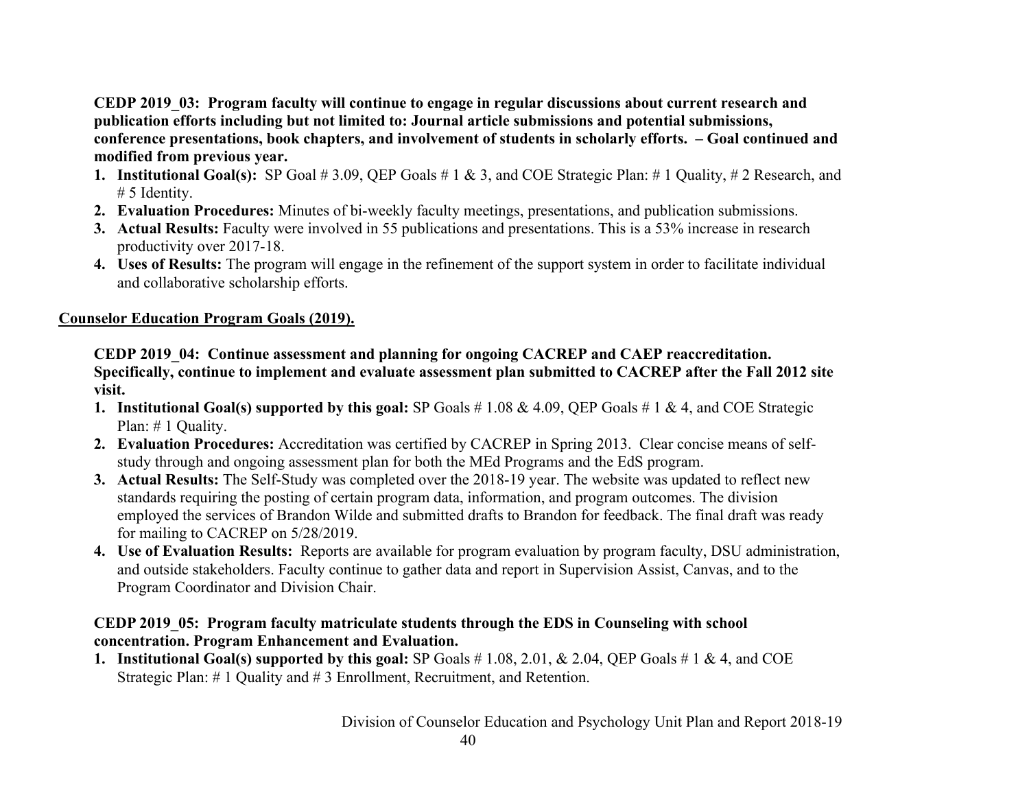**CEDP 2019_03: Program faculty will continue to engage in regular discussions about current research and publication efforts including but not limited to: Journal article submissions and potential submissions, conference presentations, book chapters, and involvement of students in scholarly efforts. – Goal continued and modified from previous year.**

1. **Institutional Goal(s):** SP Goal # 3.09, QEP Goals # 1 & 3, and COE Strategic Plan: # 1 Quality, # 2 Research, and # 5 Identity.
2. **Evaluation Procedures:** Minutes of bi-weekly faculty meetings, presentations, and publication submissions.
3. **Actual Results:** Faculty were involved in 55 publications and presentations. This is a 53% increase in research productivity over 2017-18.
4. **Uses of Results:** The program will engage in the refinement of the support system in order to facilitate individual and collaborative scholarship efforts.

<u>**Counselor Education Program Goals (2019).**</u>

**CEDP 2019_04: Continue assessment and planning for ongoing CACREP and CAEP reaccreditation. Specifically, continue to implement and evaluate assessment plan submitted to CACREP after the Fall 2012 site visit.**

1. **Institutional Goal(s) supported by this goal:** SP Goals # 1.08 & 4.09, QEP Goals # 1 & 4, and COE Strategic Plan: # 1 Quality.
2. **Evaluation Procedures:** Accreditation was certified by CACREP in Spring 2013. Clear concise means of self-study through and ongoing assessment plan for both the MEd Programs and the EdS program.
3. **Actual Results:** The Self-Study was completed over the 2018-19 year. The website was updated to reflect new standards requiring the posting of certain program data, information, and program outcomes. The division employed the services of Brandon Wilde and submitted drafts to Brandon for feedback. The final draft was ready for mailing to CACREP on 5/28/2019.
4. **Use of Evaluation Results:** Reports are available for program evaluation by program faculty, DSU administration, and outside stakeholders. Faculty continue to gather data and report in Supervision Assist, Canvas, and to the Program Coordinator and Division Chair.

**CEDP 2019_05: Program faculty matriculate students through the EDS in Counseling with school concentration. Program Enhancement and Evaluation.**

1. **Institutional Goal(s) supported by this goal:** SP Goals # 1.08, 2.01, & 2.04, QEP Goals # 1 & 4, and COE Strategic Plan: # 1 Quality and # 3 Enrollment, Recruitment, and Retention.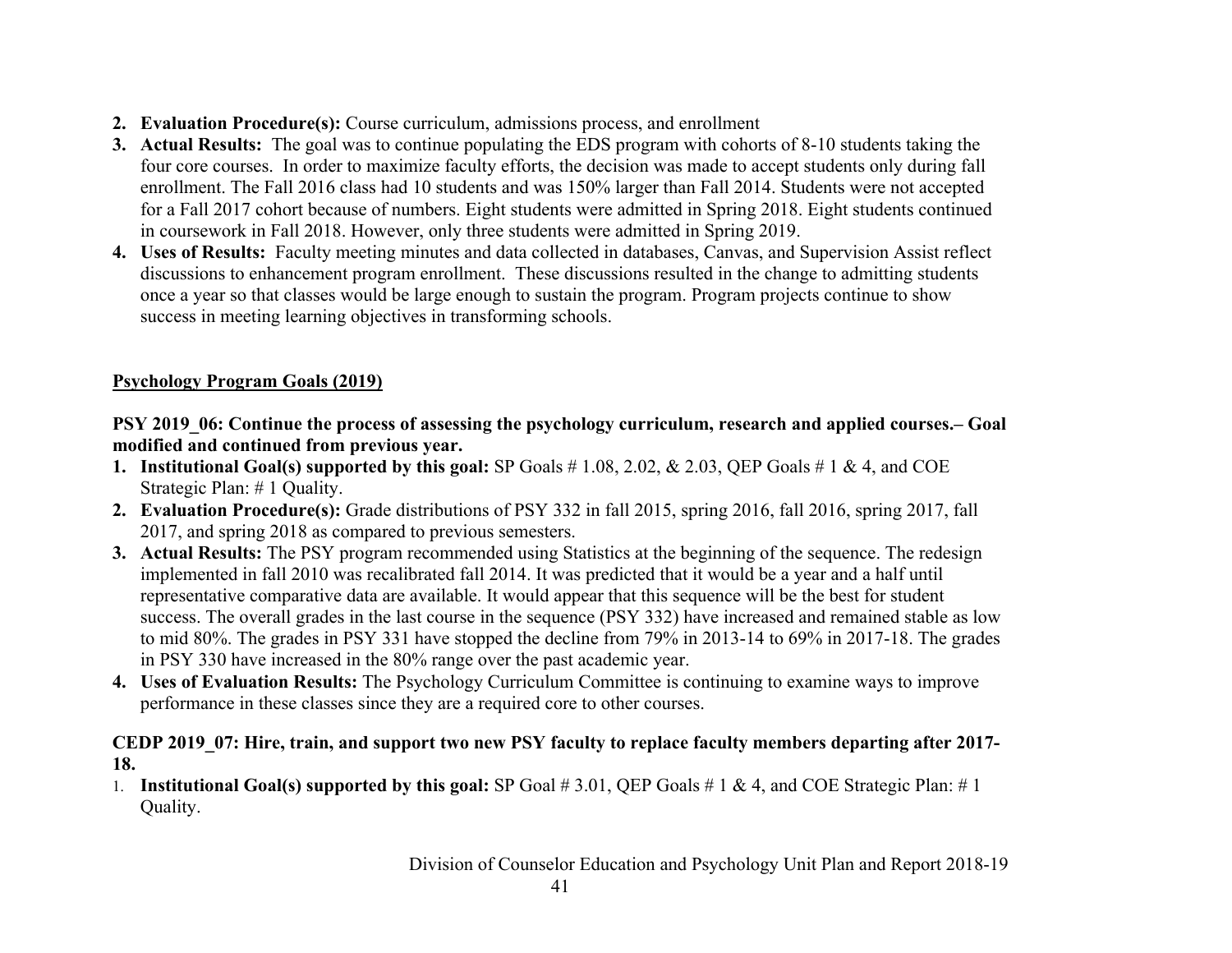2. **Evaluation Procedure(s):** Course curriculum, admissions process, and enrollment
3. **Actual Results:** The goal was to continue populating the EDS program with cohorts of 8-10 students taking the four core courses. In order to maximize faculty efforts, the decision was made to accept students only during fall enrollment. The Fall 2016 class had 10 students and was 150% larger than Fall 2014. Students were not accepted for a Fall 2017 cohort because of numbers. Eight students were admitted in Spring 2018. Eight students continued in coursework in Fall 2018. However, only three students were admitted in Spring 2019.
4. **Uses of Results:** Faculty meeting minutes and data collected in databases, Canvas, and Supervision Assist reflect discussions to enhancement program enrollment. These discussions resulted in the change to admitting students once a year so that classes would be large enough to sustain the program. Program projects continue to show success in meeting learning objectives in transforming schools.

**<u>Psychology Program Goals (2019)</u>**

**PSY 2019_06: Continue the process of assessing the psychology curriculum, research and applied courses.– Goal modified and continued from previous year.**

1. **Institutional Goal(s) supported by this goal:** SP Goals # 1.08, 2.02, & 2.03, QEP Goals # 1 & 4, and COE Strategic Plan: # 1 Quality.
2. **Evaluation Procedure(s):** Grade distributions of PSY 332 in fall 2015, spring 2016, fall 2016, spring 2017, fall 2017, and spring 2018 as compared to previous semesters.
3. **Actual Results:** The PSY program recommended using Statistics at the beginning of the sequence. The redesign implemented in fall 2010 was recalibrated fall 2014. It was predicted that it would be a year and a half until representative comparative data are available. It would appear that this sequence will be the best for student success. The overall grades in the last course in the sequence (PSY 332) have increased and remained stable as low to mid 80%. The grades in PSY 331 have stopped the decline from 79% in 2013-14 to 69% in 2017-18. The grades in PSY 330 have increased in the 80% range over the past academic year.
4. **Uses of Evaluation Results:** The Psychology Curriculum Committee is continuing to examine ways to improve performance in these classes since they are a required core to other courses.

**CEDP 2019_07: Hire, train, and support two new PSY faculty to replace faculty members departing after 2017-18.**

1. **Institutional Goal(s) supported by this goal:** SP Goal # 3.01, QEP Goals # 1 & 4, and COE Strategic Plan: # 1 Quality.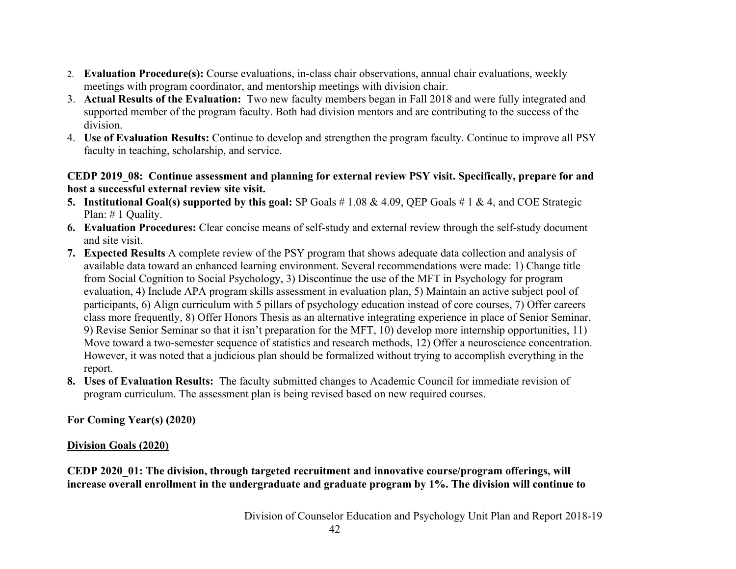2. **Evaluation Procedure(s):** Course evaluations, in-class chair observations, annual chair evaluations, weekly meetings with program coordinator, and mentorship meetings with division chair.
3. **Actual Results of the Evaluation:** Two new faculty members began in Fall 2018 and were fully integrated and supported member of the program faculty. Both had division mentors and are contributing to the success of the division.
4. **Use of Evaluation Results:** Continue to develop and strengthen the program faculty. Continue to improve all PSY faculty in teaching, scholarship, and service.

**CEDP 2019_08: Continue assessment and planning for external review PSY visit. Specifically, prepare for and host a successful external review site visit.**

5. **Institutional Goal(s) supported by this goal:** SP Goals # 1.08 & 4.09, QEP Goals # 1 & 4, and COE Strategic Plan: # 1 Quality.
6. **Evaluation Procedures:** Clear concise means of self-study and external review through the self-study document and site visit.
7. **Expected Results** A complete review of the PSY program that shows adequate data collection and analysis of available data toward an enhanced learning environment. Several recommendations were made: 1) Change title from Social Cognition to Social Psychology, 3) Discontinue the use of the MFT in Psychology for program evaluation, 4) Include APA program skills assessment in evaluation plan, 5) Maintain an active subject pool of participants, 6) Align curriculum with 5 pillars of psychology education instead of core courses, 7) Offer careers class more frequently, 8) Offer Honors Thesis as an alternative integrating experience in place of Senior Seminar, 9) Revise Senior Seminar so that it isn't preparation for the MFT, 10) develop more internship opportunities, 11) Move toward a two-semester sequence of statistics and research methods, 12) Offer a neuroscience concentration. However, it was noted that a judicious plan should be formalized without trying to accomplish everything in the report.
8. **Uses of Evaluation Results:** The faculty submitted changes to Academic Council for immediate revision of program curriculum. The assessment plan is being revised based on new required courses.

**For Coming Year(s) (2020)**

**Division Goals (2020)**

**CEDP 2020_01: The division, through targeted recruitment and innovative course/program offerings, will increase overall enrollment in the undergraduate and graduate program by 1%. The division will continue to**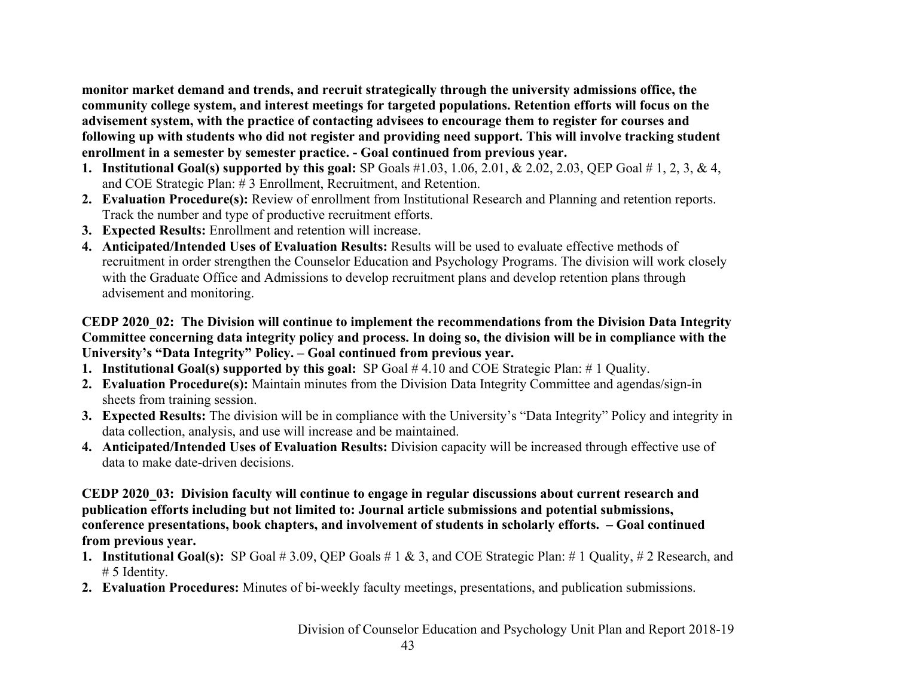**monitor market demand and trends, and recruit strategically through the university admissions office, the community college system, and interest meetings for targeted populations. Retention efforts will focus on the advisement system, with the practice of contacting advisees to encourage them to register for courses and following up with students who did not register and providing need support. This will involve tracking student enrollment in a semester by semester practice. - Goal continued from previous year.**

1. **Institutional Goal(s) supported by this goal:** SP Goals #1.03, 1.06, 2.01, & 2.02, 2.03, QEP Goal # 1, 2, 3, & 4, and COE Strategic Plan: # 3 Enrollment, Recruitment, and Retention.
2. **Evaluation Procedure(s):** Review of enrollment from Institutional Research and Planning and retention reports. Track the number and type of productive recruitment efforts.
3. **Expected Results:** Enrollment and retention will increase.
4. **Anticipated/Intended Uses of Evaluation Results:** Results will be used to evaluate effective methods of recruitment in order strengthen the Counselor Education and Psychology Programs. The division will work closely with the Graduate Office and Admissions to develop recruitment plans and develop retention plans through advisement and monitoring.

**CEDP 2020_02: The Division will continue to implement the recommendations from the Division Data Integrity Committee concerning data integrity policy and process. In doing so, the division will be in compliance with the University's "Data Integrity" Policy. – Goal continued from previous year.**

1. **Institutional Goal(s) supported by this goal:** SP Goal # 4.10 and COE Strategic Plan: # 1 Quality.
2. **Evaluation Procedure(s):** Maintain minutes from the Division Data Integrity Committee and agendas/sign-in sheets from training session.
3. **Expected Results:** The division will be in compliance with the University's "Data Integrity" Policy and integrity in data collection, analysis, and use will increase and be maintained.
4. **Anticipated/Intended Uses of Evaluation Results:** Division capacity will be increased through effective use of data to make date-driven decisions.

**CEDP 2020_03: Division faculty will continue to engage in regular discussions about current research and publication efforts including but not limited to: Journal article submissions and potential submissions, conference presentations, book chapters, and involvement of students in scholarly efforts. – Goal continued from previous year.**

1. **Institutional Goal(s):** SP Goal # 3.09, QEP Goals # 1 & 3, and COE Strategic Plan: # 1 Quality, # 2 Research, and # 5 Identity.
2. **Evaluation Procedures:** Minutes of bi-weekly faculty meetings, presentations, and publication submissions.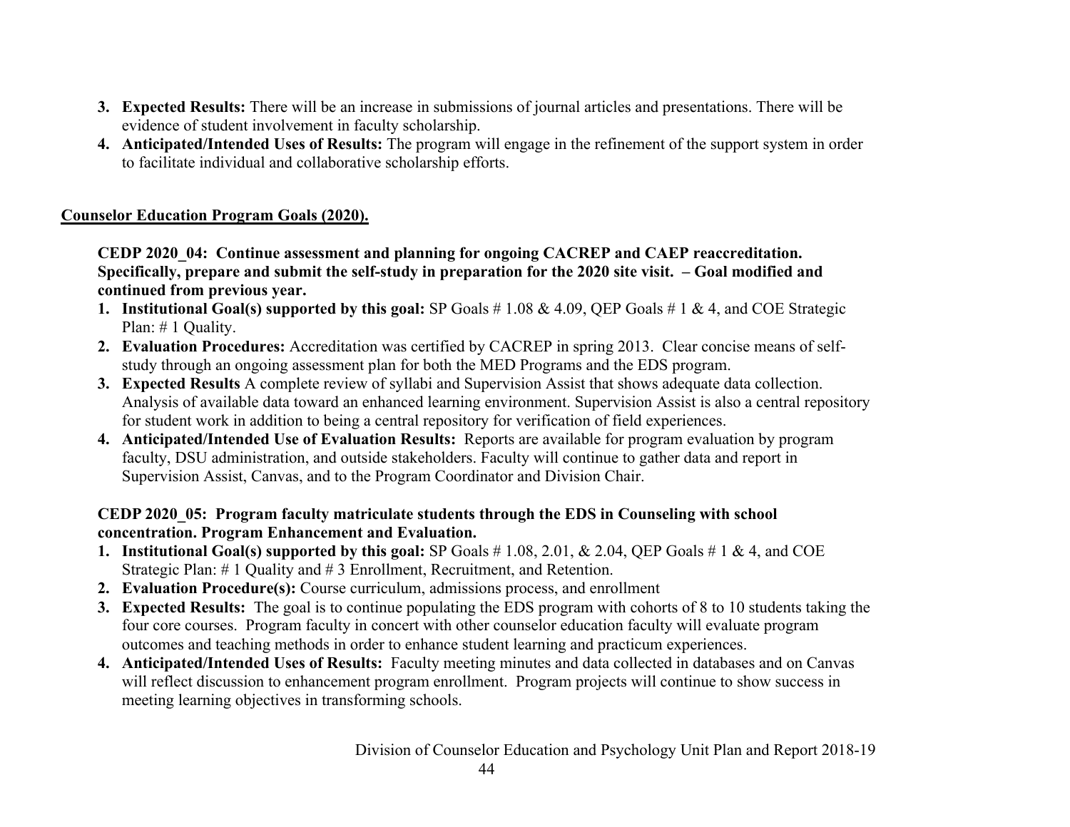3. **Expected Results:** There will be an increase in submissions of journal articles and presentations. There will be evidence of student involvement in faculty scholarship.
4. **Anticipated/Intended Uses of Results:** The program will engage in the refinement of the support system in order to facilitate individual and collaborative scholarship efforts.

**Counselor Education Program Goals (2020).**

**CEDP 2020_04: Continue assessment and planning for ongoing CACREP and CAEP reaccreditation. Specifically, prepare and submit the self-study in preparation for the 2020 site visit. – Goal modified and continued from previous year.**

1. **Institutional Goal(s) supported by this goal:** SP Goals # 1.08 & 4.09, QEP Goals # 1 & 4, and COE Strategic Plan: # 1 Quality.
2. **Evaluation Procedures:** Accreditation was certified by CACREP in spring 2013. Clear concise means of self-study through an ongoing assessment plan for both the MED Programs and the EDS program.
3. **Expected Results** A complete review of syllabi and Supervision Assist that shows adequate data collection. Analysis of available data toward an enhanced learning environment. Supervision Assist is also a central repository for student work in addition to being a central repository for verification of field experiences.
4. **Anticipated/Intended Use of Evaluation Results:** Reports are available for program evaluation by program faculty, DSU administration, and outside stakeholders. Faculty will continue to gather data and report in Supervision Assist, Canvas, and to the Program Coordinator and Division Chair.

**CEDP 2020_05: Program faculty matriculate students through the EDS in Counseling with school concentration. Program Enhancement and Evaluation.**

1. **Institutional Goal(s) supported by this goal:** SP Goals # 1.08, 2.01, & 2.04, QEP Goals # 1 & 4, and COE Strategic Plan: # 1 Quality and # 3 Enrollment, Recruitment, and Retention.
2. **Evaluation Procedure(s):** Course curriculum, admissions process, and enrollment
3. **Expected Results:** The goal is to continue populating the EDS program with cohorts of 8 to 10 students taking the four core courses. Program faculty in concert with other counselor education faculty will evaluate program outcomes and teaching methods in order to enhance student learning and practicum experiences.
4. **Anticipated/Intended Uses of Results:** Faculty meeting minutes and data collected in databases and on Canvas will reflect discussion to enhancement program enrollment. Program projects will continue to show success in meeting learning objectives in transforming schools.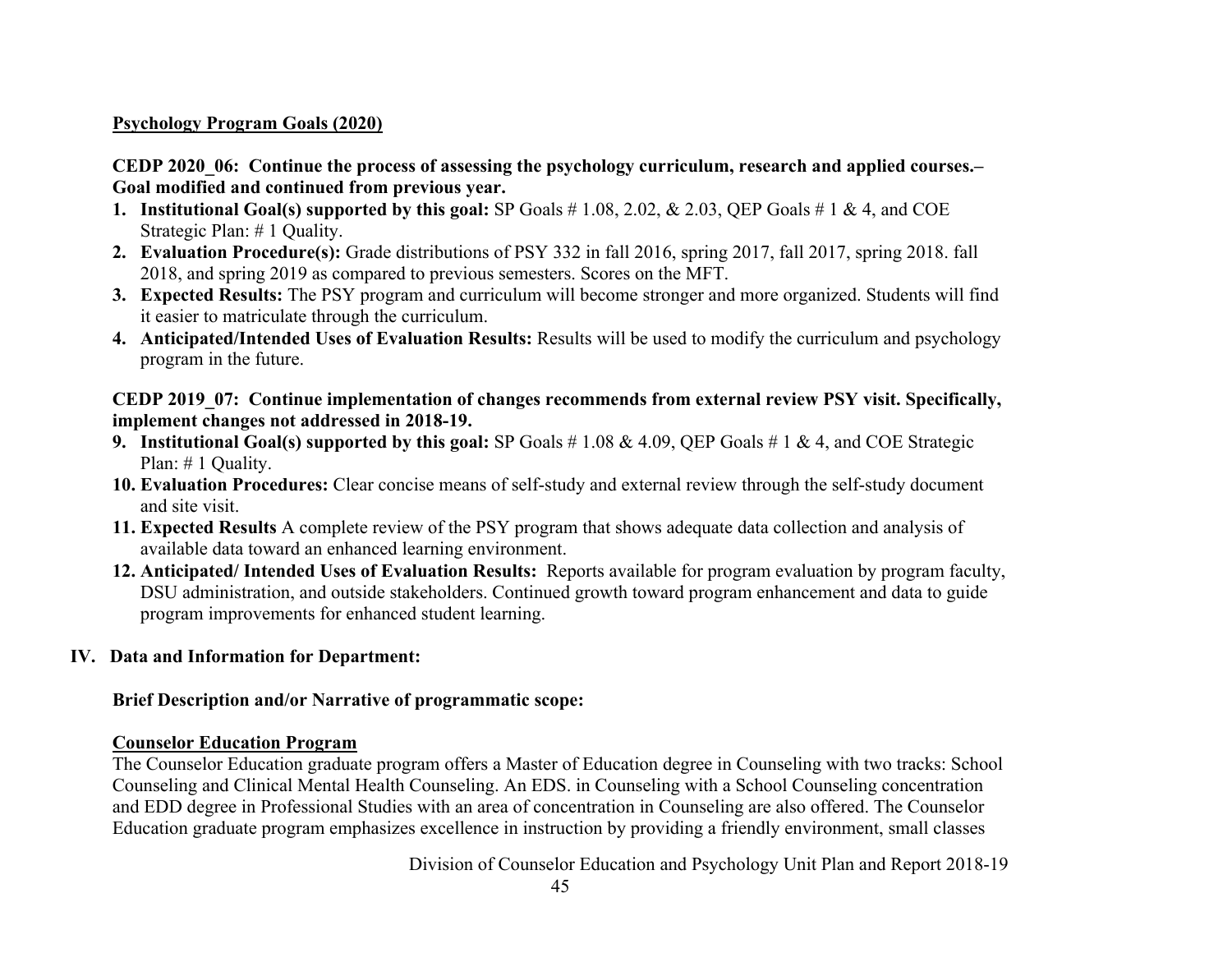**Psychology Program Goals (2020)**

**CEDP 2020_06: Continue the process of assessing the psychology curriculum, research and applied courses.– Goal modified and continued from previous year.**

1. **Institutional Goal(s) supported by this goal:** SP Goals # 1.08, 2.02, & 2.03, QEP Goals # 1 & 4, and COE Strategic Plan: # 1 Quality.
2. **Evaluation Procedure(s):** Grade distributions of PSY 332 in fall 2016, spring 2017, fall 2017, spring 2018. fall 2018, and spring 2019 as compared to previous semesters. Scores on the MFT.
3. **Expected Results:** The PSY program and curriculum will become stronger and more organized. Students will find it easier to matriculate through the curriculum.
4. **Anticipated/Intended Uses of Evaluation Results:** Results will be used to modify the curriculum and psychology program in the future.

**CEDP 2019_07: Continue implementation of changes recommends from external review PSY visit. Specifically, implement changes not addressed in 2018-19.**

9. **Institutional Goal(s) supported by this goal:** SP Goals # 1.08 & 4.09, QEP Goals # 1 & 4, and COE Strategic Plan: # 1 Quality.
10. **Evaluation Procedures:** Clear concise means of self-study and external review through the self-study document and site visit.
11. **Expected Results** A complete review of the PSY program that shows adequate data collection and analysis of available data toward an enhanced learning environment.
12. **Anticipated/ Intended Uses of Evaluation Results:** Reports available for program evaluation by program faculty, DSU administration, and outside stakeholders. Continued growth toward program enhancement and data to guide program improvements for enhanced student learning.

## IV. Data and Information for Department:

**Brief Description and/or Narrative of programmatic scope:**

**Counselor Education Program**

The Counselor Education graduate program offers a Master of Education degree in Counseling with two tracks: School Counseling and Clinical Mental Health Counseling. An EDS. in Counseling with a School Counseling concentration and EDD degree in Professional Studies with an area of concentration in Counseling are also offered. The Counselor Education graduate program emphasizes excellence in instruction by providing a friendly environment, small classes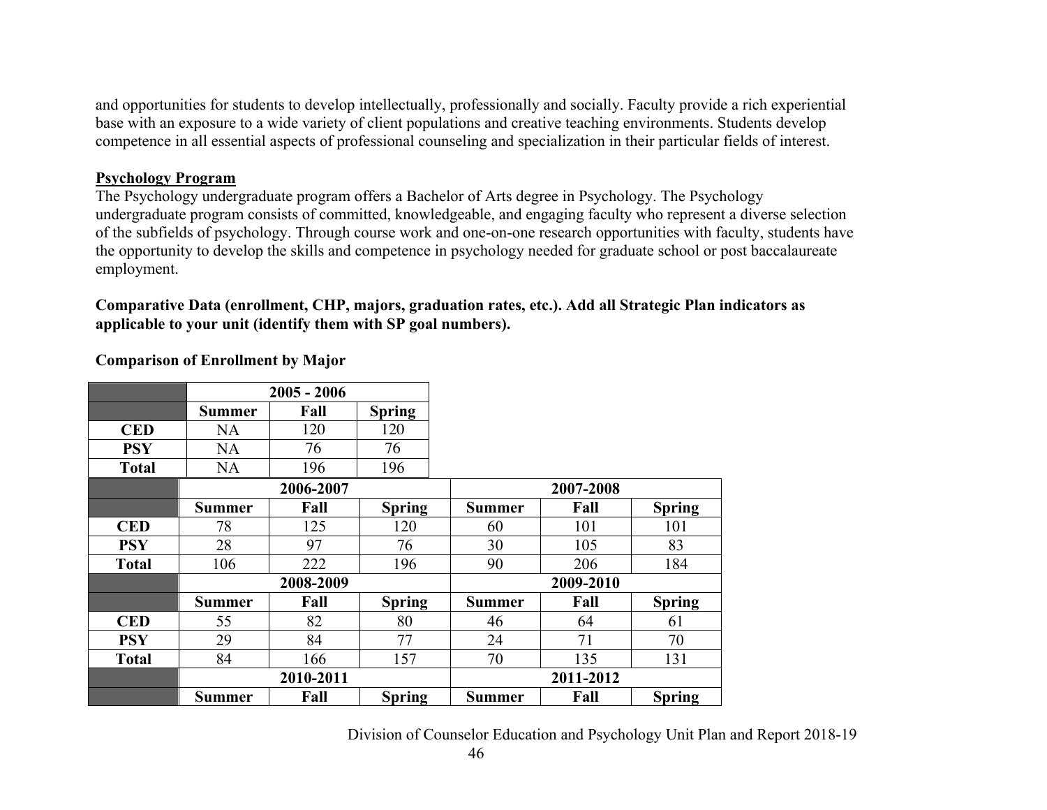and opportunities for students to develop intellectually, professionally and socially. Faculty provide a rich experiential base with an exposure to a wide variety of client populations and creative teaching environments. Students develop competence in all essential aspects of professional counseling and specialization in their particular fields of interest.

**Psychology Program**

The Psychology undergraduate program offers a Bachelor of Arts degree in Psychology. The Psychology undergraduate program consists of committed, knowledgeable, and engaging faculty who represent a diverse selection of the subfields of psychology. Through course work and one-on-one research opportunities with faculty, students have the opportunity to develop the skills and competence in psychology needed for graduate school or post baccalaureate employment.

**Comparative Data (enrollment, CHP, majors, graduation rates, etc.). Add all Strategic Plan indicators as applicable to your unit (identify them with SP goal numbers).**

**Comparison of Enrollment by Major**

| | 2005 - 2006 | | |
|---|---|---|---|
| | **Summer** | **Fall** | **Spring** |
| **CED** | NA | 120 | 120 |
| **PSY** | NA | 76 | 76 |
| **Total** | NA | 196 | 196 |

| | 2006-2007 | | | 2007-2008 | | |
|---|---|---|---|---|---|---|
| | **Summer** | **Fall** | **Spring** | **Summer** | **Fall** | **Spring** |
| **CED** | 78 | 125 | 120 | 60 | 101 | 101 |
| **PSY** | 28 | 97 | 76 | 30 | 105 | 83 |
| **Total** | 106 | 222 | 196 | 90 | 206 | 184 |
| | **2008-2009** | | | **2009-2010** | | |
| | **Summer** | **Fall** | **Spring** | **Summer** | **Fall** | **Spring** |
| **CED** | 55 | 82 | 80 | 46 | 64 | 61 |
| **PSY** | 29 | 84 | 77 | 24 | 71 | 70 |
| **Total** | 84 | 166 | 157 | 70 | 135 | 131 |
| | **2010-2011** | | | **2011-2012** | | |
| | **Summer** | **Fall** | **Spring** | **Summer** | **Fall** | **Spring** |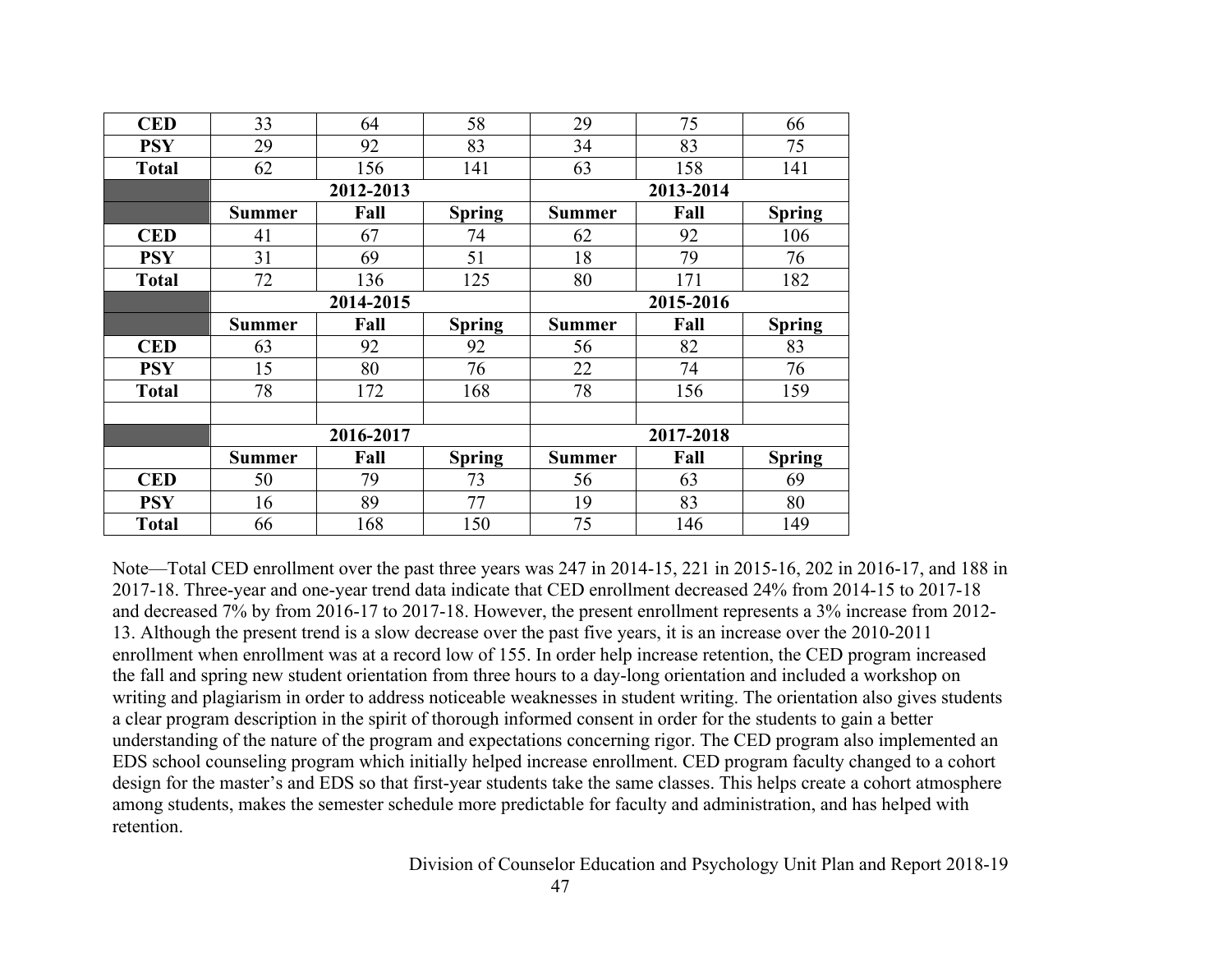| | | | | | | |
|---|---|---|---|---|---|---|
| **CED** | 33 | 64 | 58 | 29 | 75 | 66 |
| **PSY** | 29 | 92 | 83 | 34 | 83 | 75 |
| **Total** | 62 | 156 | 141 | 63 | 158 | 141 |
| | **2012-2013** | | | **2013-2014** | | |
| | **Summer** | **Fall** | **Spring** | **Summer** | **Fall** | **Spring** |
| **CED** | 41 | 67 | 74 | 62 | 92 | 106 |
| **PSY** | 31 | 69 | 51 | 18 | 79 | 76 |
| **Total** | 72 | 136 | 125 | 80 | 171 | 182 |
| | **2014-2015** | | | **2015-2016** | | |
| | **Summer** | **Fall** | **Spring** | **Summer** | **Fall** | **Spring** |
| **CED** | 63 | 92 | 92 | 56 | 82 | 83 |
| **PSY** | 15 | 80 | 76 | 22 | 74 | 76 |
| **Total** | 78 | 172 | 168 | 78 | 156 | 159 |
| | | | | | | |
| | **2016-2017** | | | **2017-2018** | | |
| | **Summer** | **Fall** | **Spring** | **Summer** | **Fall** | **Spring** |
| **CED** | 50 | 79 | 73 | 56 | 63 | 69 |
| **PSY** | 16 | 89 | 77 | 19 | 83 | 80 |
| **Total** | 66 | 168 | 150 | 75 | 146 | 149 |

Note—Total CED enrollment over the past three years was 247 in 2014-15, 221 in 2015-16, 202 in 2016-17, and 188 in 2017-18. Three-year and one-year trend data indicate that CED enrollment decreased 24% from 2014-15 to 2017-18 and decreased 7% by from 2016-17 to 2017-18. However, the present enrollment represents a 3% increase from 2012-13. Although the present trend is a slow decrease over the past five years, it is an increase over the 2010-2011 enrollment when enrollment was at a record low of 155. In order help increase retention, the CED program increased the fall and spring new student orientation from three hours to a day-long orientation and included a workshop on writing and plagiarism in order to address noticeable weaknesses in student writing. The orientation also gives students a clear program description in the spirit of thorough informed consent in order for the students to gain a better understanding of the nature of the program and expectations concerning rigor. The CED program also implemented an EDS school counseling program which initially helped increase enrollment. CED program faculty changed to a cohort design for the master's and EDS so that first-year students take the same classes. This helps create a cohort atmosphere among students, makes the semester schedule more predictable for faculty and administration, and has helped with retention.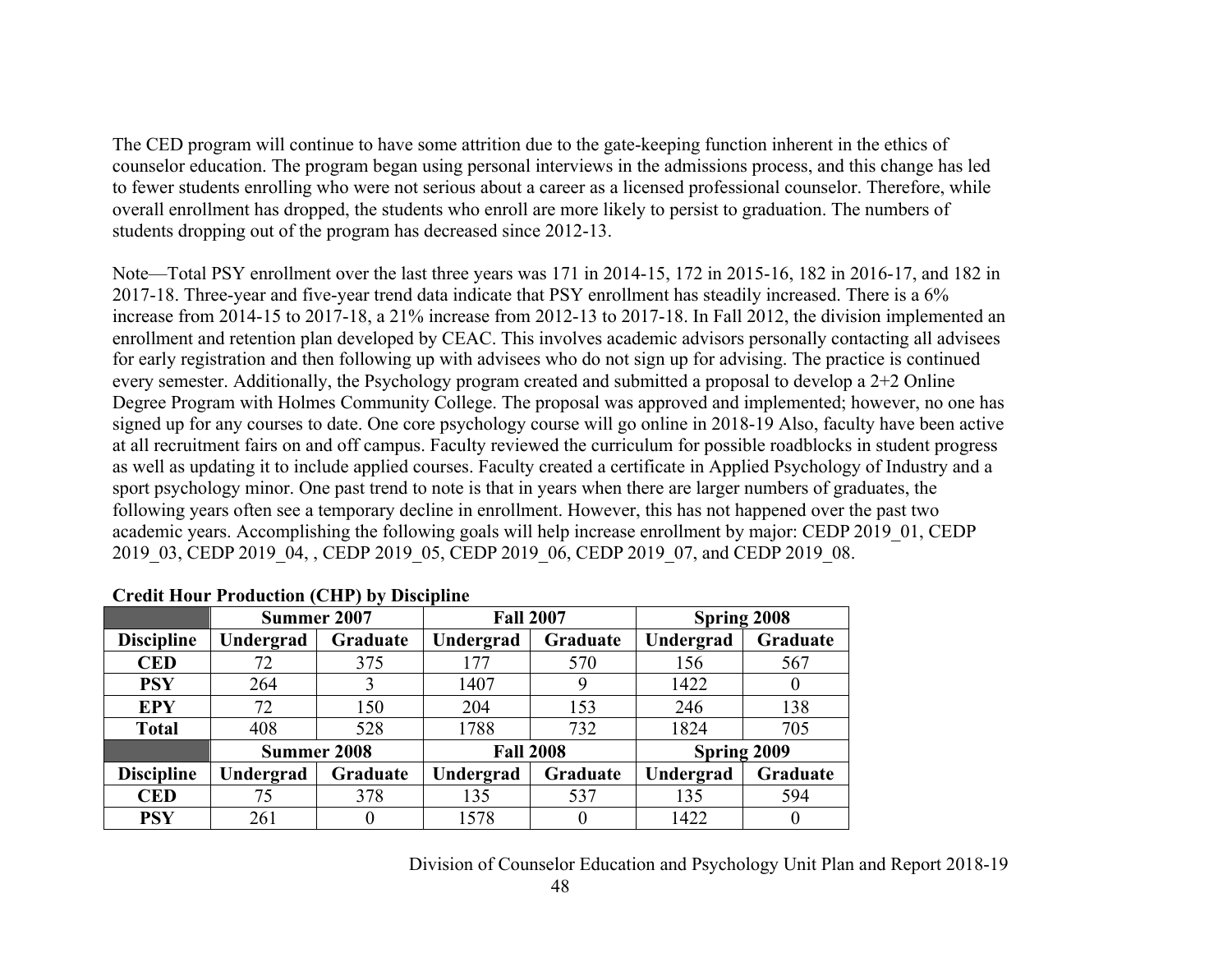The CED program will continue to have some attrition due to the gate-keeping function inherent in the ethics of counselor education. The program began using personal interviews in the admissions process, and this change has led to fewer students enrolling who were not serious about a career as a licensed professional counselor. Therefore, while overall enrollment has dropped, the students who enroll are more likely to persist to graduation. The numbers of students dropping out of the program has decreased since 2012-13.

Note—Total PSY enrollment over the last three years was 171 in 2014-15, 172 in 2015-16, 182 in 2016-17, and 182 in 2017-18. Three-year and five-year trend data indicate that PSY enrollment has steadily increased. There is a 6% increase from 2014-15 to 2017-18, a 21% increase from 2012-13 to 2017-18. In Fall 2012, the division implemented an enrollment and retention plan developed by CEAC. This involves academic advisors personally contacting all advisees for early registration and then following up with advisees who do not sign up for advising. The practice is continued every semester. Additionally, the Psychology program created and submitted a proposal to develop a 2+2 Online Degree Program with Holmes Community College. The proposal was approved and implemented; however, no one has signed up for any courses to date. One core psychology course will go online in 2018-19 Also, faculty have been active at all recruitment fairs on and off campus. Faculty reviewed the curriculum for possible roadblocks in student progress as well as updating it to include applied courses. Faculty created a certificate in Applied Psychology of Industry and a sport psychology minor. One past trend to note is that in years when there are larger numbers of graduates, the following years often see a temporary decline in enrollment. However, this has not happened over the past two academic years. Accomplishing the following goals will help increase enrollment by major: CEDP 2019_01, CEDP 2019_03, CEDP 2019_04, , CEDP 2019_05, CEDP 2019_06, CEDP 2019_07, and CEDP 2019_08.

**Credit Hour Production (CHP) by Discipline**

| | **Summer 2007** | | **Fall 2007** | | **Spring 2008** | |
|---|---|---|---|---|---|---|
| **Discipline** | **Undergrad** | **Graduate** | **Undergrad** | **Graduate** | **Undergrad** | **Graduate** |
| **CED** | 72 | 375 | 177 | 570 | 156 | 567 |
| **PSY** | 264 | 3 | 1407 | 9 | 1422 | 0 |
| **EPY** | 72 | 150 | 204 | 153 | 246 | 138 |
| **Total** | 408 | 528 | 1788 | 732 | 1824 | 705 |
| | **Summer 2008** | | **Fall 2008** | | **Spring 2009** | |
| **Discipline** | **Undergrad** | **Graduate** | **Undergrad** | **Graduate** | **Undergrad** | **Graduate** |
| **CED** | 75 | 378 | 135 | 537 | 135 | 594 |
| **PSY** | 261 | 0 | 1578 | 0 | 1422 | 0 |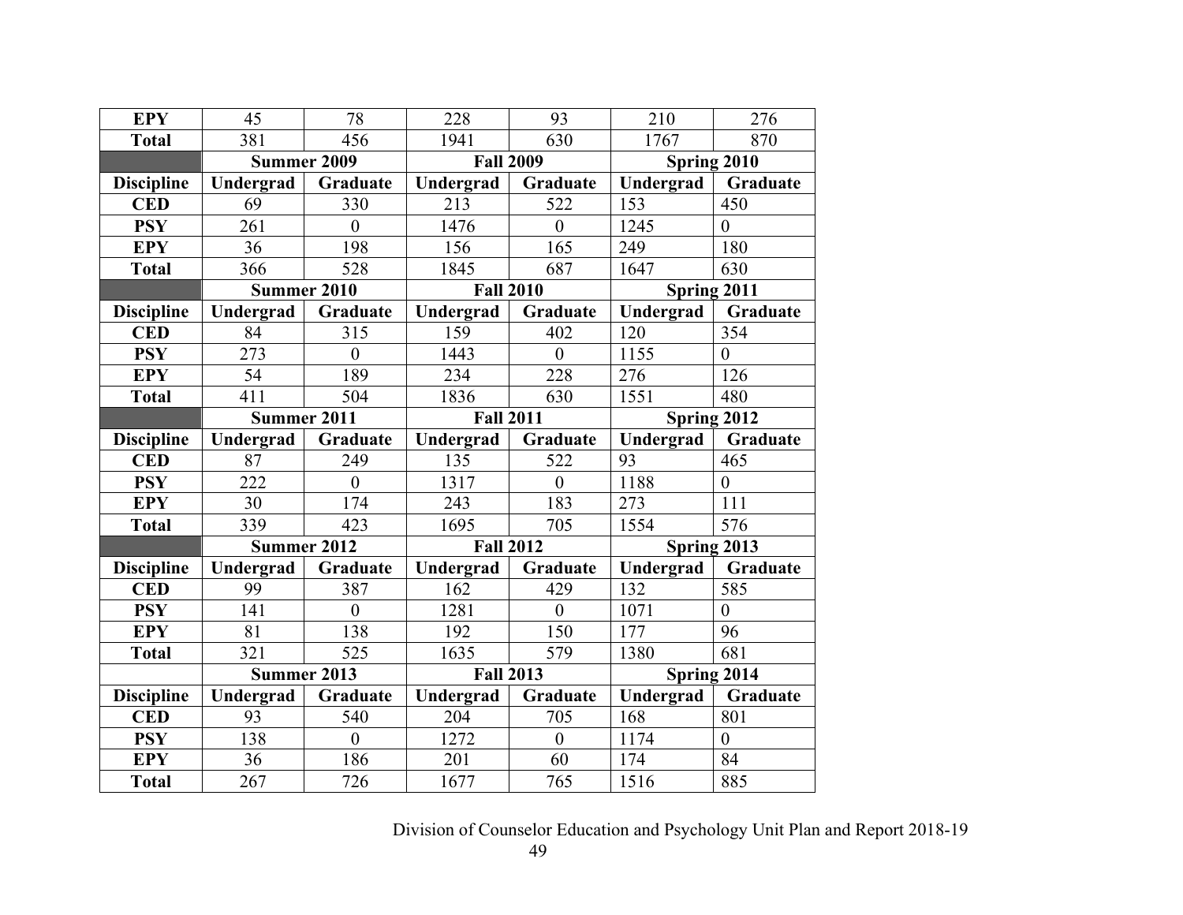| EPY | 45 | 78 | 228 | 93 | 210 | 276 |
|---|---|---|---|---|---|---|
| **Total** | 381 | 456 | 1941 | 630 | 1767 | 870 |
| | **Summer 2009** | | **Fall 2009** | | **Spring 2010** | |
| **Discipline** | **Undergrad** | **Graduate** | **Undergrad** | **Graduate** | **Undergrad** | **Graduate** |
| **CED** | 69 | 330 | 213 | 522 | 153 | 450 |
| **PSY** | 261 | 0 | 1476 | 0 | 1245 | 0 |
| **EPY** | 36 | 198 | 156 | 165 | 249 | 180 |
| **Total** | 366 | 528 | 1845 | 687 | 1647 | 630 |
| | **Summer 2010** | | **Fall 2010** | | **Spring 2011** | |
| **Discipline** | **Undergrad** | **Graduate** | **Undergrad** | **Graduate** | **Undergrad** | **Graduate** |
| **CED** | 84 | 315 | 159 | 402 | 120 | 354 |
| **PSY** | 273 | 0 | 1443 | 0 | 1155 | 0 |
| **EPY** | 54 | 189 | 234 | 228 | 276 | 126 |
| **Total** | 411 | 504 | 1836 | 630 | 1551 | 480 |
| | **Summer 2011** | | **Fall 2011** | | **Spring 2012** | |
| **Discipline** | **Undergrad** | **Graduate** | **Undergrad** | **Graduate** | **Undergrad** | **Graduate** |
| **CED** | 87 | 249 | 135 | 522 | 93 | 465 |
| **PSY** | 222 | 0 | 1317 | 0 | 1188 | 0 |
| **EPY** | 30 | 174 | 243 | 183 | 273 | 111 |
| **Total** | 339 | 423 | 1695 | 705 | 1554 | 576 |
| | **Summer 2012** | | **Fall 2012** | | **Spring 2013** | |
| **Discipline** | **Undergrad** | **Graduate** | **Undergrad** | **Graduate** | **Undergrad** | **Graduate** |
| **CED** | 99 | 387 | 162 | 429 | 132 | 585 |
| **PSY** | 141 | 0 | 1281 | 0 | 1071 | 0 |
| **EPY** | 81 | 138 | 192 | 150 | 177 | 96 |
| **Total** | 321 | 525 | 1635 | 579 | 1380 | 681 |
| | **Summer 2013** | | **Fall 2013** | | **Spring 2014** | |
| **Discipline** | **Undergrad** | **Graduate** | **Undergrad** | **Graduate** | **Undergrad** | **Graduate** |
| **CED** | 93 | 540 | 204 | 705 | 168 | 801 |
| **PSY** | 138 | 0 | 1272 | 0 | 1174 | 0 |
| **EPY** | 36 | 186 | 201 | 60 | 174 | 84 |
| **Total** | 267 | 726 | 1677 | 765 | 1516 | 885 |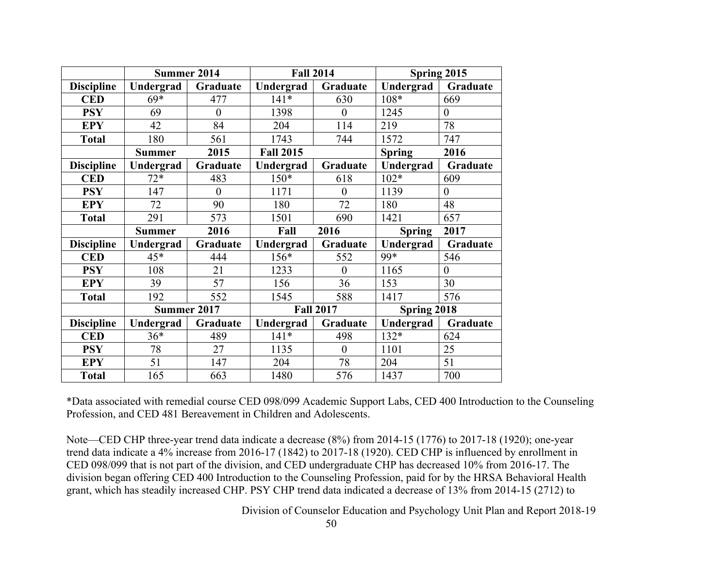| | Summer 2014 | | Fall 2014 | | Spring 2015 | |
|---|---|---|---|---|---|---|
| **Discipline** | **Undergrad** | **Graduate** | **Undergrad** | **Graduate** | **Undergrad** | **Graduate** |
| **CED** | 69* | 477 | 141* | 630 | 108* | 669 |
| **PSY** | 69 | 0 | 1398 | 0 | 1245 | 0 |
| **EPY** | 42 | 84 | 204 | 114 | 219 | 78 |
| **Total** | 180 | 561 | 1743 | 744 | 1572 | 747 |
| | **Summer** | **2015** | **Fall 2015** | | **Spring** | **2016** |
| **Discipline** | **Undergrad** | **Graduate** | **Undergrad** | **Graduate** | **Undergrad** | **Graduate** |
| **CED** | 72* | 483 | 150* | 618 | 102* | 609 |
| **PSY** | 147 | 0 | 1171 | 0 | 1139 | 0 |
| **EPY** | 72 | 90 | 180 | 72 | 180 | 48 |
| **Total** | 291 | 573 | 1501 | 690 | 1421 | 657 |
| | **Summer** | **2016** | **Fall** | **2016** | **Spring** | **2017** |
| **Discipline** | **Undergrad** | **Graduate** | **Undergrad** | **Graduate** | **Undergrad** | **Graduate** |
| **CED** | 45* | 444 | 156* | 552 | 99* | 546 |
| **PSY** | 108 | 21 | 1233 | 0 | 1165 | 0 |
| **EPY** | 39 | 57 | 156 | 36 | 153 | 30 |
| **Total** | 192 | 552 | 1545 | 588 | 1417 | 576 |
| | **Summer 2017** | | **Fall 2017** | | **Spring 2018** | |
| **Discipline** | **Undergrad** | **Graduate** | **Undergrad** | **Graduate** | **Undergrad** | **Graduate** |
| **CED** | 36* | 489 | 141* | 498 | 132* | 624 |
| **PSY** | 78 | 27 | 1135 | 0 | 1101 | 25 |
| **EPY** | 51 | 147 | 204 | 78 | 204 | 51 |
| **Total** | 165 | 663 | 1480 | 576 | 1437 | 700 |

*Data associated with remedial course CED 098/099 Academic Support Labs, CED 400 Introduction to the Counseling Profession, and CED 481 Bereavement in Children and Adolescents.

Note—CED CHP three-year trend data indicate a decrease (8%) from 2014-15 (1776) to 2017-18 (1920); one-year trend data indicate a 4% increase from 2016-17 (1842) to 2017-18 (1920). CED CHP is influenced by enrollment in CED 098/099 that is not part of the division, and CED undergraduate CHP has decreased 10% from 2016-17. The division began offering CED 400 Introduction to the Counseling Profession, paid for by the HRSA Behavioral Health grant, which has steadily increased CHP. PSY CHP trend data indicated a decrease of 13% from 2014-15 (2712) to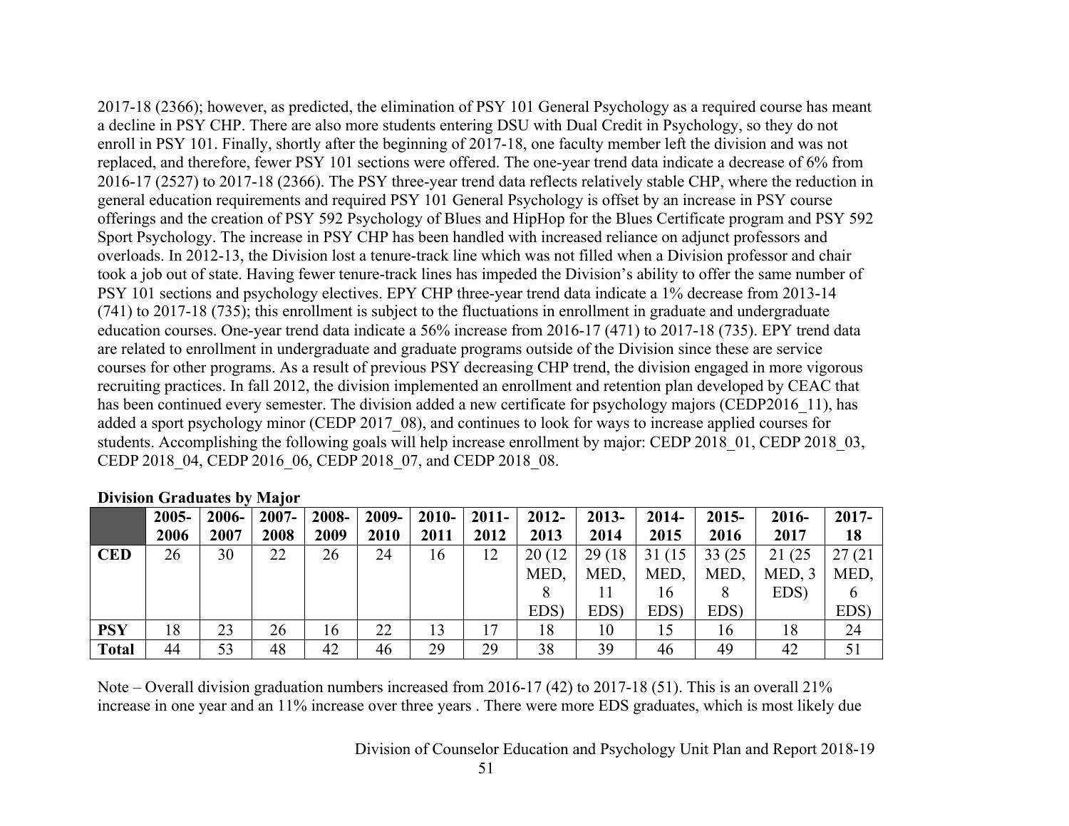2017-18 (2366); however, as predicted, the elimination of PSY 101 General Psychology as a required course has meant a decline in PSY CHP. There are also more students entering DSU with Dual Credit in Psychology, so they do not enroll in PSY 101. Finally, shortly after the beginning of 2017-18, one faculty member left the division and was not replaced, and therefore, fewer PSY 101 sections were offered. The one-year trend data indicate a decrease of 6% from 2016-17 (2527) to 2017-18 (2366). The PSY three-year trend data reflects relatively stable CHP, where the reduction in general education requirements and required PSY 101 General Psychology is offset by an increase in PSY course offerings and the creation of PSY 592 Psychology of Blues and HipHop for the Blues Certificate program and PSY 592 Sport Psychology. The increase in PSY CHP has been handled with increased reliance on adjunct professors and overloads. In 2012-13, the Division lost a tenure-track line which was not filled when a Division professor and chair took a job out of state. Having fewer tenure-track lines has impeded the Division's ability to offer the same number of PSY 101 sections and psychology electives. EPY CHP three-year trend data indicate a 1% decrease from 2013-14 (741) to 2017-18 (735); this enrollment is subject to the fluctuations in enrollment in graduate and undergraduate education courses. One-year trend data indicate a 56% increase from 2016-17 (471) to 2017-18 (735). EPY trend data are related to enrollment in undergraduate and graduate programs outside of the Division since these are service courses for other programs. As a result of previous PSY decreasing CHP trend, the division engaged in more vigorous recruiting practices. In fall 2012, the division implemented an enrollment and retention plan developed by CEAC that has been continued every semester. The division added a new certificate for psychology majors (CEDP2016_11), has added a sport psychology minor (CEDP 2017_08), and continues to look for ways to increase applied courses for students. Accomplishing the following goals will help increase enrollment by major: CEDP 2018_01, CEDP 2018_03, CEDP 2018_04, CEDP 2016_06, CEDP 2018_07, and CEDP 2018_08.

**Division Graduates by Major**

| | 2005-2006 | 2006-2007 | 2007-2008 | 2008-2009 | 2009-2010 | 2010-2011 | 2011-2012 | 2012-2013 | 2013-2014 | 2014-2015 | 2015-2016 | 2016-2017 | 2017-18 |
|---|---|---|---|---|---|---|---|---|---|---|---|---|---|
| **CED** | 26 | 30 | 22 | 26 | 24 | 16 | 12 | 20 (12 MED, 8 EDS) | 29 (18 MED, 11 EDS) | 31 (15 MED, 16 EDS) | 33 (25 MED, 8 EDS) | 21 (25 MED, 3 EDS) | 27 (21 MED, 6 EDS) |
| **PSY** | 18 | 23 | 26 | 16 | 22 | 13 | 17 | 18 | 10 | 15 | 16 | 18 | 24 |
| **Total** | 44 | 53 | 48 | 42 | 46 | 29 | 29 | 38 | 39 | 46 | 49 | 42 | 51 |

Note – Overall division graduation numbers increased from 2016-17 (42) to 2017-18 (51). This is an overall 21% increase in one year and an 11% increase over three years . There were more EDS graduates, which is most likely due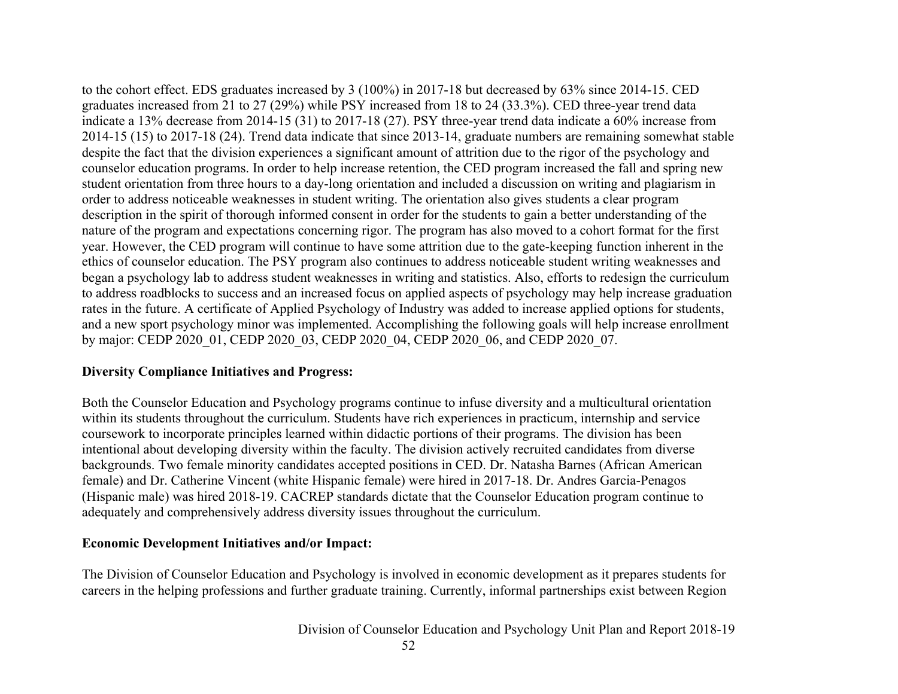to the cohort effect. EDS graduates increased by 3 (100%) in 2017-18 but decreased by 63% since 2014-15. CED graduates increased from 21 to 27 (29%) while PSY increased from 18 to 24 (33.3%). CED three-year trend data indicate a 13% decrease from 2014-15 (31) to 2017-18 (27). PSY three-year trend data indicate a 60% increase from 2014-15 (15) to 2017-18 (24). Trend data indicate that since 2013-14, graduate numbers are remaining somewhat stable despite the fact that the division experiences a significant amount of attrition due to the rigor of the psychology and counselor education programs. In order to help increase retention, the CED program increased the fall and spring new student orientation from three hours to a day-long orientation and included a discussion on writing and plagiarism in order to address noticeable weaknesses in student writing. The orientation also gives students a clear program description in the spirit of thorough informed consent in order for the students to gain a better understanding of the nature of the program and expectations concerning rigor. The program has also moved to a cohort format for the first year. However, the CED program will continue to have some attrition due to the gate-keeping function inherent in the ethics of counselor education. The PSY program also continues to address noticeable student writing weaknesses and began a psychology lab to address student weaknesses in writing and statistics. Also, efforts to redesign the curriculum to address roadblocks to success and an increased focus on applied aspects of psychology may help increase graduation rates in the future. A certificate of Applied Psychology of Industry was added to increase applied options for students, and a new sport psychology minor was implemented. Accomplishing the following goals will help increase enrollment by major: CEDP 2020_01, CEDP 2020_03, CEDP 2020_04, CEDP 2020_06, and CEDP 2020_07.

**Diversity Compliance Initiatives and Progress:**

Both the Counselor Education and Psychology programs continue to infuse diversity and a multicultural orientation within its students throughout the curriculum. Students have rich experiences in practicum, internship and service coursework to incorporate principles learned within didactic portions of their programs. The division has been intentional about developing diversity within the faculty. The division actively recruited candidates from diverse backgrounds. Two female minority candidates accepted positions in CED. Dr. Natasha Barnes (African American female) and Dr. Catherine Vincent (white Hispanic female) were hired in 2017-18. Dr. Andres Garcia-Penagos (Hispanic male) was hired 2018-19. CACREP standards dictate that the Counselor Education program continue to adequately and comprehensively address diversity issues throughout the curriculum.

**Economic Development Initiatives and/or Impact:**

The Division of Counselor Education and Psychology is involved in economic development as it prepares students for careers in the helping professions and further graduate training. Currently, informal partnerships exist between Region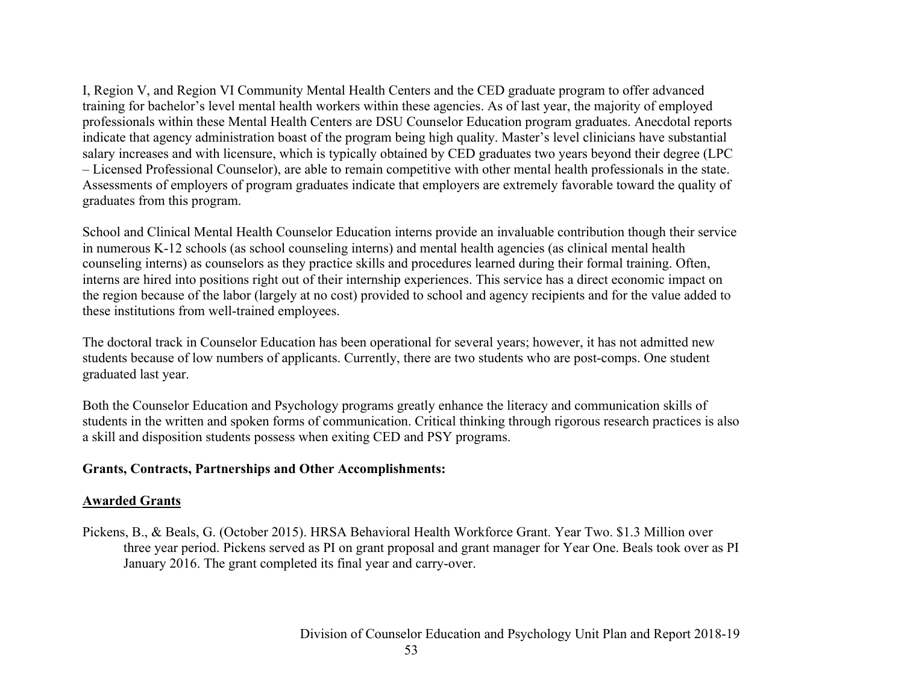I, Region V, and Region VI Community Mental Health Centers and the CED graduate program to offer advanced training for bachelor's level mental health workers within these agencies. As of last year, the majority of employed professionals within these Mental Health Centers are DSU Counselor Education program graduates. Anecdotal reports indicate that agency administration boast of the program being high quality. Master's level clinicians have substantial salary increases and with licensure, which is typically obtained by CED graduates two years beyond their degree (LPC – Licensed Professional Counselor), are able to remain competitive with other mental health professionals in the state. Assessments of employers of program graduates indicate that employers are extremely favorable toward the quality of graduates from this program.

School and Clinical Mental Health Counselor Education interns provide an invaluable contribution though their service in numerous K-12 schools (as school counseling interns) and mental health agencies (as clinical mental health counseling interns) as counselors as they practice skills and procedures learned during their formal training. Often, interns are hired into positions right out of their internship experiences. This service has a direct economic impact on the region because of the labor (largely at no cost) provided to school and agency recipients and for the value added to these institutions from well-trained employees.

The doctoral track in Counselor Education has been operational for several years; however, it has not admitted new students because of low numbers of applicants. Currently, there are two students who are post-comps. One student graduated last year.

Both the Counselor Education and Psychology programs greatly enhance the literacy and communication skills of students in the written and spoken forms of communication. Critical thinking through rigorous research practices is also a skill and disposition students possess when exiting CED and PSY programs.

**Grants, Contracts, Partnerships and Other Accomplishments:**

**Awarded Grants**

Pickens, B., & Beals, G. (October 2015). HRSA Behavioral Health Workforce Grant. Year Two. $1.3 Million over three year period. Pickens served as PI on grant proposal and grant manager for Year One. Beals took over as PI January 2016. The grant completed its final year and carry-over.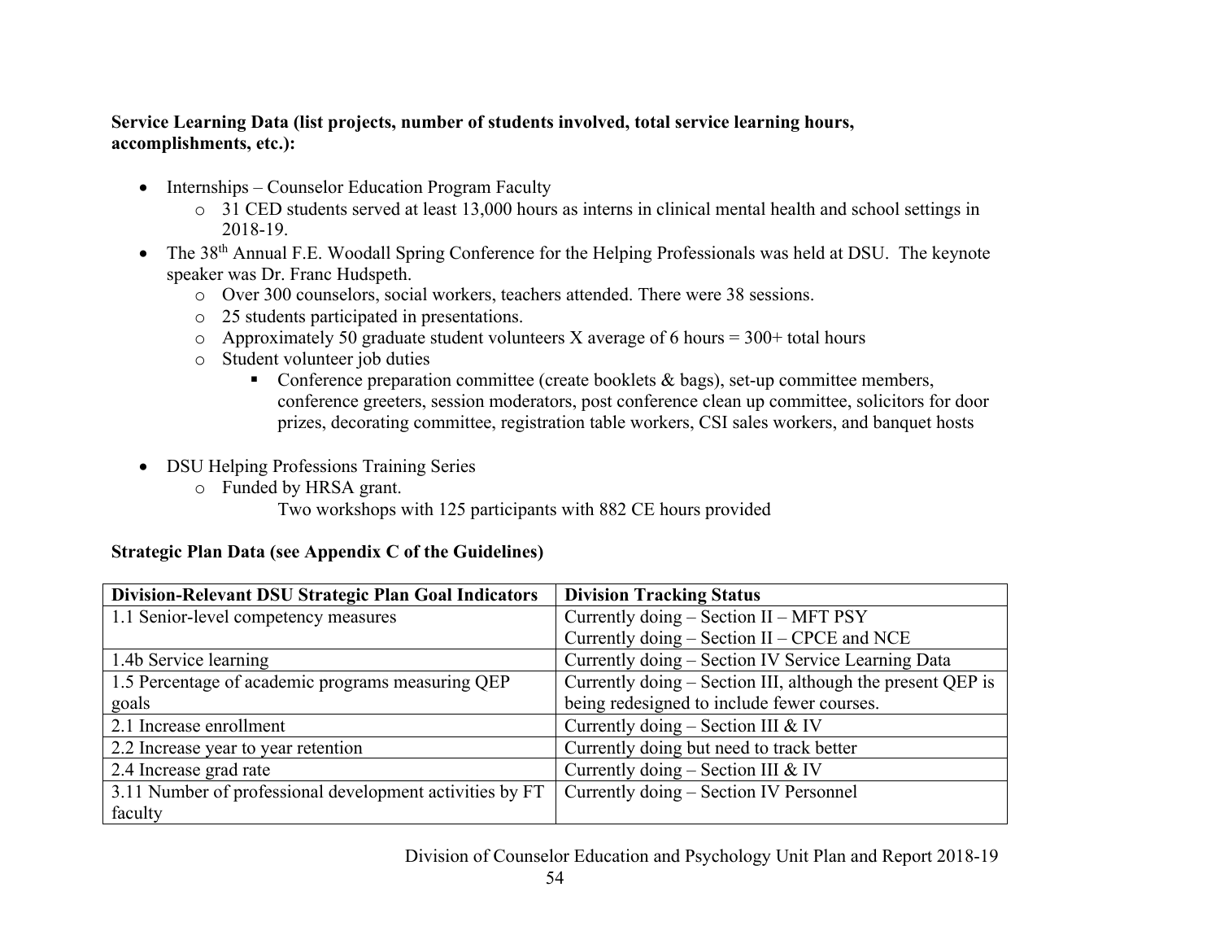**Service Learning Data (list projects, number of students involved, total service learning hours, accomplishments, etc.):**

- Internships – Counselor Education Program Faculty
  - 31 CED students served at least 13,000 hours as interns in clinical mental health and school settings in 2018-19.
- The 38th Annual F.E. Woodall Spring Conference for the Helping Professionals was held at DSU. The keynote speaker was Dr. Franc Hudspeth.
  - Over 300 counselors, social workers, teachers attended. There were 38 sessions.
  - 25 students participated in presentations.
  - Approximately 50 graduate student volunteers X average of 6 hours = 300+ total hours
  - Student volunteer job duties
    - Conference preparation committee (create booklets & bags), set-up committee members, conference greeters, session moderators, post conference clean up committee, solicitors for door prizes, decorating committee, registration table workers, CSI sales workers, and banquet hosts
- DSU Helping Professions Training Series
  - Funded by HRSA grant.

    Two workshops with 125 participants with 882 CE hours provided

**Strategic Plan Data (see Appendix C of the Guidelines)**

| Division-Relevant DSU Strategic Plan Goal Indicators | Division Tracking Status |
|---|---|
| 1.1 Senior-level competency measures | Currently doing – Section II – MFT PSY<br>Currently doing – Section II – CPCE and NCE |
| 1.4b Service learning | Currently doing – Section IV Service Learning Data |
| 1.5 Percentage of academic programs measuring QEP goals | Currently doing – Section III, although the present QEP is being redesigned to include fewer courses. |
| 2.1 Increase enrollment | Currently doing – Section III & IV |
| 2.2 Increase year to year retention | Currently doing but need to track better |
| 2.4 Increase grad rate | Currently doing – Section III & IV |
| 3.11 Number of professional development activities by FT faculty | Currently doing – Section IV Personnel |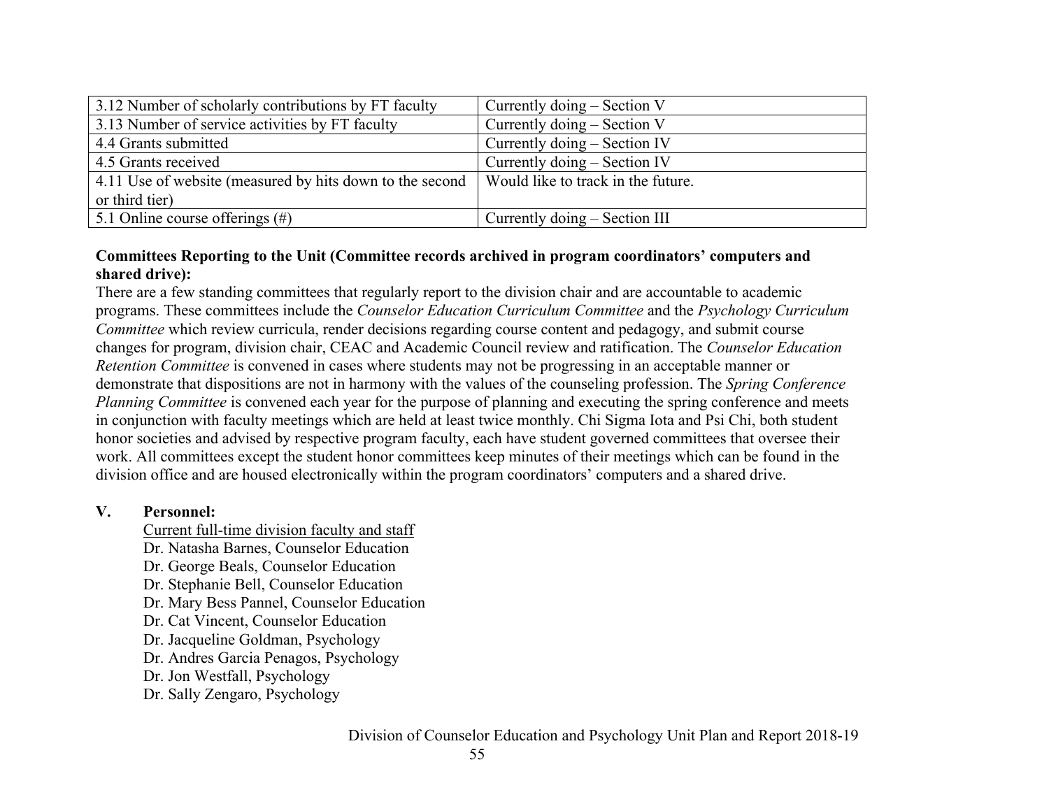| | |
|---|---|
| 3.12 Number of scholarly contributions by FT faculty | Currently doing – Section V |
| 3.13 Number of service activities by FT faculty | Currently doing – Section V |
| 4.4 Grants submitted | Currently doing – Section IV |
| 4.5 Grants received | Currently doing – Section IV |
| 4.11 Use of website (measured by hits down to the second or third tier) | Would like to track in the future. |
| 5.1 Online course offerings (#) | Currently doing – Section III |

**Committees Reporting to the Unit (Committee records archived in program coordinators' computers and shared drive):**

There are a few standing committees that regularly report to the division chair and are accountable to academic programs. These committees include the *Counselor Education Curriculum Committee* and the *Psychology Curriculum Committee* which review curricula, render decisions regarding course content and pedagogy, and submit course changes for program, division chair, CEAC and Academic Council review and ratification. The *Counselor Education Retention Committee* is convened in cases where students may not be progressing in an acceptable manner or demonstrate that dispositions are not in harmony with the values of the counseling profession. The *Spring Conference Planning Committee* is convened each year for the purpose of planning and executing the spring conference and meets in conjunction with faculty meetings which are held at least twice monthly. Chi Sigma Iota and Psi Chi, both student honor societies and advised by respective program faculty, each have student governed committees that oversee their work. All committees except the student honor committees keep minutes of their meetings which can be found in the division office and are housed electronically within the program coordinators' computers and a shared drive.

## V. Personnel:

Current full-time division faculty and staff

Dr. Natasha Barnes, Counselor Education
Dr. George Beals, Counselor Education
Dr. Stephanie Bell, Counselor Education
Dr. Mary Bess Pannel, Counselor Education
Dr. Cat Vincent, Counselor Education
Dr. Jacqueline Goldman, Psychology
Dr. Andres Garcia Penagos, Psychology
Dr. Jon Westfall, Psychology
Dr. Sally Zengaro, Psychology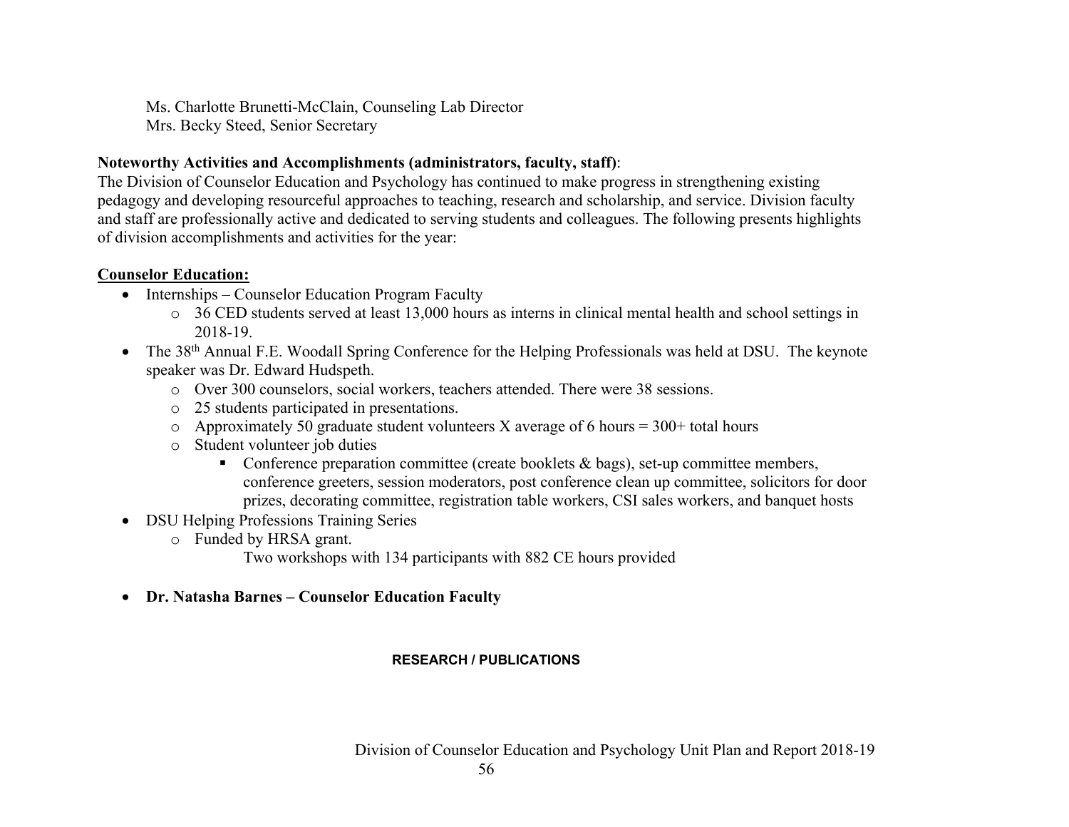Ms. Charlotte Brunetti-McClain, Counseling Lab Director
Mrs. Becky Steed, Senior Secretary

**Noteworthy Activities and Accomplishments (administrators, faculty, staff)**:
The Division of Counselor Education and Psychology has continued to make progress in strengthening existing pedagogy and developing resourceful approaches to teaching, research and scholarship, and service. Division faculty and staff are professionally active and dedicated to serving students and colleagues. The following presents highlights of division accomplishments and activities for the year:

**Counselor Education:**

- Internships – Counselor Education Program Faculty
    - 36 CED students served at least 13,000 hours as interns in clinical mental health and school settings in 2018-19.
- The 38th Annual F.E. Woodall Spring Conference for the Helping Professionals was held at DSU. The keynote speaker was Dr. Edward Hudspeth.
    - Over 300 counselors, social workers, teachers attended. There were 38 sessions.
    - 25 students participated in presentations.
    - Approximately 50 graduate student volunteers X average of 6 hours = 300+ total hours
    - Student volunteer job duties
        - Conference preparation committee (create booklets & bags), set-up committee members, conference greeters, session moderators, post conference clean up committee, solicitors for door prizes, decorating committee, registration table workers, CSI sales workers, and banquet hosts
- DSU Helping Professions Training Series
    - Funded by HRSA grant.
      Two workshops with 134 participants with 882 CE hours provided

- **Dr. Natasha Barnes – Counselor Education Faculty**

**RESEARCH / PUBLICATIONS**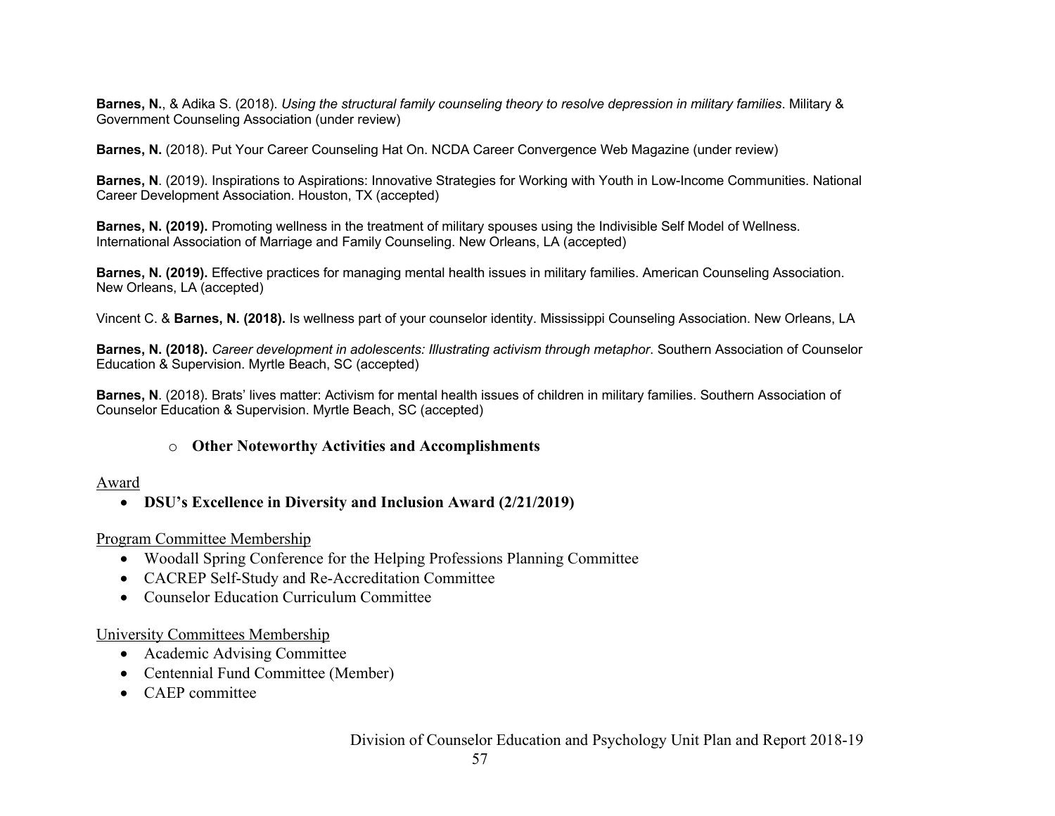**Barnes, N.**, & Adika S. (2018). *Using the structural family counseling theory to resolve depression in military families*. Military & Government Counseling Association (under review)

**Barnes, N.** (2018). Put Your Career Counseling Hat On. NCDA Career Convergence Web Magazine (under review)

**Barnes, N**. (2019). Inspirations to Aspirations: Innovative Strategies for Working with Youth in Low-Income Communities. National Career Development Association. Houston, TX (accepted)

**Barnes, N. (2019).** Promoting wellness in the treatment of military spouses using the Indivisible Self Model of Wellness. International Association of Marriage and Family Counseling. New Orleans, LA (accepted)

**Barnes, N. (2019).** Effective practices for managing mental health issues in military families. American Counseling Association. New Orleans, LA (accepted)

Vincent C. & **Barnes, N. (2018).** Is wellness part of your counselor identity. Mississippi Counseling Association. New Orleans, LA

**Barnes, N. (2018).** *Career development in adolescents: Illustrating activism through metaphor*. Southern Association of Counselor Education & Supervision. Myrtle Beach, SC (accepted)

**Barnes, N**. (2018). Brats' lives matter: Activism for mental health issues of children in military families. Southern Association of Counselor Education & Supervision. Myrtle Beach, SC (accepted)

- **Other Noteworthy Activities and Accomplishments**

Award

- **DSU's Excellence in Diversity and Inclusion Award (2/21/2019)**

Program Committee Membership

- Woodall Spring Conference for the Helping Professions Planning Committee
- CACREP Self-Study and Re-Accreditation Committee
- Counselor Education Curriculum Committee

University Committees Membership

- Academic Advising Committee
- Centennial Fund Committee (Member)
- CAEP committee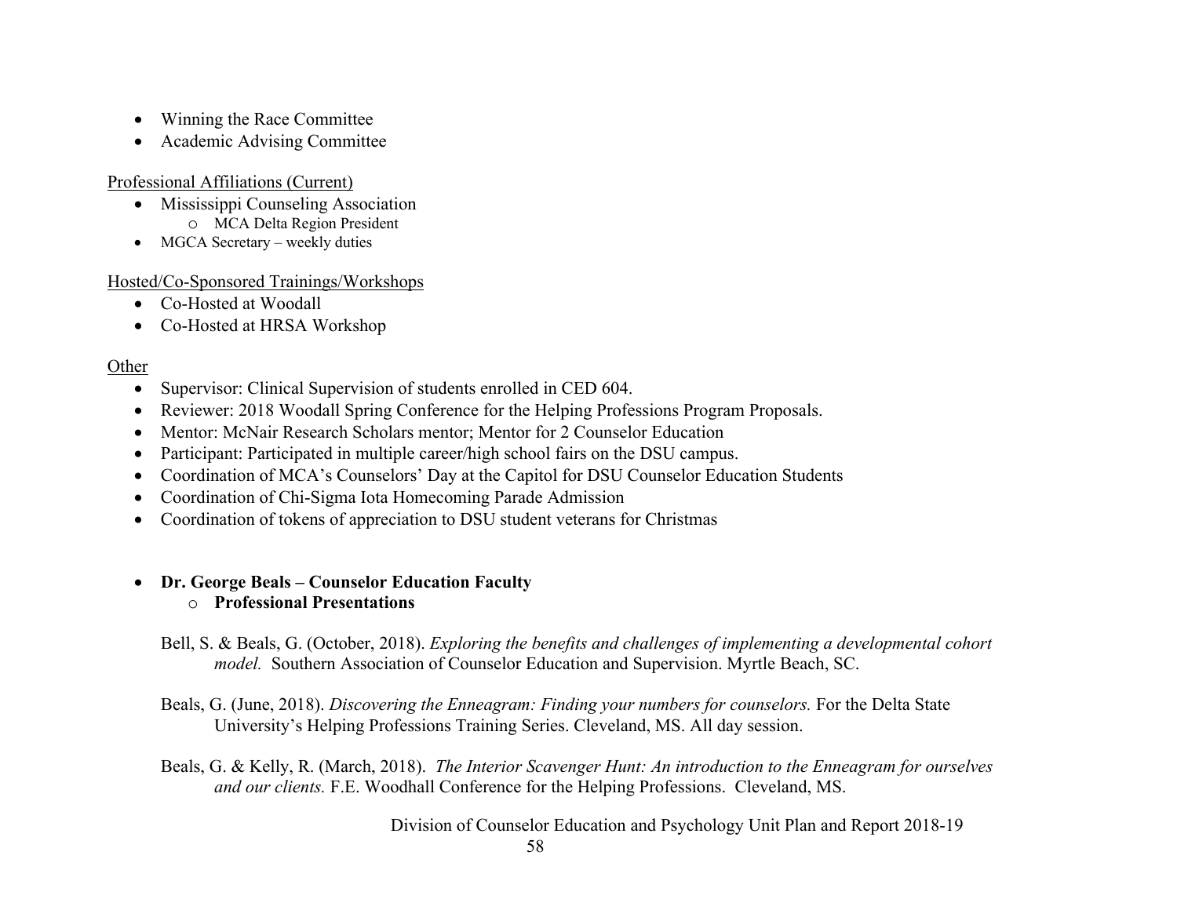- Winning the Race Committee
- Academic Advising Committee

<u>Professional Affiliations (Current)</u>

- Mississippi Counseling Association
    - MCA Delta Region President
- MGCA Secretary – weekly duties

<u>Hosted/Co-Sponsored Trainings/Workshops</u>

- Co-Hosted at Woodall
- Co-Hosted at HRSA Workshop

<u>Other</u>

- Supervisor: Clinical Supervision of students enrolled in CED 604.
- Reviewer: 2018 Woodall Spring Conference for the Helping Professions Program Proposals.
- Mentor: McNair Research Scholars mentor; Mentor for 2 Counselor Education
- Participant: Participated in multiple career/high school fairs on the DSU campus.
- Coordination of MCA's Counselors' Day at the Capitol for DSU Counselor Education Students
- Coordination of Chi-Sigma Iota Homecoming Parade Admission
- Coordination of tokens of appreciation to DSU student veterans for Christmas

- **Dr. George Beals – Counselor Education Faculty**
    - **Professional Presentations**

Bell, S. & Beals, G. (October, 2018). *Exploring the benefits and challenges of implementing a developmental cohort model.* Southern Association of Counselor Education and Supervision. Myrtle Beach, SC.

Beals, G. (June, 2018). *Discovering the Enneagram: Finding your numbers for counselors.* For the Delta State University's Helping Professions Training Series. Cleveland, MS. All day session.

Beals, G. & Kelly, R. (March, 2018). *The Interior Scavenger Hunt: An introduction to the Enneagram for ourselves and our clients.* F.E. Woodhall Conference for the Helping Professions. Cleveland, MS.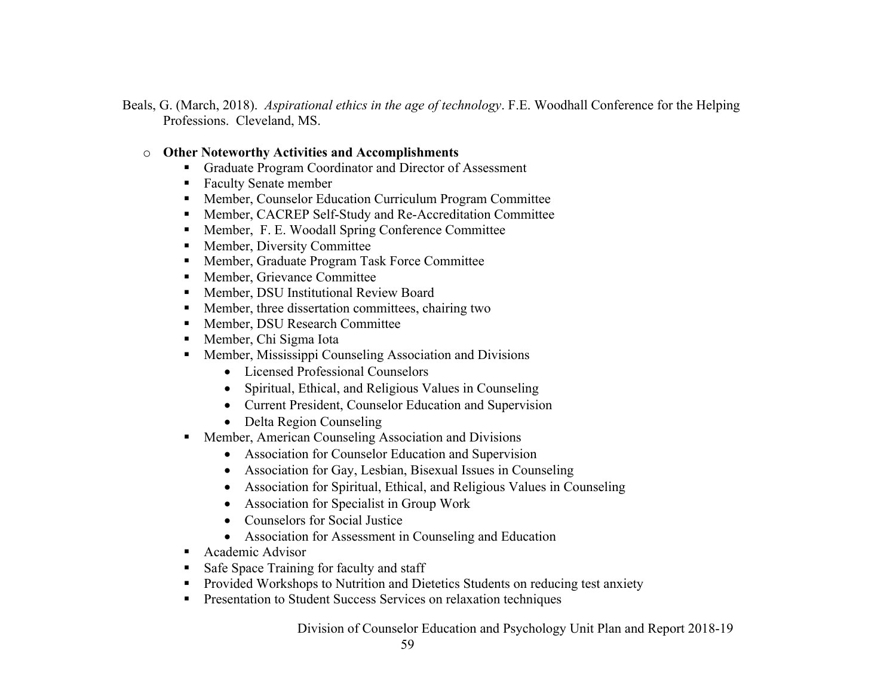Beals, G. (March, 2018). *Aspirational ethics in the age of technology*. F.E. Woodhall Conference for the Helping Professions. Cleveland, MS.

- **Other Noteworthy Activities and Accomplishments**
  - Graduate Program Coordinator and Director of Assessment
  - Faculty Senate member
  - Member, Counselor Education Curriculum Program Committee
  - Member, CACREP Self-Study and Re-Accreditation Committee
  - Member, F. E. Woodall Spring Conference Committee
  - Member, Diversity Committee
  - Member, Graduate Program Task Force Committee
  - Member, Grievance Committee
  - Member, DSU Institutional Review Board
  - Member, three dissertation committees, chairing two
  - Member, DSU Research Committee
  - Member, Chi Sigma Iota
  - Member, Mississippi Counseling Association and Divisions
    - Licensed Professional Counselors
    - Spiritual, Ethical, and Religious Values in Counseling
    - Current President, Counselor Education and Supervision
    - Delta Region Counseling
  - Member, American Counseling Association and Divisions
    - Association for Counselor Education and Supervision
    - Association for Gay, Lesbian, Bisexual Issues in Counseling
    - Association for Spiritual, Ethical, and Religious Values in Counseling
    - Association for Specialist in Group Work
    - Counselors for Social Justice
    - Association for Assessment in Counseling and Education
  - Academic Advisor
  - Safe Space Training for faculty and staff
  - Provided Workshops to Nutrition and Dietetics Students on reducing test anxiety
  - Presentation to Student Success Services on relaxation techniques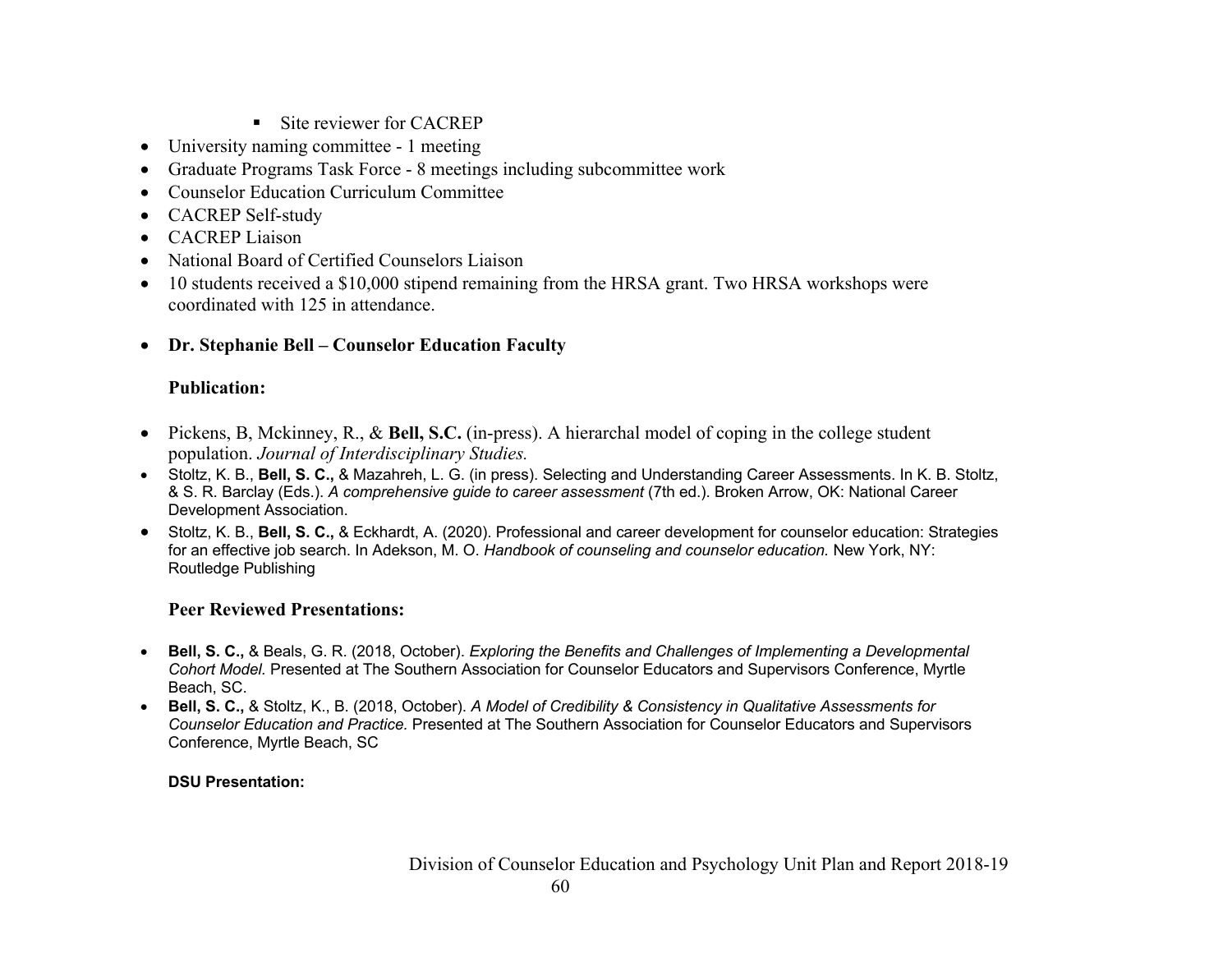- Site reviewer for CACREP
- University naming committee - 1 meeting
- Graduate Programs Task Force - 8 meetings including subcommittee work
- Counselor Education Curriculum Committee
- CACREP Self-study
- CACREP Liaison
- National Board of Certified Counselors Liaison
- 10 students received a $10,000 stipend remaining from the HRSA grant. Two HRSA workshops were coordinated with 125 in attendance.

- **Dr. Stephanie Bell – Counselor Education Faculty**

  **Publication:**

- Pickens, B, Mckinney, R., & **Bell, S.C.** (in-press). A hierarchal model of coping in the college student population. *Journal of Interdisciplinary Studies.*
- Stoltz, K. B., **Bell, S. C.,** & Mazahreh, L. G. (in press). Selecting and Understanding Career Assessments. In K. B. Stoltz, & S. R. Barclay (Eds.). *A comprehensive guide to career assessment* (7th ed.). Broken Arrow, OK: National Career Development Association.
- Stoltz, K. B., **Bell, S. C.,** & Eckhardt, A. (2020). Professional and career development for counselor education: Strategies for an effective job search. In Adekson, M. O. *Handbook of counseling and counselor education.* New York, NY: Routledge Publishing

  **Peer Reviewed Presentations:**

- **Bell, S. C.,** & Beals, G. R. (2018, October). *Exploring the Benefits and Challenges of Implementing a Developmental Cohort Model.* Presented at The Southern Association for Counselor Educators and Supervisors Conference, Myrtle Beach, SC.
- **Bell, S. C.,** & Stoltz, K., B. (2018, October). *A Model of Credibility & Consistency in Qualitative Assessments for Counselor Education and Practice.* Presented at The Southern Association for Counselor Educators and Supervisors Conference, Myrtle Beach, SC

  **DSU Presentation:**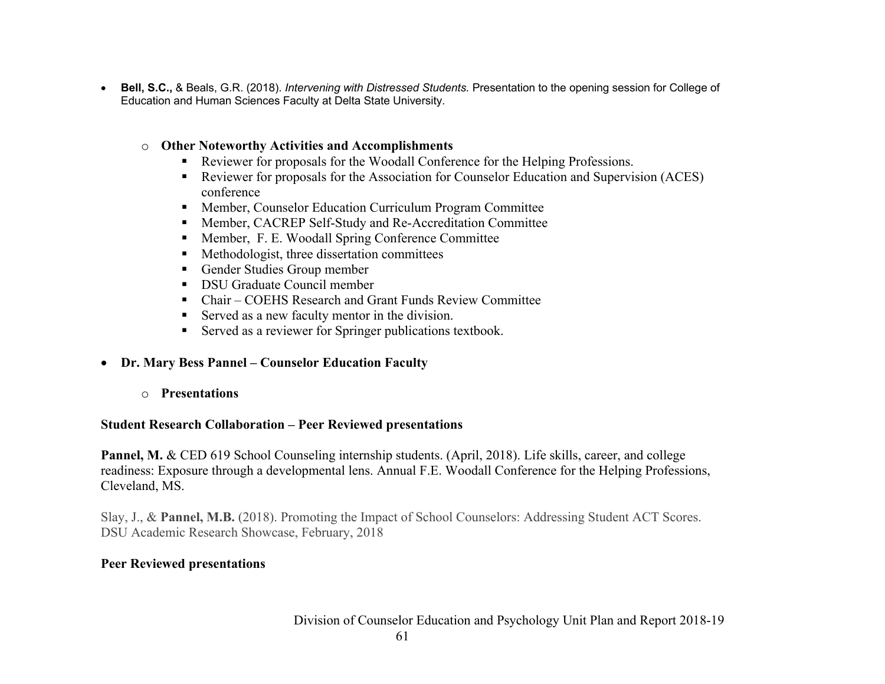- **Bell, S.C.,** & Beals, G.R. (2018). *Intervening with Distressed Students.* Presentation to the opening session for College of Education and Human Sciences Faculty at Delta State University.

  - **Other Noteworthy Activities and Accomplishments**
    - Reviewer for proposals for the Woodall Conference for the Helping Professions.
    - Reviewer for proposals for the Association for Counselor Education and Supervision (ACES) conference
    - Member, Counselor Education Curriculum Program Committee
    - Member, CACREP Self-Study and Re-Accreditation Committee
    - Member, F. E. Woodall Spring Conference Committee
    - Methodologist, three dissertation committees
    - Gender Studies Group member
    - DSU Graduate Council member
    - Chair – COEHS Research and Grant Funds Review Committee
    - Served as a new faculty mentor in the division.
    - Served as a reviewer for Springer publications textbook.

- **Dr. Mary Bess Pannel – Counselor Education Faculty**

  - **Presentations**

**Student Research Collaboration – Peer Reviewed presentations**

**Pannel, M.** & CED 619 School Counseling internship students. (April, 2018). Life skills, career, and college readiness: Exposure through a developmental lens. Annual F.E. Woodall Conference for the Helping Professions, Cleveland, MS.

Slay, J., & **Pannel, M.B.** (2018). Promoting the Impact of School Counselors: Addressing Student ACT Scores. DSU Academic Research Showcase, February, 2018

**Peer Reviewed presentations**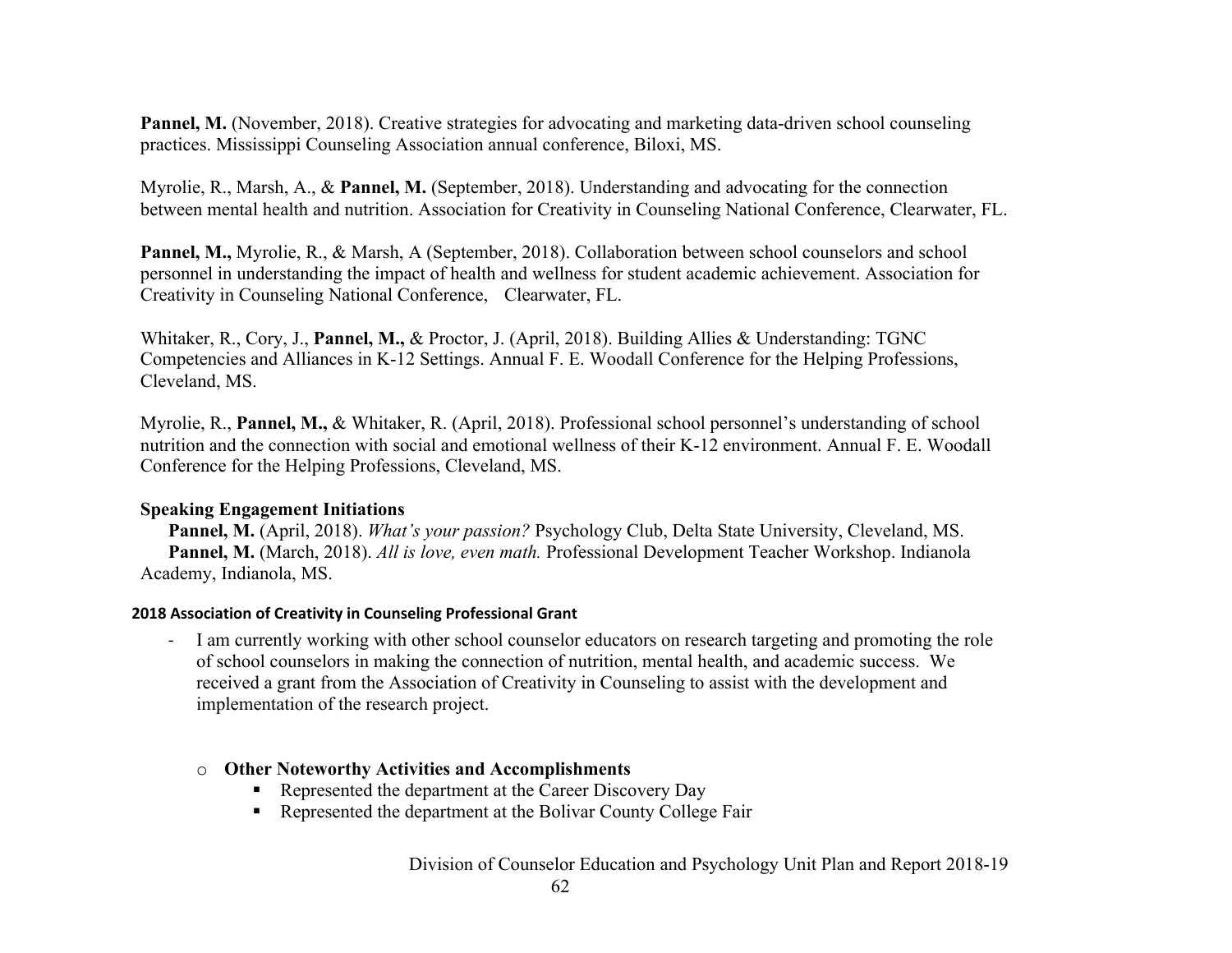**Pannel, M.** (November, 2018). Creative strategies for advocating and marketing data-driven school counseling practices. Mississippi Counseling Association annual conference, Biloxi, MS.

Myrolie, R., Marsh, A., & **Pannel, M.** (September, 2018). Understanding and advocating for the connection between mental health and nutrition. Association for Creativity in Counseling National Conference, Clearwater, FL.

**Pannel, M.,** Myrolie, R., & Marsh, A (September, 2018). Collaboration between school counselors and school personnel in understanding the impact of health and wellness for student academic achievement. Association for Creativity in Counseling National Conference, Clearwater, FL.

Whitaker, R., Cory, J., **Pannel, M.,** & Proctor, J. (April, 2018). Building Allies & Understanding: TGNC Competencies and Alliances in K-12 Settings. Annual F. E. Woodall Conference for the Helping Professions, Cleveland, MS.

Myrolie, R., **Pannel, M.,** & Whitaker, R. (April, 2018). Professional school personnel's understanding of school nutrition and the connection with social and emotional wellness of their K-12 environment. Annual F. E. Woodall Conference for the Helping Professions, Cleveland, MS.

**Speaking Engagement Initiations**

**Pannel, M.** (April, 2018). *What's your passion?* Psychology Club, Delta State University, Cleveland, MS.

**Pannel, M.** (March, 2018). *All is love, even math.* Professional Development Teacher Workshop. Indianola Academy, Indianola, MS.

**2018 Association of Creativity in Counseling Professional Grant**

- I am currently working with other school counselor educators on research targeting and promoting the role of school counselors in making the connection of nutrition, mental health, and academic success. We received a grant from the Association of Creativity in Counseling to assist with the development and implementation of the research project.

- **Other Noteworthy Activities and Accomplishments**
  - Represented the department at the Career Discovery Day
  - Represented the department at the Bolivar County College Fair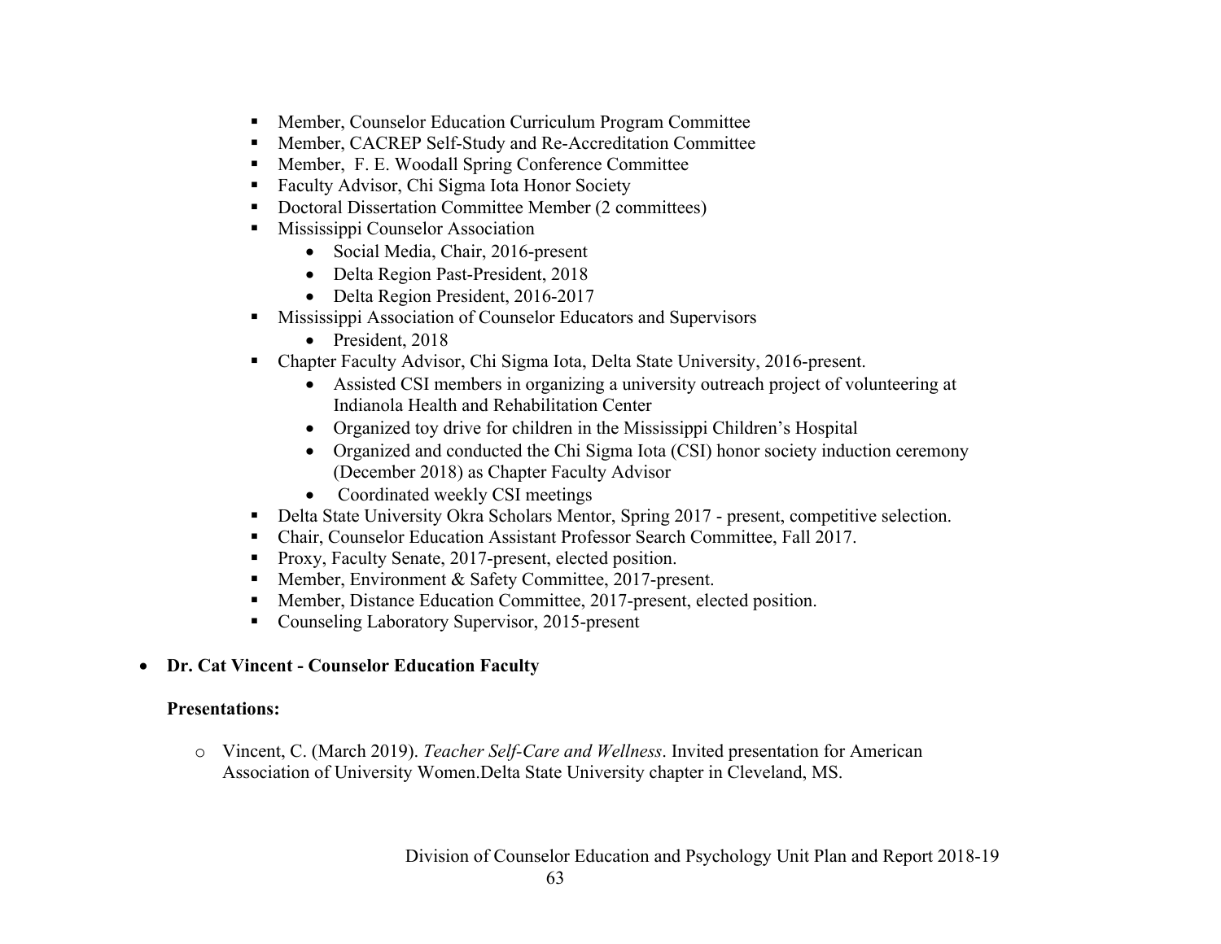- Member, Counselor Education Curriculum Program Committee
- Member, CACREP Self-Study and Re-Accreditation Committee
- Member, F. E. Woodall Spring Conference Committee
- Faculty Advisor, Chi Sigma Iota Honor Society
- Doctoral Dissertation Committee Member (2 committees)
- Mississippi Counselor Association
    - Social Media, Chair, 2016-present
    - Delta Region Past-President, 2018
    - Delta Region President, 2016-2017
- Mississippi Association of Counselor Educators and Supervisors
    - President, 2018
- Chapter Faculty Advisor, Chi Sigma Iota, Delta State University, 2016-present.
    - Assisted CSI members in organizing a university outreach project of volunteering at Indianola Health and Rehabilitation Center
    - Organized toy drive for children in the Mississippi Children's Hospital
    - Organized and conducted the Chi Sigma Iota (CSI) honor society induction ceremony (December 2018) as Chapter Faculty Advisor
    - Coordinated weekly CSI meetings
- Delta State University Okra Scholars Mentor, Spring 2017 - present, competitive selection.
- Chair, Counselor Education Assistant Professor Search Committee, Fall 2017.
- Proxy, Faculty Senate, 2017-present, elected position.
- Member, Environment & Safety Committee, 2017-present.
- Member, Distance Education Committee, 2017-present, elected position.
- Counseling Laboratory Supervisor, 2015-present

- **Dr. Cat Vincent - Counselor Education Faculty**

  **Presentations:**

    - Vincent, C. (March 2019). *Teacher Self-Care and Wellness*. Invited presentation for American Association of University Women.Delta State University chapter in Cleveland, MS.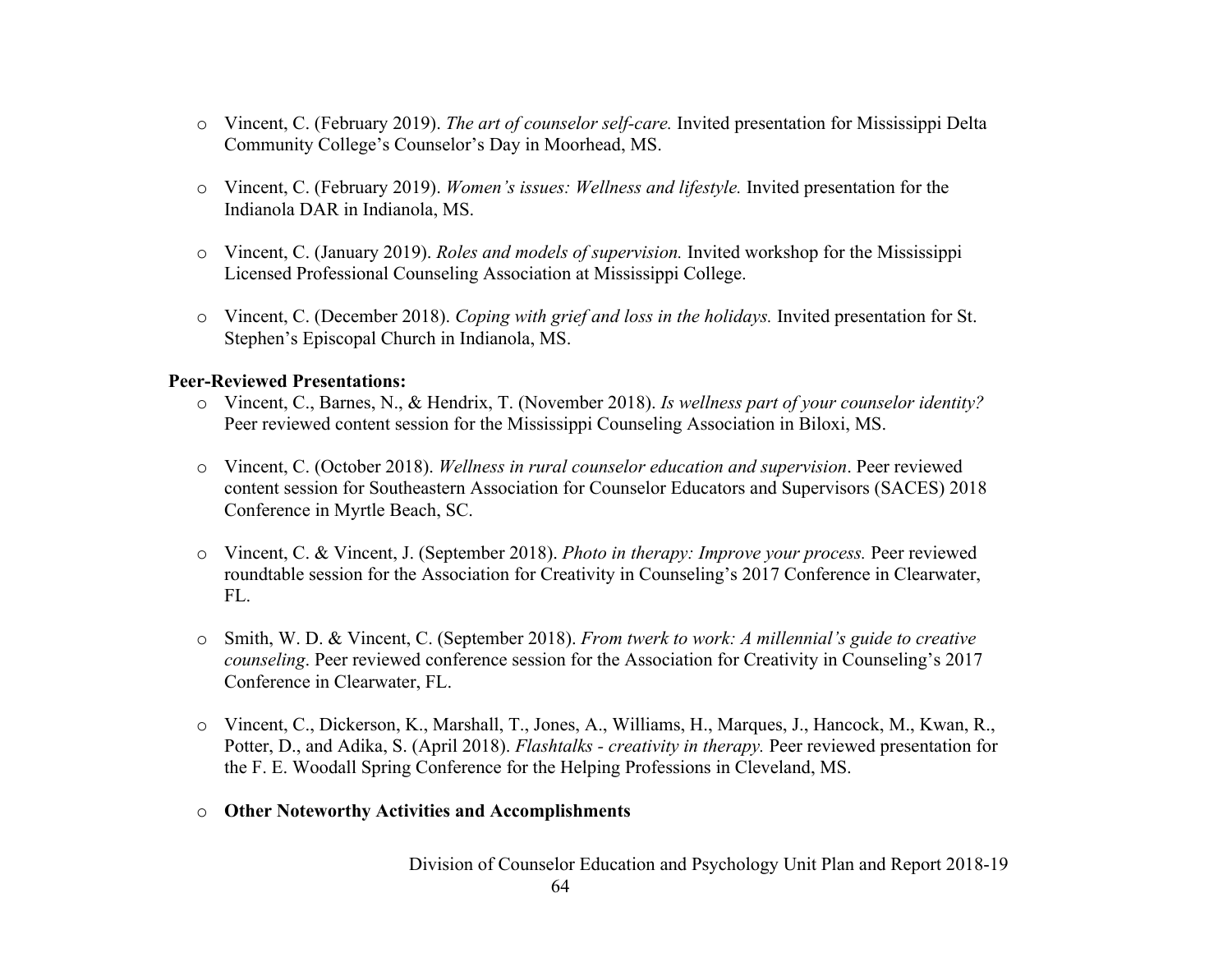- Vincent, C. (February 2019). *The art of counselor self-care.* Invited presentation for Mississippi Delta Community College's Counselor's Day in Moorhead, MS.

- Vincent, C. (February 2019). *Women's issues: Wellness and lifestyle.* Invited presentation for the Indianola DAR in Indianola, MS.

- Vincent, C. (January 2019). *Roles and models of supervision.* Invited workshop for the Mississippi Licensed Professional Counseling Association at Mississippi College.

- Vincent, C. (December 2018). *Coping with grief and loss in the holidays.* Invited presentation for St. Stephen's Episcopal Church in Indianola, MS.

**Peer-Reviewed Presentations:**

- Vincent, C., Barnes, N., & Hendrix, T. (November 2018). *Is wellness part of your counselor identity?* Peer reviewed content session for the Mississippi Counseling Association in Biloxi, MS.

- Vincent, C. (October 2018). *Wellness in rural counselor education and supervision*. Peer reviewed content session for Southeastern Association for Counselor Educators and Supervisors (SACES) 2018 Conference in Myrtle Beach, SC.

- Vincent, C. & Vincent, J. (September 2018). *Photo in therapy: Improve your process.* Peer reviewed roundtable session for the Association for Creativity in Counseling's 2017 Conference in Clearwater, FL.

- Smith, W. D. & Vincent, C. (September 2018). *From twerk to work: A millennial's guide to creative counseling*. Peer reviewed conference session for the Association for Creativity in Counseling's 2017 Conference in Clearwater, FL.

- Vincent, C., Dickerson, K., Marshall, T., Jones, A., Williams, H., Marques, J., Hancock, M., Kwan, R., Potter, D., and Adika, S. (April 2018). *Flashtalks - creativity in therapy.* Peer reviewed presentation for the F. E. Woodall Spring Conference for the Helping Professions in Cleveland, MS.

- **Other Noteworthy Activities and Accomplishments**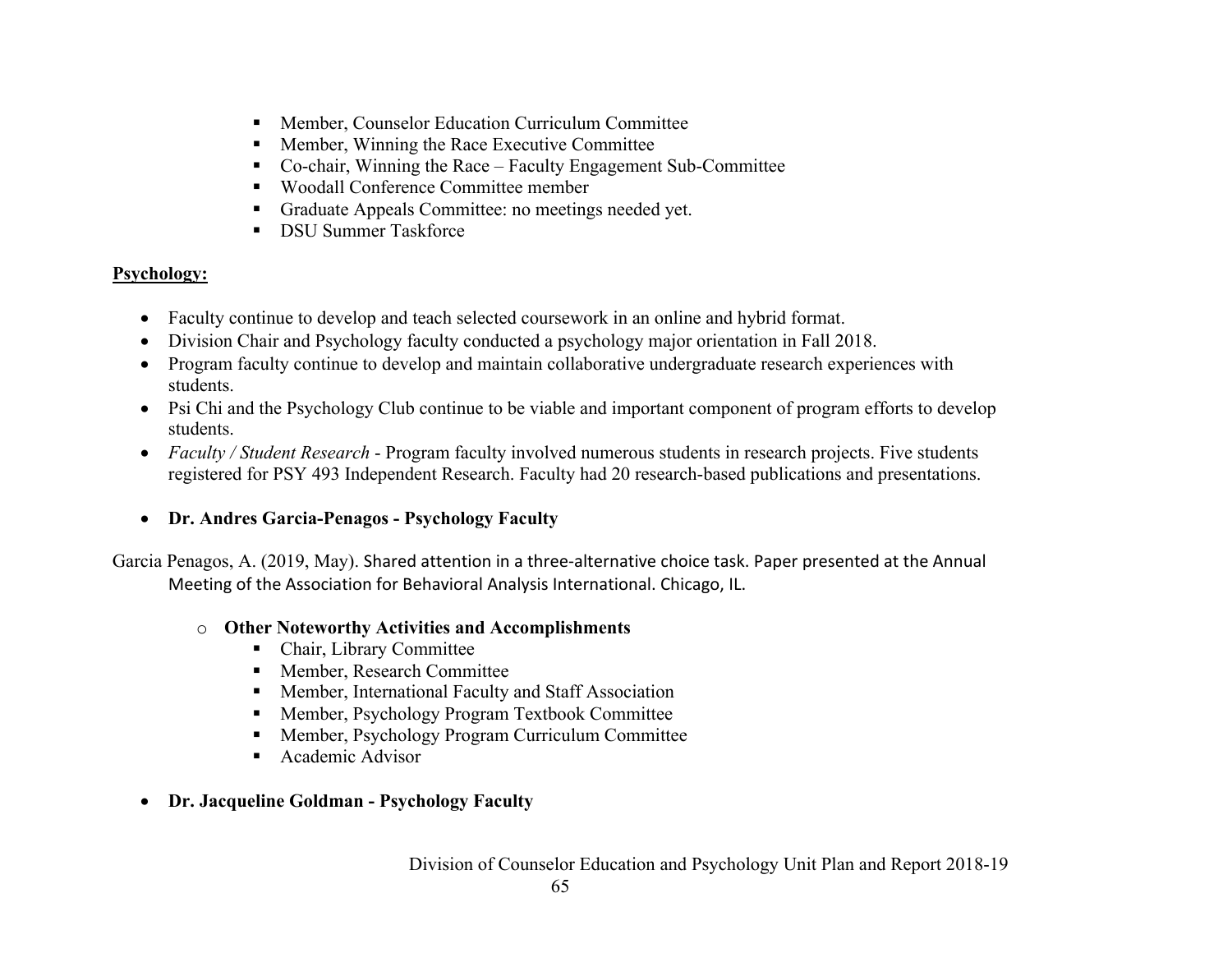- Member, Counselor Education Curriculum Committee
- Member, Winning the Race Executive Committee
- Co-chair, Winning the Race – Faculty Engagement Sub-Committee
- Woodall Conference Committee member
- Graduate Appeals Committee: no meetings needed yet.
- DSU Summer Taskforce

**Psychology:**

- Faculty continue to develop and teach selected coursework in an online and hybrid format.
- Division Chair and Psychology faculty conducted a psychology major orientation in Fall 2018.
- Program faculty continue to develop and maintain collaborative undergraduate research experiences with students.
- Psi Chi and the Psychology Club continue to be viable and important component of program efforts to develop students.
- *Faculty / Student Research* - Program faculty involved numerous students in research projects. Five students registered for PSY 493 Independent Research. Faculty had 20 research-based publications and presentations.

- **Dr. Andres Garcia-Penagos - Psychology Faculty**

Garcia Penagos, A. (2019, May). Shared attention in a three-alternative choice task. Paper presented at the Annual Meeting of the Association for Behavioral Analysis International. Chicago, IL.

- **Other Noteworthy Activities and Accomplishments**
  - Chair, Library Committee
  - Member, Research Committee
  - Member, International Faculty and Staff Association
  - Member, Psychology Program Textbook Committee
  - Member, Psychology Program Curriculum Committee
  - Academic Advisor

- **Dr. Jacqueline Goldman - Psychology Faculty**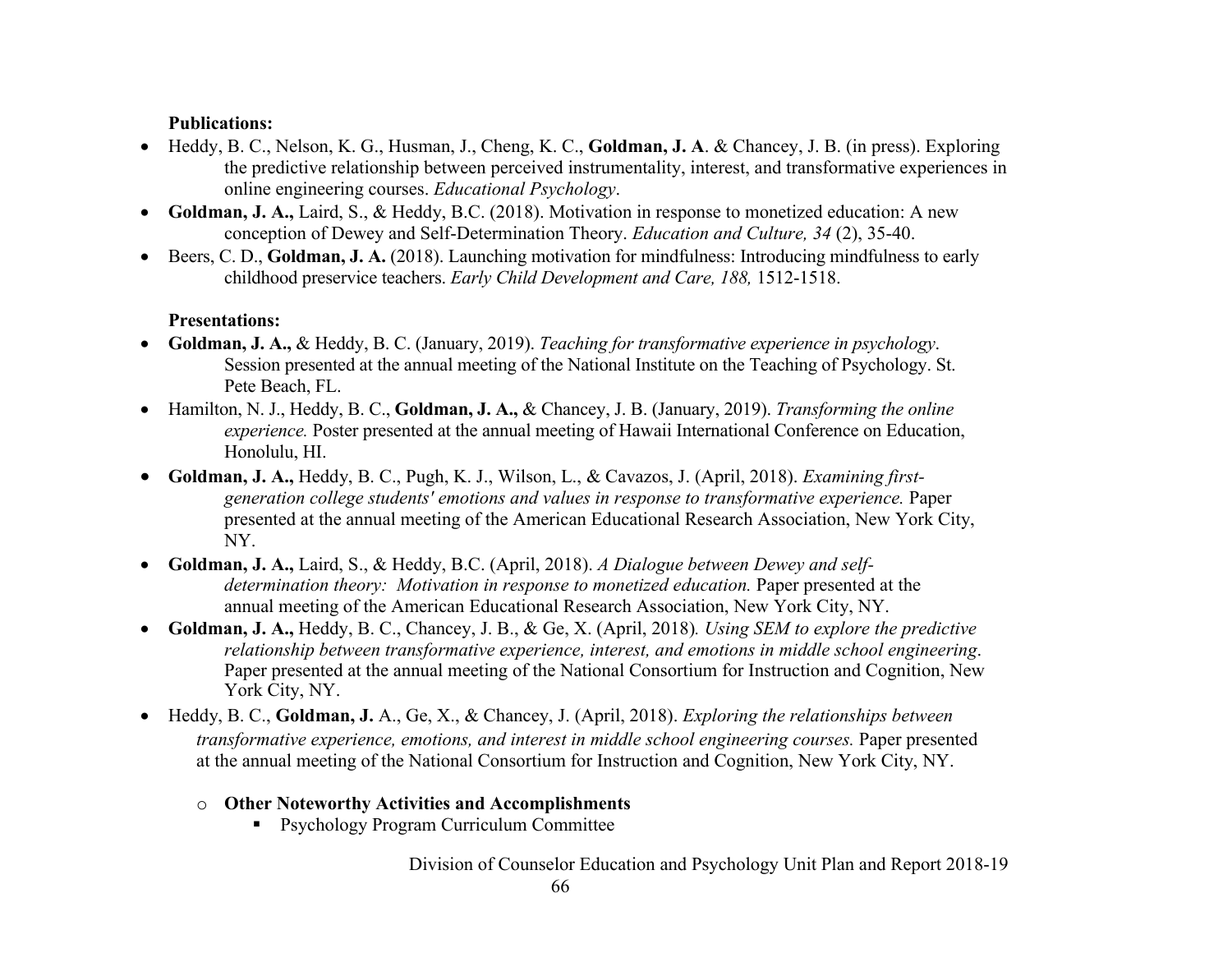**Publications:**

- Heddy, B. C., Nelson, K. G., Husman, J., Cheng, K. C., **Goldman, J. A**. & Chancey, J. B. (in press). Exploring the predictive relationship between perceived instrumentality, interest, and transformative experiences in online engineering courses. *Educational Psychology*.
- **Goldman, J. A.,** Laird, S., & Heddy, B.C. (2018). Motivation in response to monetized education: A new conception of Dewey and Self-Determination Theory. *Education and Culture, 34* (2), 35-40.
- Beers, C. D., **Goldman, J. A.** (2018). Launching motivation for mindfulness: Introducing mindfulness to early childhood preservice teachers. *Early Child Development and Care, 188,* 1512-1518.

**Presentations:**

- **Goldman, J. A.,** & Heddy, B. C. (January, 2019). *Teaching for transformative experience in psychology*. Session presented at the annual meeting of the National Institute on the Teaching of Psychology. St. Pete Beach, FL.
- Hamilton, N. J., Heddy, B. C., **Goldman, J. A.,** & Chancey, J. B. (January, 2019). *Transforming the online experience.* Poster presented at the annual meeting of Hawaii International Conference on Education, Honolulu, HI.
- **Goldman, J. A.,** Heddy, B. C., Pugh, K. J., Wilson, L., & Cavazos, J. (April, 2018). *Examining first-generation college students' emotions and values in response to transformative experience.* Paper presented at the annual meeting of the American Educational Research Association, New York City, NY.
- **Goldman, J. A.,** Laird, S., & Heddy, B.C. (April, 2018). *A Dialogue between Dewey and self-determination theory: Motivation in response to monetized education.* Paper presented at the annual meeting of the American Educational Research Association, New York City, NY.
- **Goldman, J. A.,** Heddy, B. C., Chancey, J. B., & Ge, X. (April, 2018)*. Using SEM to explore the predictive relationship between transformative experience, interest, and emotions in middle school engineering*. Paper presented at the annual meeting of the National Consortium for Instruction and Cognition, New York City, NY.
- Heddy, B. C., **Goldman, J.** A., Ge, X., & Chancey, J. (April, 2018). *Exploring the relationships between transformative experience, emotions, and interest in middle school engineering courses.* Paper presented at the annual meeting of the National Consortium for Instruction and Cognition, New York City, NY.

  - **Other Noteworthy Activities and Accomplishments**
    - Psychology Program Curriculum Committee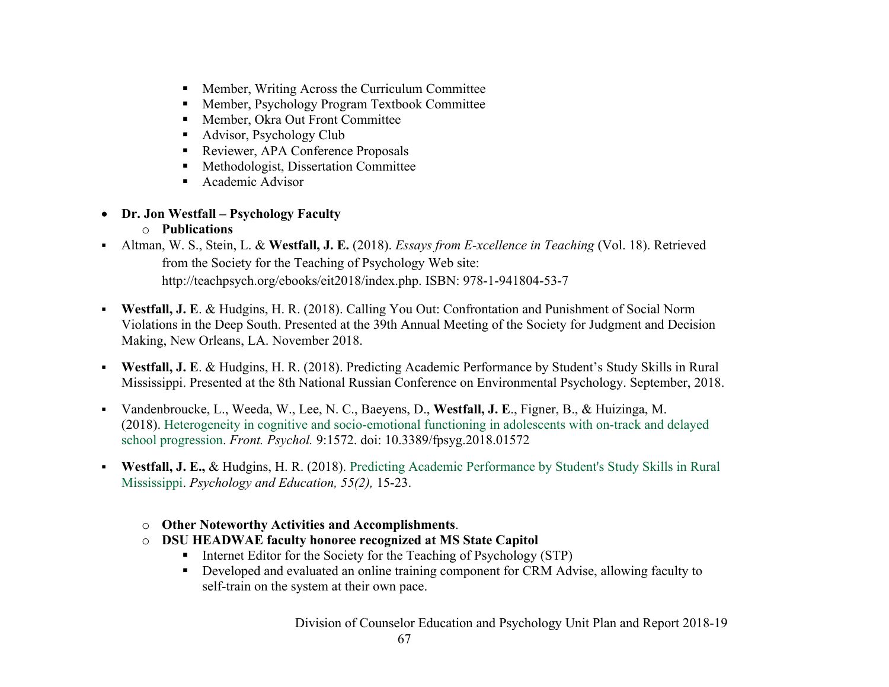- Member, Writing Across the Curriculum Committee
- Member, Psychology Program Textbook Committee
- Member, Okra Out Front Committee
- Advisor, Psychology Club
- Reviewer, APA Conference Proposals
- Methodologist, Dissertation Committee
- Academic Advisor

- **Dr. Jon Westfall – Psychology Faculty**
  - **Publications**

- Altman, W. S., Stein, L. & **Westfall, J. E.** (2018). *Essays from E-xcellence in Teaching* (Vol. 18). Retrieved from the Society for the Teaching of Psychology Web site: http://teachpsych.org/ebooks/eit2018/index.php. ISBN: 978-1-941804-53-7

- **Westfall, J. E**. & Hudgins, H. R. (2018). Calling You Out: Confrontation and Punishment of Social Norm Violations in the Deep South. Presented at the 39th Annual Meeting of the Society for Judgment and Decision Making, New Orleans, LA. November 2018.

- **Westfall, J. E**. & Hudgins, H. R. (2018). Predicting Academic Performance by Student's Study Skills in Rural Mississippi. Presented at the 8th National Russian Conference on Environmental Psychology. September, 2018.

- Vandenbroucke, L., Weeda, W., Lee, N. C., Baeyens, D., **Westfall, J. E**., Figner, B., & Huizinga, M. (2018). Heterogeneity in cognitive and socio-emotional functioning in adolescents with on-track and delayed school progression. *Front. Psychol.* 9:1572. doi: 10.3389/fpsyg.2018.01572

- **Westfall, J. E.,** & Hudgins, H. R. (2018). Predicting Academic Performance by Student's Study Skills in Rural Mississippi. *Psychology and Education, 55(2),* 15-23.

  - **Other Noteworthy Activities and Accomplishments**.
  - **DSU HEADWAE faculty honoree recognized at MS State Capitol**
    - Internet Editor for the Society for the Teaching of Psychology (STP)
    - Developed and evaluated an online training component for CRM Advise, allowing faculty to self-train on the system at their own pace.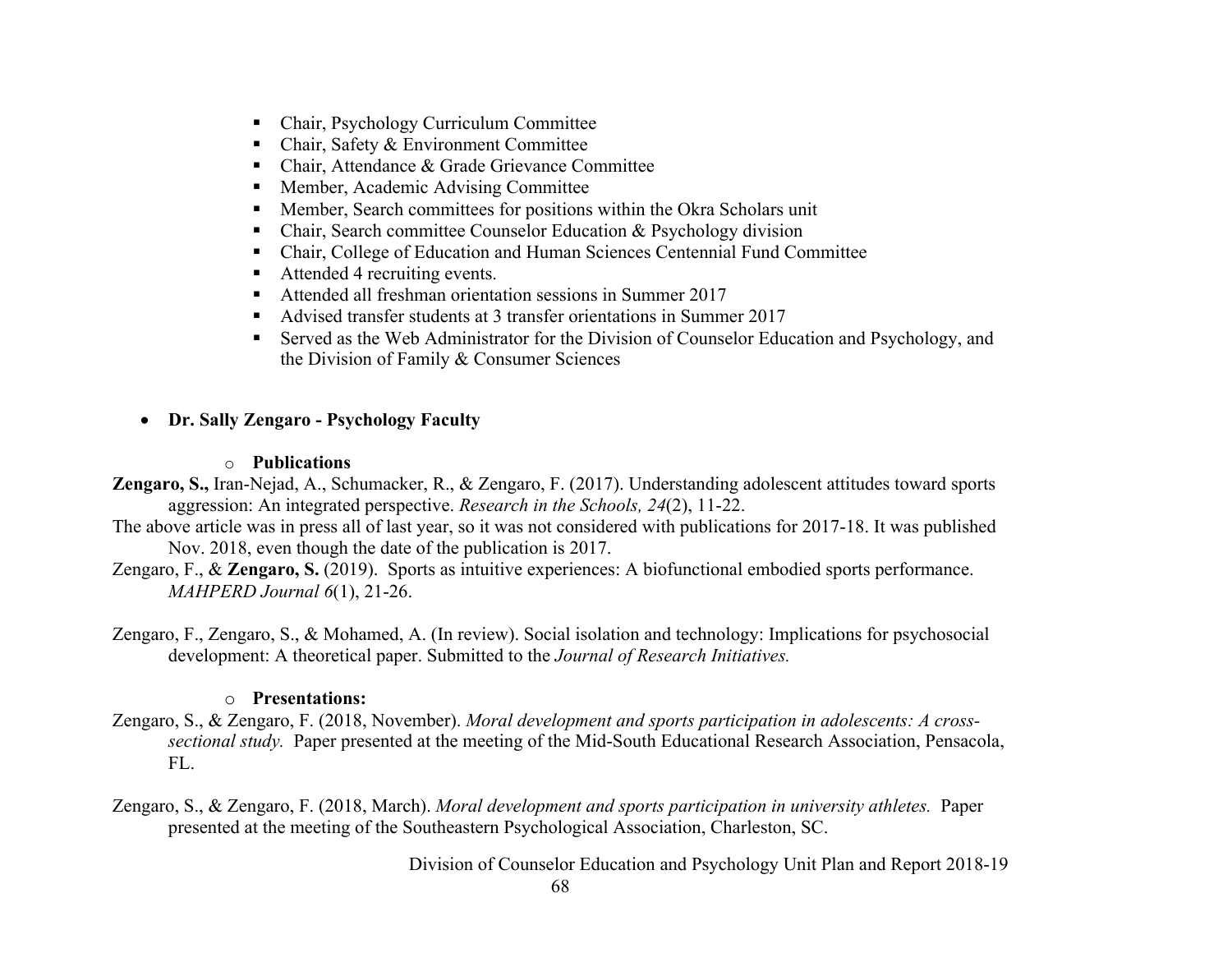- Chair, Psychology Curriculum Committee
- Chair, Safety & Environment Committee
- Chair, Attendance & Grade Grievance Committee
- Member, Academic Advising Committee
- Member, Search committees for positions within the Okra Scholars unit
- Chair, Search committee Counselor Education & Psychology division
- Chair, College of Education and Human Sciences Centennial Fund Committee
- Attended 4 recruiting events.
- Attended all freshman orientation sessions in Summer 2017
- Advised transfer students at 3 transfer orientations in Summer 2017
- Served as the Web Administrator for the Division of Counselor Education and Psychology, and the Division of Family & Consumer Sciences

- **Dr. Sally Zengaro - Psychology Faculty**

  - **Publications**

**Zengaro, S.,** Iran-Nejad, A., Schumacker, R., & Zengaro, F. (2017). Understanding adolescent attitudes toward sports aggression: An integrated perspective. *Research in the Schools, 24*(2), 11-22.

The above article was in press all of last year, so it was not considered with publications for 2017-18. It was published Nov. 2018, even though the date of the publication is 2017.

Zengaro, F., & **Zengaro, S.** (2019). Sports as intuitive experiences: A biofunctional embodied sports performance. *MAHPERD Journal 6*(1), 21-26.

Zengaro, F., Zengaro, S., & Mohamed, A. (In review). Social isolation and technology: Implications for psychosocial development: A theoretical paper. Submitted to the *Journal of Research Initiatives.*

  - **Presentations:**

Zengaro, S., & Zengaro, F. (2018, November). *Moral development and sports participation in adolescents: A cross-sectional study.* Paper presented at the meeting of the Mid-South Educational Research Association, Pensacola, FL.

Zengaro, S., & Zengaro, F. (2018, March). *Moral development and sports participation in university athletes.* Paper presented at the meeting of the Southeastern Psychological Association, Charleston, SC.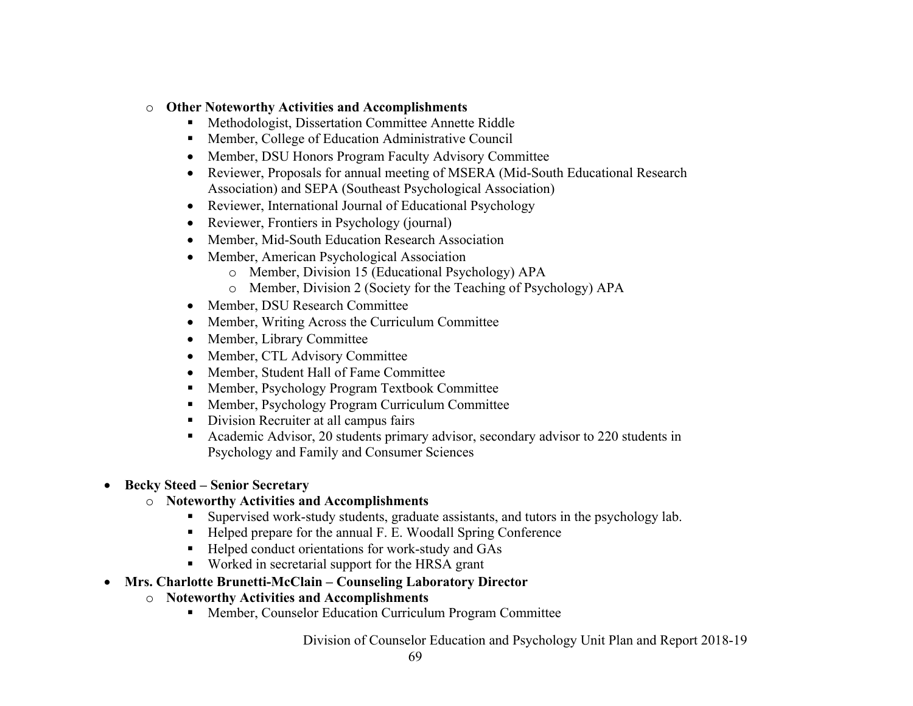- **Other Noteworthy Activities and Accomplishments**
  - Methodologist, Dissertation Committee Annette Riddle
  - Member, College of Education Administrative Council
  - Member, DSU Honors Program Faculty Advisory Committee
  - Reviewer, Proposals for annual meeting of MSERA (Mid-South Educational Research Association) and SEPA (Southeast Psychological Association)
  - Reviewer, International Journal of Educational Psychology
  - Reviewer, Frontiers in Psychology (journal)
  - Member, Mid-South Education Research Association
  - Member, American Psychological Association
    - Member, Division 15 (Educational Psychology) APA
    - Member, Division 2 (Society for the Teaching of Psychology) APA
  - Member, DSU Research Committee
  - Member, Writing Across the Curriculum Committee
  - Member, Library Committee
  - Member, CTL Advisory Committee
  - Member, Student Hall of Fame Committee
  - Member, Psychology Program Textbook Committee
  - Member, Psychology Program Curriculum Committee
  - Division Recruiter at all campus fairs
  - Academic Advisor, 20 students primary advisor, secondary advisor to 220 students in Psychology and Family and Consumer Sciences

- **Becky Steed – Senior Secretary**
  - **Noteworthy Activities and Accomplishments**
    - Supervised work-study students, graduate assistants, and tutors in the psychology lab.
    - Helped prepare for the annual F. E. Woodall Spring Conference
    - Helped conduct orientations for work-study and GAs
    - Worked in secretarial support for the HRSA grant
- **Mrs. Charlotte Brunetti-McClain – Counseling Laboratory Director**
  - **Noteworthy Activities and Accomplishments**
    - Member, Counselor Education Curriculum Program Committee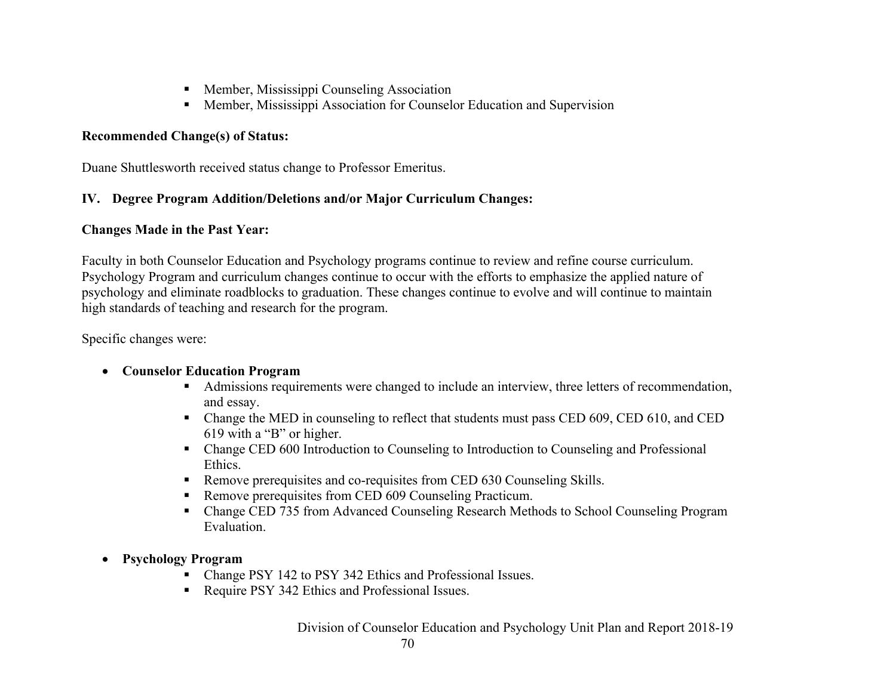- Member, Mississippi Counseling Association
- Member, Mississippi Association for Counselor Education and Supervision

**Recommended Change(s) of Status:**

Duane Shuttlesworth received status change to Professor Emeritus.

## IV. Degree Program Addition/Deletions and/or Major Curriculum Changes:

**Changes Made in the Past Year:**

Faculty in both Counselor Education and Psychology programs continue to review and refine course curriculum. Psychology Program and curriculum changes continue to occur with the efforts to emphasize the applied nature of psychology and eliminate roadblocks to graduation. These changes continue to evolve and will continue to maintain high standards of teaching and research for the program.

Specific changes were:

- **Counselor Education Program**
  - Admissions requirements were changed to include an interview, three letters of recommendation, and essay.
  - Change the MED in counseling to reflect that students must pass CED 609, CED 610, and CED 619 with a “B” or higher.
  - Change CED 600 Introduction to Counseling to Introduction to Counseling and Professional Ethics.
  - Remove prerequisites and co-requisites from CED 630 Counseling Skills.
  - Remove prerequisites from CED 609 Counseling Practicum.
  - Change CED 735 from Advanced Counseling Research Methods to School Counseling Program Evaluation.

- **Psychology Program**
  - Change PSY 142 to PSY 342 Ethics and Professional Issues.
  - Require PSY 342 Ethics and Professional Issues.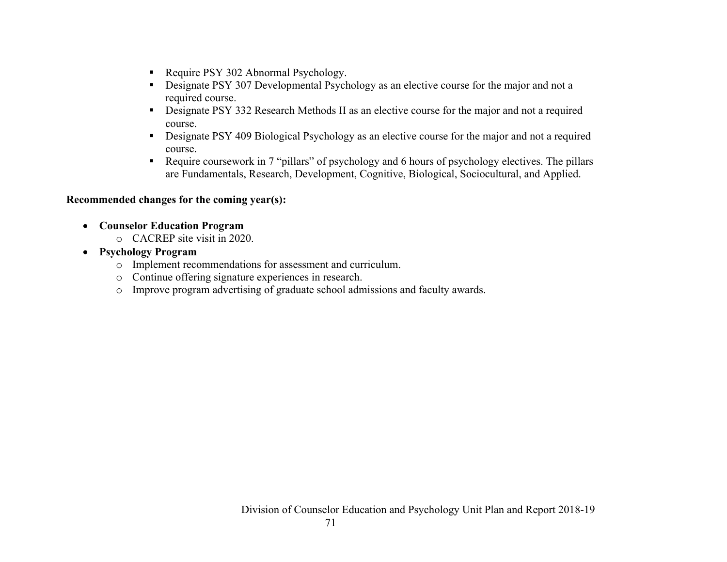- Require PSY 302 Abnormal Psychology.
- Designate PSY 307 Developmental Psychology as an elective course for the major and not a required course.
- Designate PSY 332 Research Methods II as an elective course for the major and not a required course.
- Designate PSY 409 Biological Psychology as an elective course for the major and not a required course.
- Require coursework in 7 "pillars" of psychology and 6 hours of psychology electives. The pillars are Fundamentals, Research, Development, Cognitive, Biological, Sociocultural, and Applied.

**Recommended changes for the coming year(s):**

- **Counselor Education Program**
  - CACREP site visit in 2020.
- **Psychology Program**
  - Implement recommendations for assessment and curriculum.
  - Continue offering signature experiences in research.
  - Improve program advertising of graduate school admissions and faculty awards.